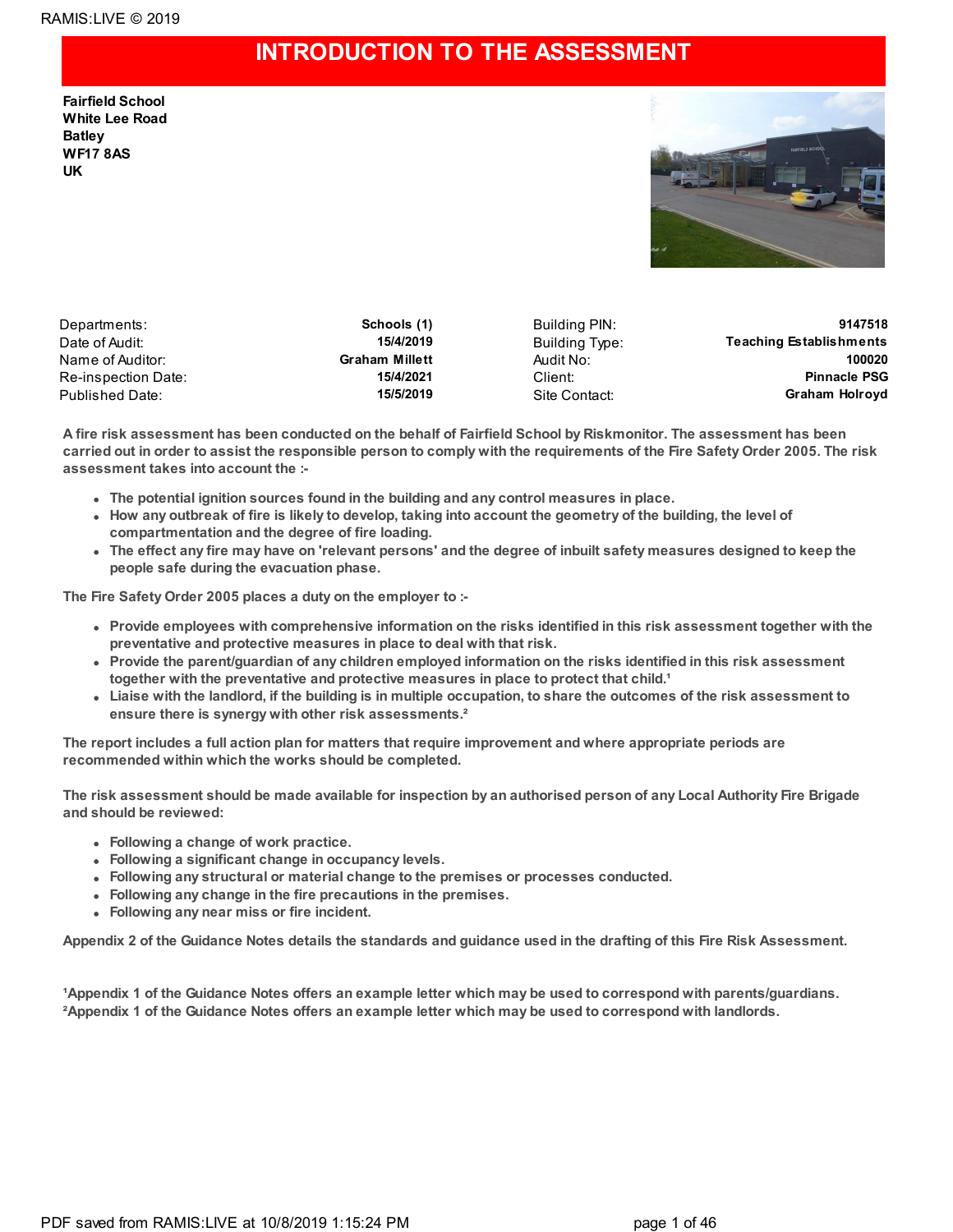# INTRODUCTION TO THE ASSESSMENT

**Fairfield School**
**White Lee Road**
**Batley**
**WF17 8AS**
**UK**

| | | | |
|---|---|---|---|
| Departments: | **Schools (1)** | Building PIN: | **9147518** |
| Date of Audit: | **15/4/2019** | Building Type: | **Teaching Establishments** |
| Name of Auditor: | **Graham Millett** | Audit No: | **100020** |
| Re-inspection Date: | **15/4/2021** | Client: | **Pinnacle PSG** |
| Published Date: | **15/5/2019** | Site Contact: | **Graham Holroyd** |

**A fire risk assessment has been conducted on the behalf of Fairfield School by Riskmonitor. The assessment has been carried out in order to assist the responsible person to comply with the requirements of the Fire Safety Order 2005. The risk assessment takes into account the :-**

- **The potential ignition sources found in the building and any control measures in place.**
- **How any outbreak of fire is likely to develop, taking into account the geometry of the building, the level of compartmentation and the degree of fire loading.**
- **The effect any fire may have on 'relevant persons' and the degree of inbuilt safety measures designed to keep the people safe during the evacuation phase.**

**The Fire Safety Order 2005 places a duty on the employer to :-**

- **Provide employees with comprehensive information on the risks identified in this risk assessment together with the preventative and protective measures in place to deal with that risk.**
- **Provide the parent/guardian of any children employed information on the risks identified in this risk assessment together with the preventative and protective measures in place to protect that child.[1]**
- **Liaise with the landlord, if the building is in multiple occupation, to share the outcomes of the risk assessment to ensure there is synergy with other risk assessments.[2]**

**The report includes a full action plan for matters that require improvement and where appropriate periods are recommended within which the works should be completed.**

**The risk assessment should be made available for inspection by an authorised person of any Local Authority Fire Brigade and should be reviewed:**

- **Following a change of work practice.**
- **Following a significant change in occupancy levels.**
- **Following any structural or material change to the premises or processes conducted.**
- **Following any change in the fire precautions in the premises.**
- **Following any near miss or fire incident.**

**Appendix 2 of the Guidance Notes details the standards and guidance used in the drafting of this Fire Risk Assessment.**

**[1]Appendix 1 of the Guidance Notes offers an example letter which may be used to correspond with parents/guardians.**
**[2]Appendix 1 of the Guidance Notes offers an example letter which may be used to correspond with landlords.**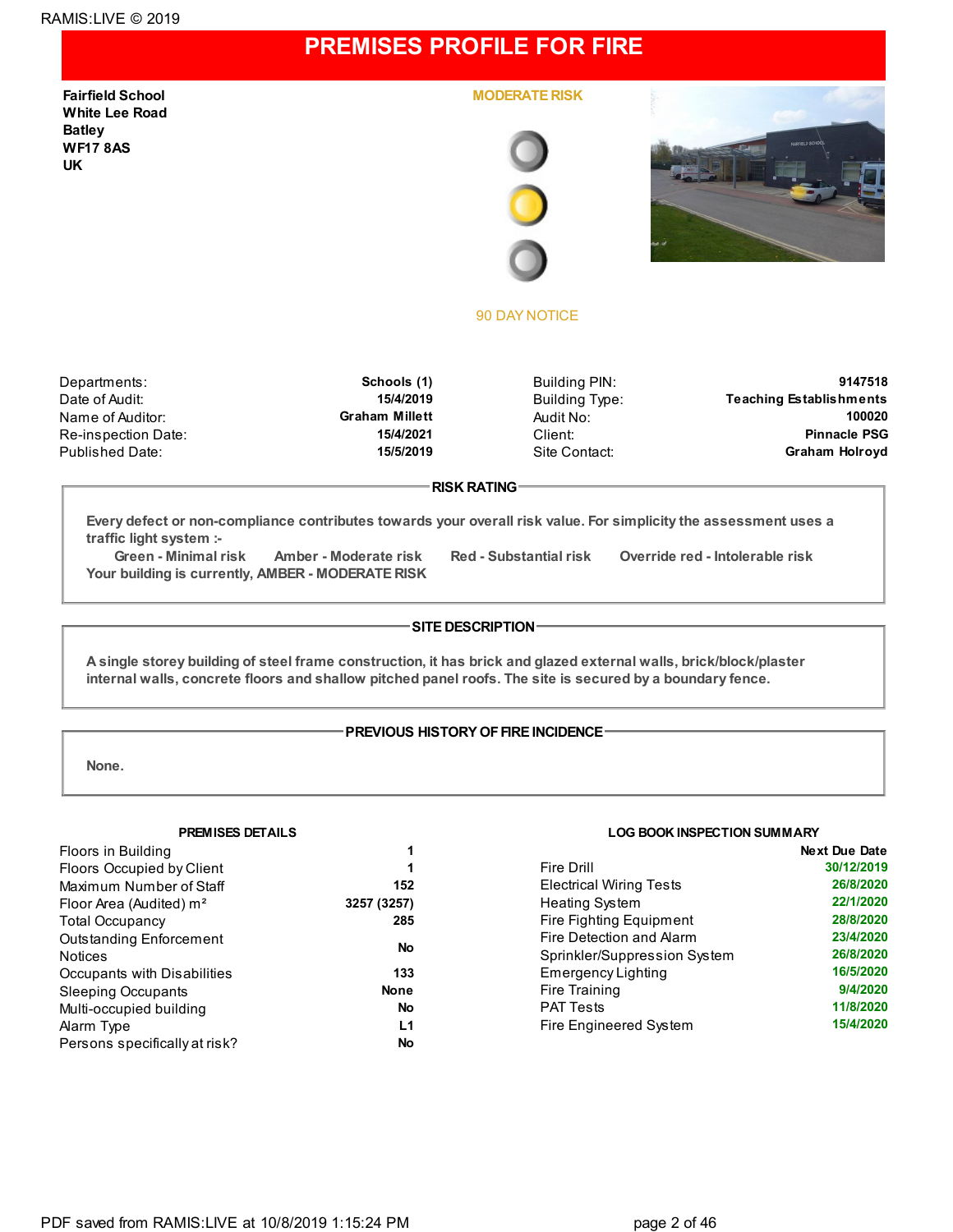# PREMISES PROFILE FOR FIRE

**Fairfield School**
**White Lee Road**
**Batley**
**WF17 8AS**
**UK**

MODERATE RISK

90 DAY NOTICE

| | | | |
|---|---|---|---|
| Departments: | **Schools (1)** | Building PIN: | **9147518** |
| Date of Audit: | **15/4/2019** | Building Type: | **Teaching Establishments** |
| Name of Auditor: | **Graham Millett** | Audit No: | **100020** |
| Re-inspection Date: | **15/4/2021** | Client: | **Pinnacle PSG** |
| Published Date: | **15/5/2019** | Site Contact: | **Graham Holroyd** |

## RISK RATING

Every defect or non-compliance contributes towards your overall risk value. For simplicity the assessment uses a traffic light system :-

Green - Minimal risk    Amber - Moderate risk    Red - Substantial risk    Override red - Intolerable risk

Your building is currently, AMBER - MODERATE RISK

## SITE DESCRIPTION

A single storey building of steel frame construction, it has brick and glazed external walls, brick/block/plaster internal walls, concrete floors and shallow pitched panel roofs. The site is secured by a boundary fence.

## PREVIOUS HISTORY OF FIRE INCIDENCE

None.

### PREMISES DETAILS

| | |
|---|---|
| Floors in Building | 1 |
| Floors Occupied by Client | 1 |
| Maximum Number of Staff | 152 |
| Floor Area (Audited) m² | 3257 (3257) |
| Total Occupancy | 285 |
| Outstanding Enforcement Notices | No |
| Occupants with Disabilities | 133 |
| Sleeping Occupants | None |
| Multi-occupied building | No |
| Alarm Type | L1 |
| Persons specifically at risk? | No |

### LOG BOOK INSPECTION SUMMARY

| | Next Due Date |
|---|---|
| Fire Drill | 30/12/2019 |
| Electrical Wiring Tests | 26/8/2020 |
| Heating System | 22/1/2020 |
| Fire Fighting Equipment | 28/8/2020 |
| Fire Detection and Alarm | 23/4/2020 |
| Sprinkler/Suppression System | 26/8/2020 |
| Emergency Lighting | 16/5/2020 |
| Fire Training | 9/4/2020 |
| PAT Tests | 11/8/2020 |
| Fire Engineered System | 15/4/2020 |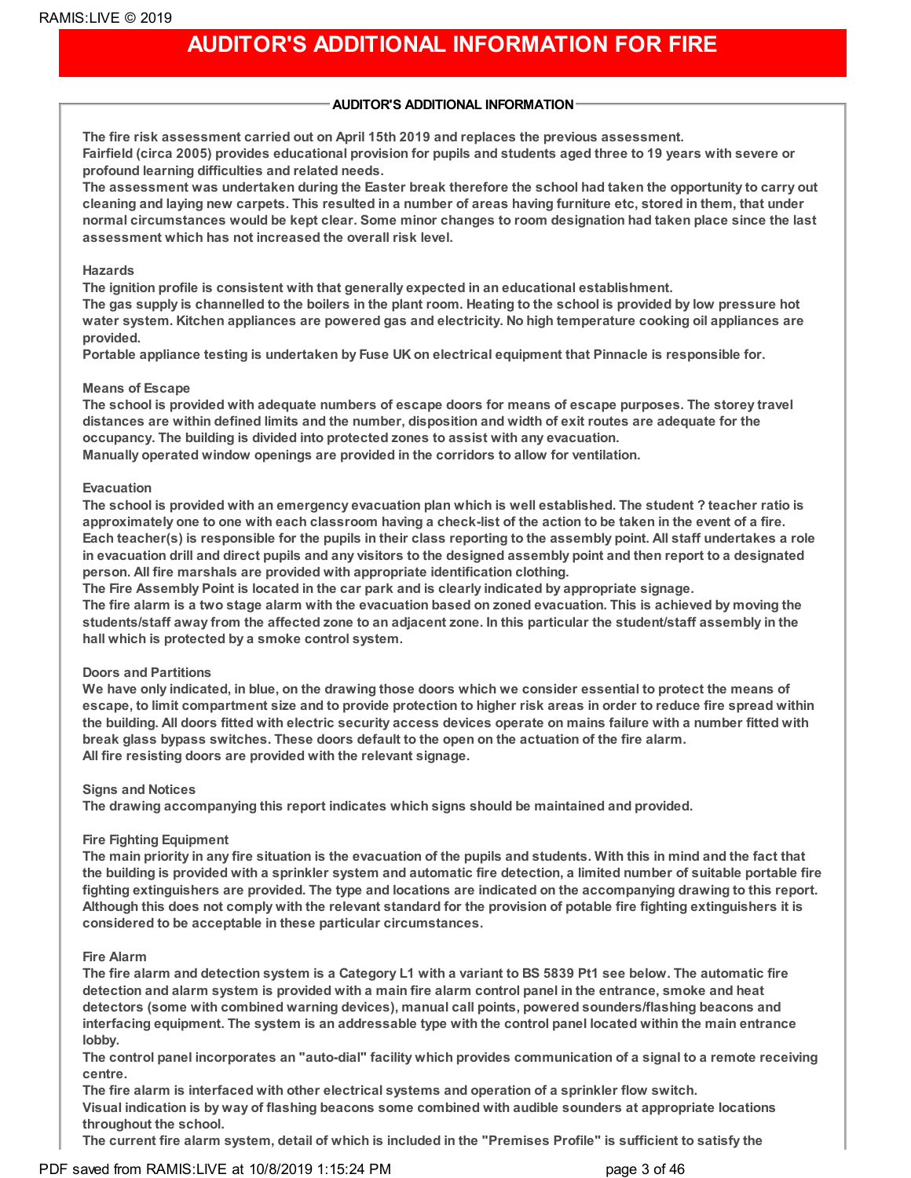# AUDITOR'S ADDITIONAL INFORMATION FOR FIRE

## AUDITOR'S ADDITIONAL INFORMATION

**The fire risk assessment carried out on April 15th 2019 and replaces the previous assessment.**
**Fairfield (circa 2005) provides educational provision for pupils and students aged three to 19 years with severe or profound learning difficulties and related needs.**
**The assessment was undertaken during the Easter break therefore the school had taken the opportunity to carry out cleaning and laying new carpets. This resulted in a number of areas having furniture etc, stored in them, that under normal circumstances would be kept clear. Some minor changes to room designation had taken place since the last assessment which has not increased the overall risk level.**

### Hazards

**The ignition profile is consistent with that generally expected in an educational establishment.**
**The gas supply is channelled to the boilers in the plant room. Heating to the school is provided by low pressure hot water system. Kitchen appliances are powered gas and electricity. No high temperature cooking oil appliances are provided.**
**Portable appliance testing is undertaken by Fuse UK on electrical equipment that Pinnacle is responsible for.**

### Means of Escape

**The school is provided with adequate numbers of escape doors for means of escape purposes. The storey travel distances are within defined limits and the number, disposition and width of exit routes are adequate for the occupancy. The building is divided into protected zones to assist with any evacuation.**
**Manually operated window openings are provided in the corridors to allow for ventilation.**

### Evacuation

**The school is provided with an emergency evacuation plan which is well established. The student ? teacher ratio is approximately one to one with each classroom having a check-list of the action to be taken in the event of a fire. Each teacher(s) is responsible for the pupils in their class reporting to the assembly point. All staff undertakes a role in evacuation drill and direct pupils and any visitors to the designed assembly point and then report to a designated person. All fire marshals are provided with appropriate identification clothing.**
**The Fire Assembly Point is located in the car park and is clearly indicated by appropriate signage.**
**The fire alarm is a two stage alarm with the evacuation based on zoned evacuation. This is achieved by moving the students/staff away from the affected zone to an adjacent zone. In this particular the student/staff assembly in the hall which is protected by a smoke control system.**

### Doors and Partitions

**We have only indicated, in blue, on the drawing those doors which we consider essential to protect the means of escape, to limit compartment size and to provide protection to higher risk areas in order to reduce fire spread within the building. All doors fitted with electric security access devices operate on mains failure with a number fitted with break glass bypass switches. These doors default to the open on the actuation of the fire alarm.**
**All fire resisting doors are provided with the relevant signage.**

### Signs and Notices

**The drawing accompanying this report indicates which signs should be maintained and provided.**

### Fire Fighting Equipment

**The main priority in any fire situation is the evacuation of the pupils and students. With this in mind and the fact that the building is provided with a sprinkler system and automatic fire detection, a limited number of suitable portable fire fighting extinguishers are provided. The type and locations are indicated on the accompanying drawing to this report. Although this does not comply with the relevant standard for the provision of potable fire fighting extinguishers it is considered to be acceptable in these particular circumstances.**

### Fire Alarm

**The fire alarm and detection system is a Category L1 with a variant to BS 5839 Pt1 see below. The automatic fire detection and alarm system is provided with a main fire alarm control panel in the entrance, smoke and heat detectors (some with combined warning devices), manual call points, powered sounders/flashing beacons and interfacing equipment. The system is an addressable type with the control panel located within the main entrance lobby.**
**The control panel incorporates an "auto-dial" facility which provides communication of a signal to a remote receiving centre.**
**The fire alarm is interfaced with other electrical systems and operation of a sprinkler flow switch.**
**Visual indication is by way of flashing beacons some combined with audible sounders at appropriate locations throughout the school.**
**The current fire alarm system, detail of which is included in the "Premises Profile" is sufficient to satisfy the**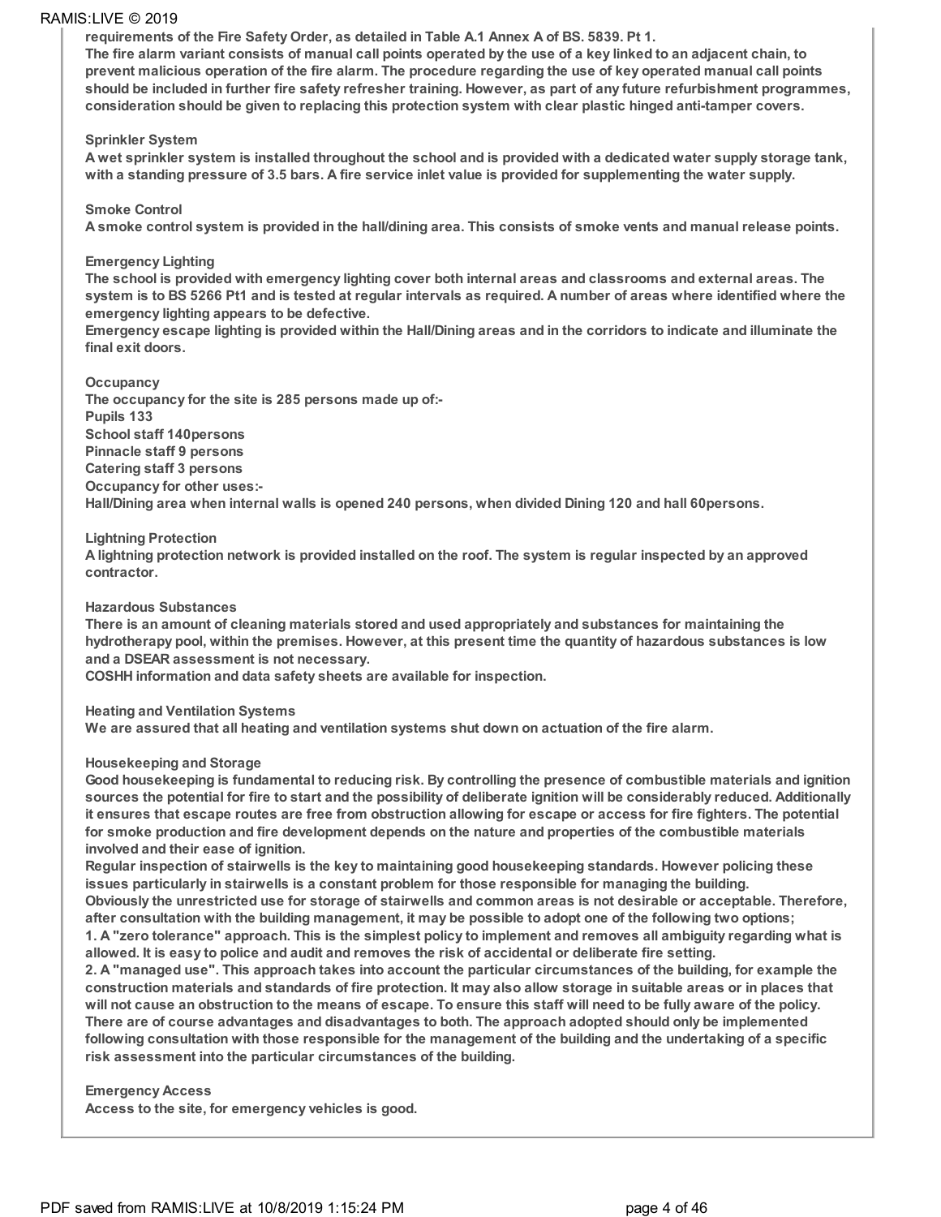**requirements of the Fire Safety Order, as detailed in Table A.1 Annex A of BS. 5839. Pt 1.**
**The fire alarm variant consists of manual call points operated by the use of a key linked to an adjacent chain, to prevent malicious operation of the fire alarm. The procedure regarding the use of key operated manual call points should be included in further fire safety refresher training. However, as part of any future refurbishment programmes, consideration should be given to replacing this protection system with clear plastic hinged anti-tamper covers.**

**Sprinkler System**
**A wet sprinkler system is installed throughout the school and is provided with a dedicated water supply storage tank, with a standing pressure of 3.5 bars. A fire service inlet value is provided for supplementing the water supply.**

**Smoke Control**
**A smoke control system is provided in the hall/dining area. This consists of smoke vents and manual release points.**

**Emergency Lighting**
**The school is provided with emergency lighting cover both internal areas and classrooms and external areas. The system is to BS 5266 Pt1 and is tested at regular intervals as required. A number of areas where identified where the emergency lighting appears to be defective.**
**Emergency escape lighting is provided within the Hall/Dining areas and in the corridors to indicate and illuminate the final exit doors.**

**Occupancy**
**The occupancy for the site is 285 persons made up of:-**
**Pupils 133**
**School staff 140persons**
**Pinnacle staff 9 persons**
**Catering staff 3 persons**
**Occupancy for other uses:-**
**Hall/Dining area when internal walls is opened 240 persons, when divided Dining 120 and hall 60persons.**

**Lightning Protection**
**A lightning protection network is provided installed on the roof. The system is regular inspected by an approved contractor.**

**Hazardous Substances**
**There is an amount of cleaning materials stored and used appropriately and substances for maintaining the hydrotherapy pool, within the premises. However, at this present time the quantity of hazardous substances is low and a DSEAR assessment is not necessary.**
**COSHH information and data safety sheets are available for inspection.**

**Heating and Ventilation Systems**
**We are assured that all heating and ventilation systems shut down on actuation of the fire alarm.**

**Housekeeping and Storage**
**Good housekeeping is fundamental to reducing risk. By controlling the presence of combustible materials and ignition sources the potential for fire to start and the possibility of deliberate ignition will be considerably reduced. Additionally it ensures that escape routes are free from obstruction allowing for escape or access for fire fighters. The potential for smoke production and fire development depends on the nature and properties of the combustible materials involved and their ease of ignition.**
**Regular inspection of stairwells is the key to maintaining good housekeeping standards. However policing these issues particularly in stairwells is a constant problem for those responsible for managing the building.**
**Obviously the unrestricted use for storage of stairwells and common areas is not desirable or acceptable. Therefore, after consultation with the building management, it may be possible to adopt one of the following two options;**
**1. A "zero tolerance" approach. This is the simplest policy to implement and removes all ambiguity regarding what is allowed. It is easy to police and audit and removes the risk of accidental or deliberate fire setting.**
**2. A "managed use". This approach takes into account the particular circumstances of the building, for example the construction materials and standards of fire protection. It may also allow storage in suitable areas or in places that will not cause an obstruction to the means of escape. To ensure this staff will need to be fully aware of the policy.**
**There are of course advantages and disadvantages to both. The approach adopted should only be implemented following consultation with those responsible for the management of the building and the undertaking of a specific risk assessment into the particular circumstances of the building.**

**Emergency Access**
**Access to the site, for emergency vehicles is good.**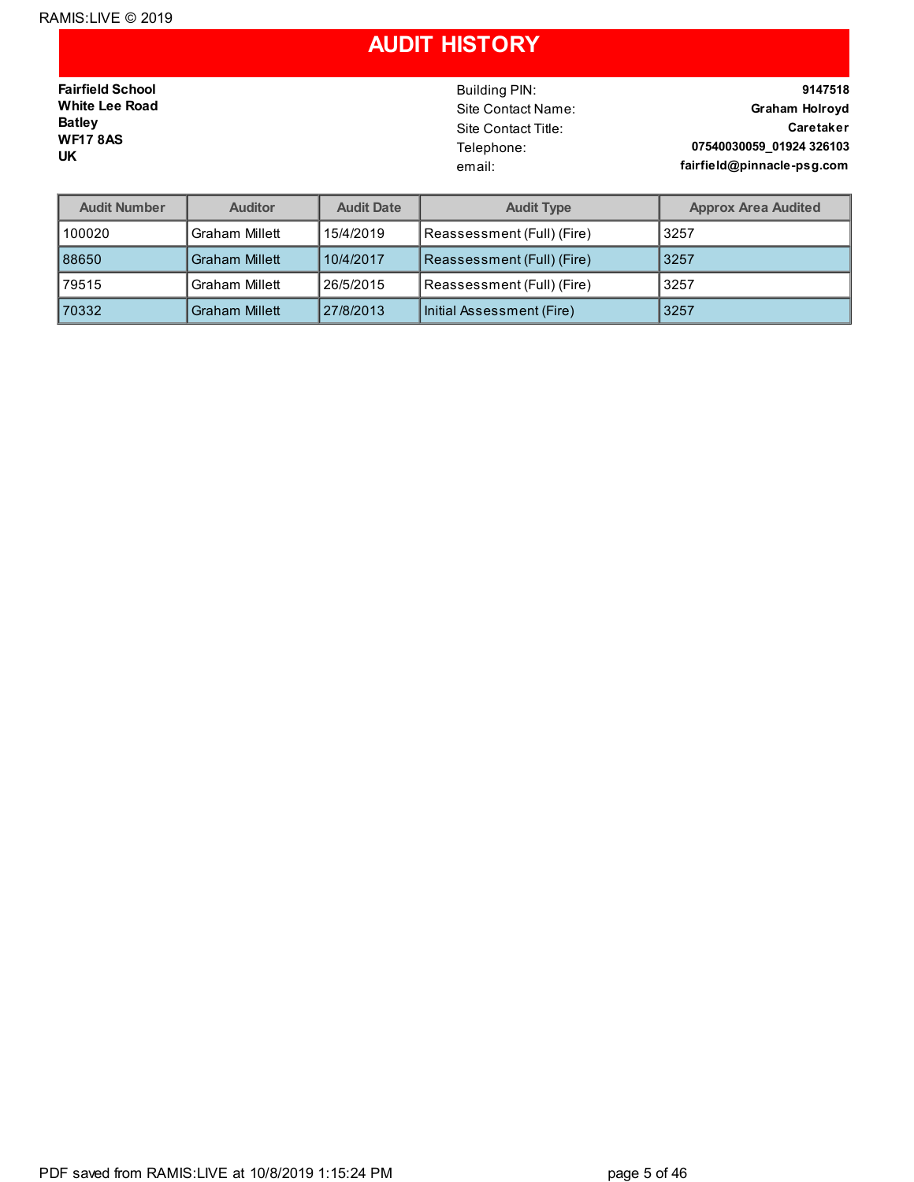# AUDIT HISTORY

**Fairfield School**
**White Lee Road**
**Batley**
**WF17 8AS**
**UK**

Building PIN: **9147518**
Site Contact Name: **Graham Holroyd**
Site Contact Title: **Caretaker**
Telephone: **07540030059_01924 326103**
email: **fairfield@pinnacle-psg.com**

| Audit Number | Auditor | Audit Date | Audit Type | Approx Area Audited |
|---|---|---|---|---|
| 100020 | Graham Millett | 15/4/2019 | Reassessment (Full) (Fire) | 3257 |
| 88650 | Graham Millett | 10/4/2017 | Reassessment (Full) (Fire) | 3257 |
| 79515 | Graham Millett | 26/5/2015 | Reassessment (Full) (Fire) | 3257 |
| 70332 | Graham Millett | 27/8/2013 | Initial Assessment (Fire) | 3257 |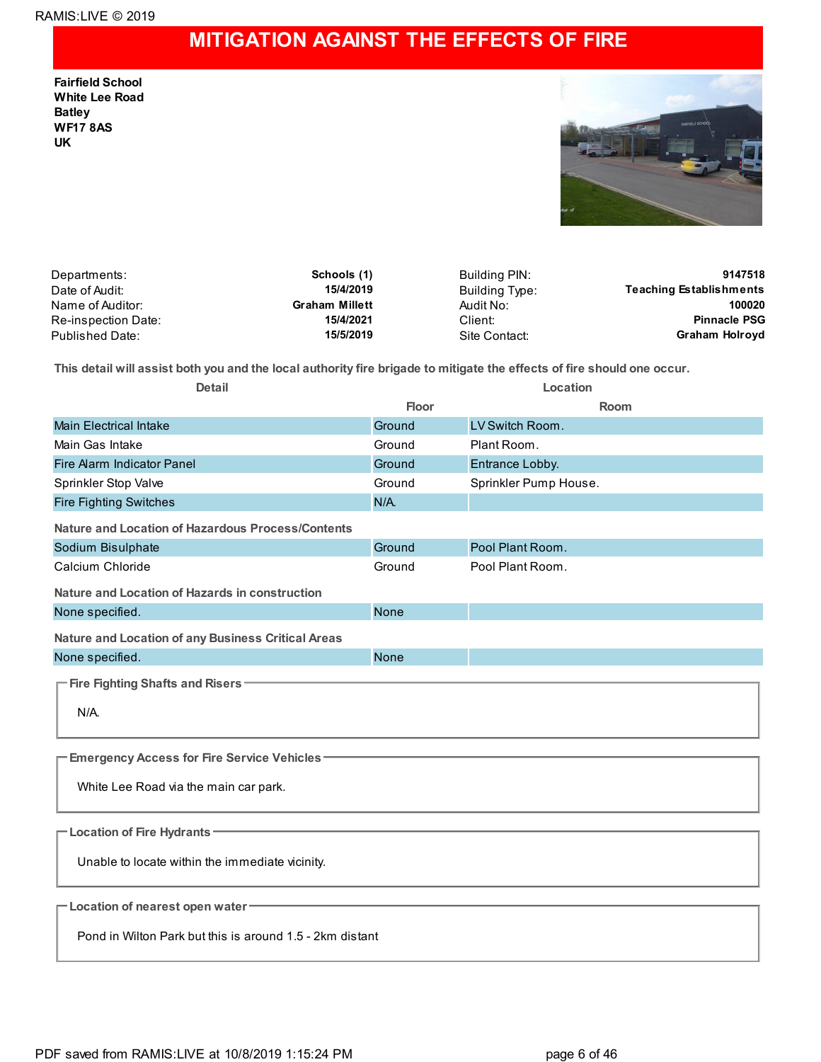# MITIGATION AGAINST THE EFFECTS OF FIRE

**Fairfield School**
**White Lee Road**
**Batley**
**WF17 8AS**
**UK**

| | | | |
|---|---|---|---|
| Departments: | **Schools (1)** | Building PIN: | **9147518** |
| Date of Audit: | **15/4/2019** | Building Type: | **Teaching Establishments** |
| Name of Auditor: | **Graham Millett** | Audit No: | **100020** |
| Re-inspection Date: | **15/4/2021** | Client: | **Pinnacle PSG** |
| Published Date: | **15/5/2019** | Site Contact: | **Graham Holroyd** |

**This detail will assist both you and the local authority fire brigade to mitigate the effects of fire should one occur.**

| Detail | Location - Floor | Location - Room |
|---|---|---|
| Main Electrical Intake | Ground | LV Switch Room. |
| Main Gas Intake | Ground | Plant Room. |
| Fire Alarm Indicator Panel | Ground | Entrance Lobby. |
| Sprinkler Stop Valve | Ground | Sprinkler Pump House. |
| Fire Fighting Switches | N/A. | |

**Nature and Location of Hazardous Process/Contents**

| Detail | Floor | Room |
|---|---|---|
| Sodium Bisulphate | Ground | Pool Plant Room. |
| Calcium Chloride | Ground | Pool Plant Room. |

**Nature and Location of Hazards in construction**

| Detail | Floor | Room |
|---|---|---|
| None specified. | None | |

**Nature and Location of any Business Critical Areas**

| Detail | Floor | Room |
|---|---|---|
| None specified. | None | |

**Fire Fighting Shafts and Risers**

N/A.

**Emergency Access for Fire Service Vehicles**

White Lee Road via the main car park.

**Location of Fire Hydrants**

Unable to locate within the immediate vicinity.

**Location of nearest open water**

Pond in Wilton Park but this is around 1.5 - 2km distant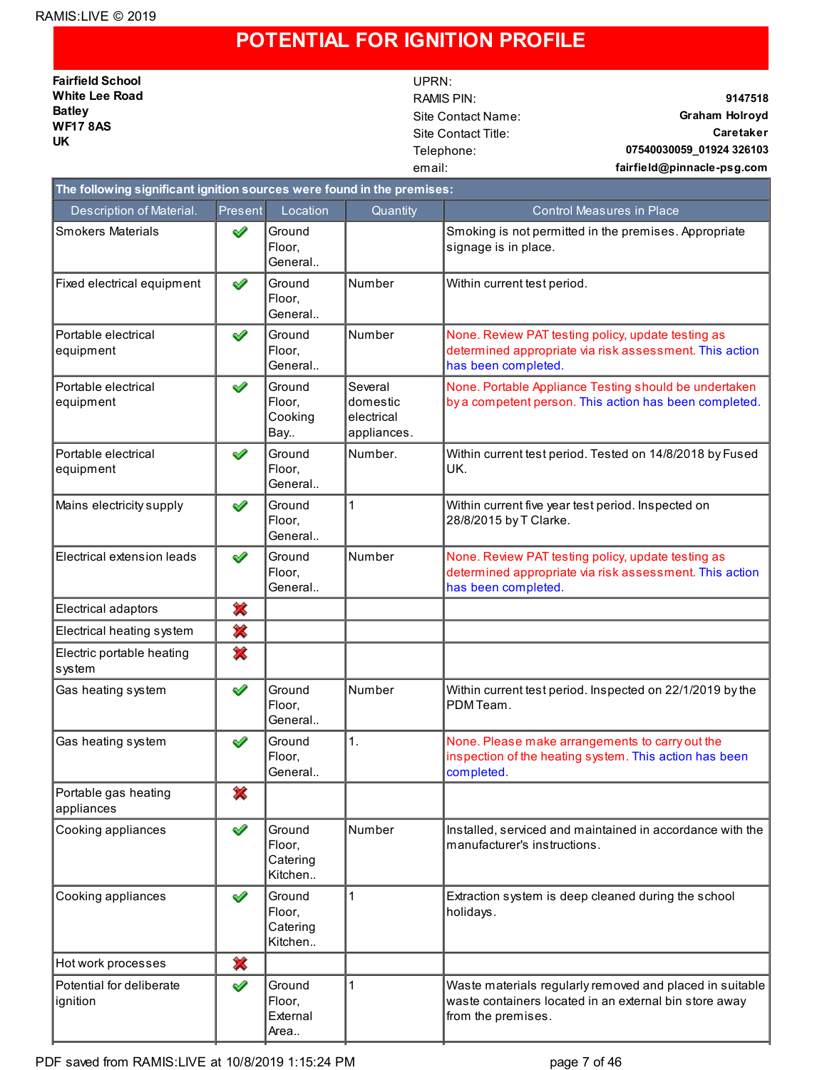# POTENTIAL FOR IGNITION PROFILE

**Fairfield School**
**White Lee Road**
**Batley**
**WF17 8AS**
**UK**

| | |
|---|---|
| UPRN: | |
| RAMIS PIN: | **9147518** |
| Site Contact Name: | **Graham Holroyd** |
| Site Contact Title: | **Caretaker** |
| Telephone: | **07540030059_01924 326103** |
| email: | **fairfield@pinnacle-psg.com** |

**The following significant ignition sources were found in the premises:**

| Description of Material. | Present | Location | Quantity | Control Measures in Place |
|---|---|---|---|---|
| Smokers Materials | ✔ | Ground Floor, General.. | | Smoking is not permitted in the premises. Appropriate signage is in place. |
| Fixed electrical equipment | ✔ | Ground Floor, General.. | Number | Within current test period. |
| Portable electrical equipment | ✔ | Ground Floor, General.. | Number | None. Review PAT testing policy, update testing as determined appropriate via risk assessment. This action has been completed. |
| Portable electrical equipment | ✔ | Ground Floor, Cooking Bay.. | Several domestic electrical appliances. | None. Portable Appliance Testing should be undertaken by a competent person. This action has been completed. |
| Portable electrical equipment | ✔ | Ground Floor, General.. | Number. | Within current test period. Tested on 14/8/2018 by Fused UK. |
| Mains electricity supply | ✔ | Ground Floor, General.. | 1 | Within current five year test period. Inspected on 28/8/2015 by T Clarke. |
| Electrical extension leads | ✔ | Ground Floor, General.. | Number | None. Review PAT testing policy, update testing as determined appropriate via risk assessment. This action has been completed. |
| Electrical adaptors | ✘ | | | |
| Electrical heating system | ✘ | | | |
| Electric portable heating system | ✘ | | | |
| Gas heating system | ✔ | Ground Floor, General.. | Number | Within current test period. Inspected on 22/1/2019 by the PDM Team. |
| Gas heating system | ✔ | Ground Floor, General.. | 1. | None. Please make arrangements to carry out the inspection of the heating system. This action has been completed. |
| Portable gas heating appliances | ✘ | | | |
| Cooking appliances | ✔ | Ground Floor, Catering Kitchen.. | Number | Installed, serviced and maintained in accordance with the manufacturer's instructions. |
| Cooking appliances | ✔ | Ground Floor, Catering Kitchen.. | 1 | Extraction system is deep cleaned during the school holidays. |
| Hot work processes | ✘ | | | |
| Potential for deliberate ignition | ✔ | Ground Floor, External Area.. | 1 | Waste materials regularly removed and placed in suitable waste containers located in an external bin store away from the premises. |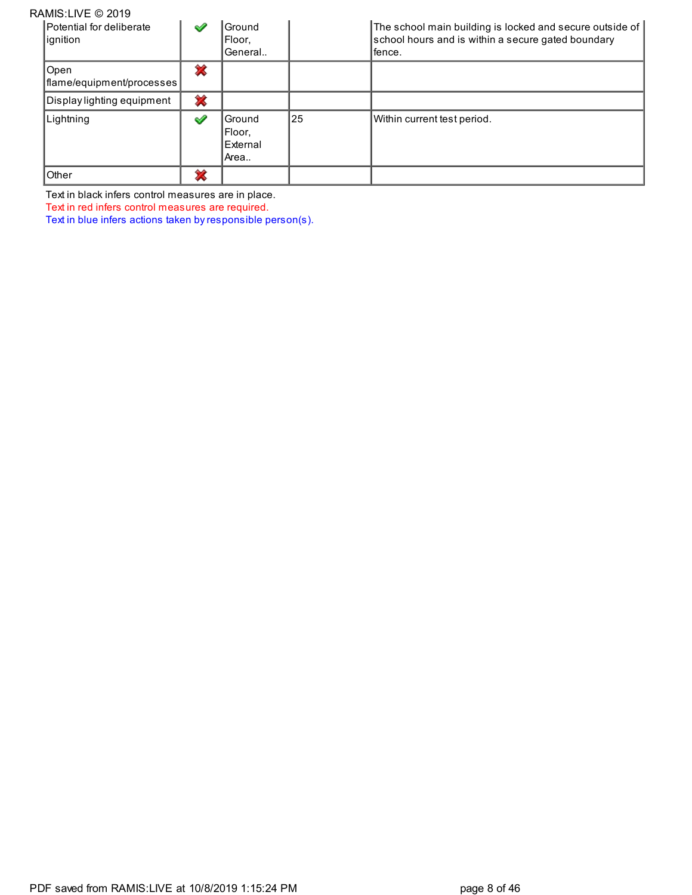| | | | | |
|---|---|---|---|---|
| Potential for deliberate ignition | ✔ | Ground Floor, General.. | | The school main building is locked and secure outside of school hours and is within a secure gated boundary fence. |
| Open flame/equipment/processes | ✘ | | | |
| Display lighting equipment | ✘ | | | |
| Lightning | ✔ | Ground Floor, External Area.. | 25 | Within current test period. |
| Other | ✘ | | | |

Text in black infers control measures are in place.
Text in red infers control measures are required.
Text in blue infers actions taken by responsible person(s).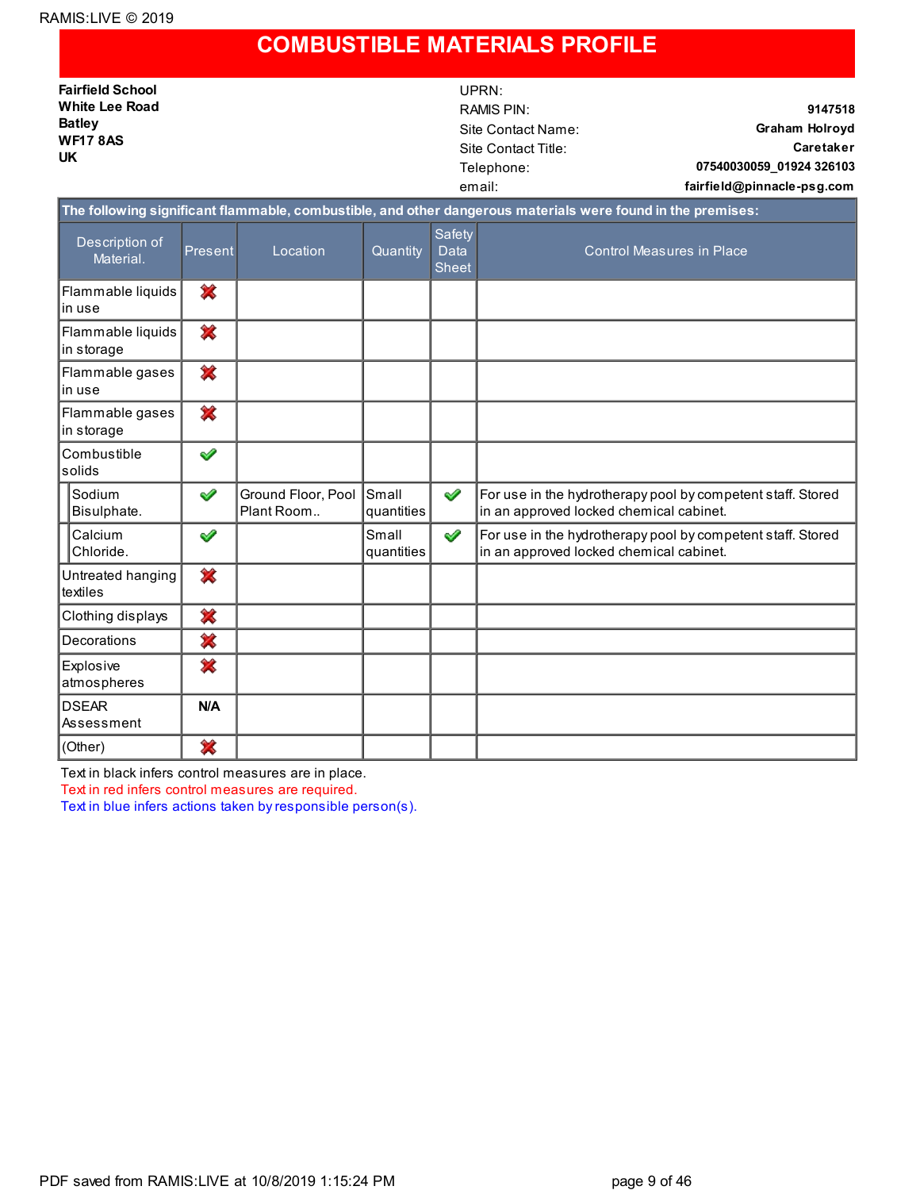# COMBUSTIBLE MATERIALS PROFILE

**Fairfield School**
**White Lee Road**
**Batley**
**WF17 8AS**
**UK**

| | |
|---|---|
| UPRN: | |
| RAMIS PIN: | **9147518** |
| Site Contact Name: | **Graham Holroyd** |
| Site Contact Title: | **Caretaker** |
| Telephone: | **07540030059_01924 326103** |
| email: | **fairfield@pinnacle-psg.com** |

**The following significant flammable, combustible, and other dangerous materials were found in the premises:**

| Description of Material. | Present | Location | Quantity | Safety Data Sheet | Control Measures in Place |
|---|---|---|---|---|---|
| Flammable liquids in use | ✗ | | | | |
| Flammable liquids in storage | ✗ | | | | |
| Flammable gases in use | ✗ | | | | |
| Flammable gases in storage | ✗ | | | | |
| Combustible solids | ✓ | | | | |
| Sodium Bisulphate. | ✓ | Ground Floor, Pool Plant Room.. | Small quantities | ✓ | For use in the hydrotherapy pool by competent staff. Stored in an approved locked chemical cabinet. |
| Calcium Chloride. | ✓ | | Small quantities | ✓ | For use in the hydrotherapy pool by competent staff. Stored in an approved locked chemical cabinet. |
| Untreated hanging textiles | ✗ | | | | |
| Clothing displays | ✗ | | | | |
| Decorations | ✗ | | | | |
| Explosive atmospheres | ✗ | | | | |
| DSEAR Assessment | N/A | | | | |
| (Other) | ✗ | | | | |

Text in black infers control measures are in place.
Text in red infers control measures are required.
Text in blue infers actions taken by responsible person(s).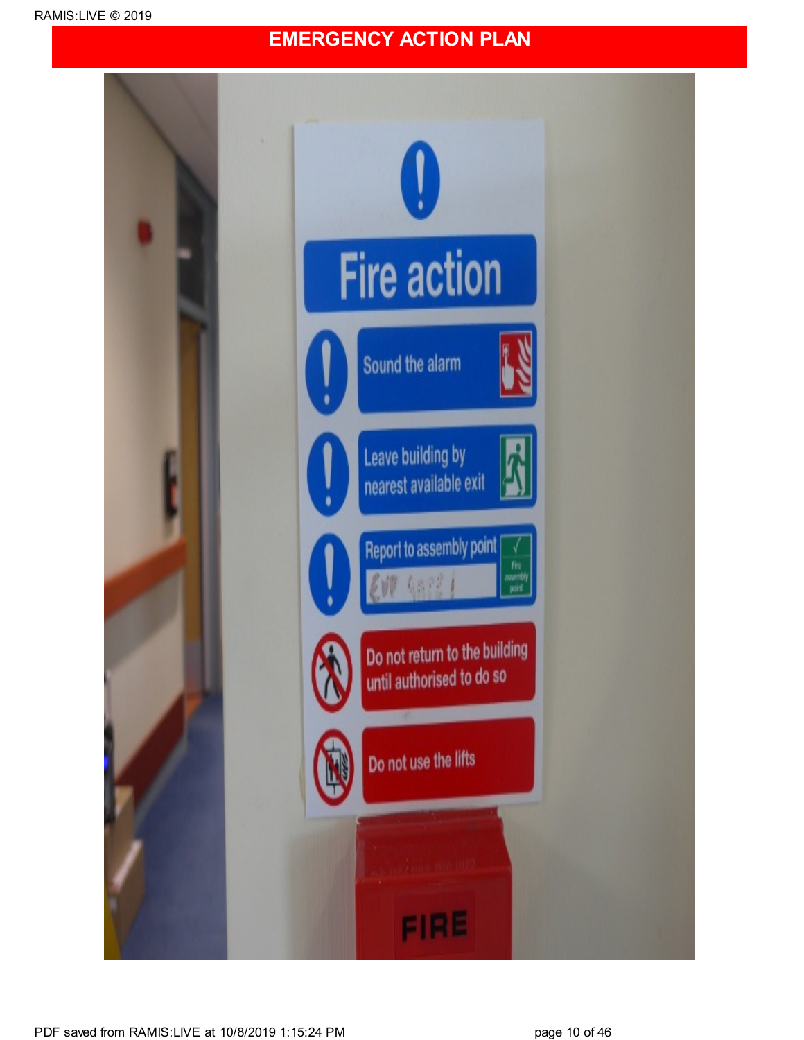# EMERGENCY ACTION PLAN

Fire action

Sound the alarm

Leave building by nearest available exit

Report to assembly point

Do not return to the building until authorised to do so

Do not use the lifts

FIRE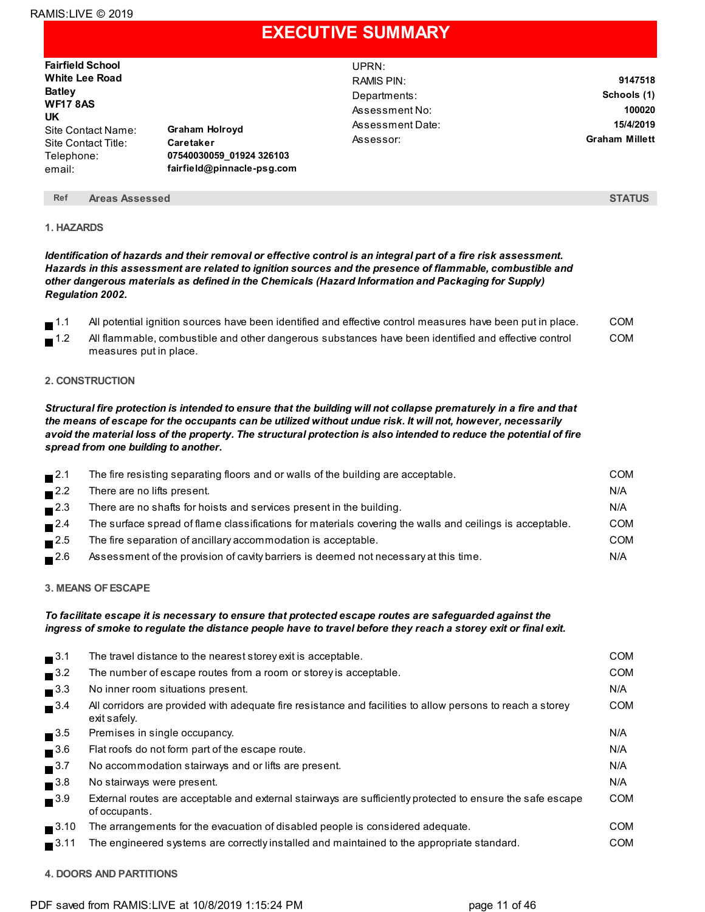# EXECUTIVE SUMMARY

**Fairfield School**
**White Lee Road**
**Batley**
**WF17 8AS**
**UK**

| | |
|---|---|
| Site Contact Name: | **Graham Holroyd** |
| Site Contact Title: | **Caretaker** |
| Telephone: | **07540030059_01924 326103** |
| email: | **fairfield@pinnacle-psg.com** |

| | |
|---|---|
| UPRN: | |
| RAMIS PIN: | **9147518** |
| Departments: | **Schools (1)** |
| Assessment No: | **100020** |
| Assessment Date: | **15/4/2019** |
| Assessor: | **Graham Millett** |

| Ref | Areas Assessed | STATUS |
|---|---|---|

### 1. HAZARDS

***Identification of hazards and their removal or effective control is an integral part of a fire risk assessment. Hazards in this assessment are related to ignition sources and the presence of flammable, combustible and other dangerous materials as defined in the Chemicals (Hazard Information and Packaging for Supply) Regulation 2002.***

| Ref | Areas Assessed | STATUS |
|---|---|---|
| 1.1 | All potential ignition sources have been identified and effective control measures have been put in place. | COM |
| 1.2 | All flammable, combustible and other dangerous substances have been identified and effective control measures put in place. | COM |

### 2. CONSTRUCTION

***Structural fire protection is intended to ensure that the building will not collapse prematurely in a fire and that the means of escape for the occupants can be utilized without undue risk. It will not, however, necessarily avoid the material loss of the property. The structural protection is also intended to reduce the potential of fire spread from one building to another.***

| Ref | Areas Assessed | STATUS |
|---|---|---|
| 2.1 | The fire resisting separating floors and or walls of the building are acceptable. | COM |
| 2.2 | There are no lifts present. | N/A |
| 2.3 | There are no shafts for hoists and services present in the building. | N/A |
| 2.4 | The surface spread of flame classifications for materials covering the walls and ceilings is acceptable. | COM |
| 2.5 | The fire separation of ancillary accommodation is acceptable. | COM |
| 2.6 | Assessment of the provision of cavity barriers is deemed not necessary at this time. | N/A |

### 3. MEANS OF ESCAPE

***To facilitate escape it is necessary to ensure that protected escape routes are safeguarded against the ingress of smoke to regulate the distance people have to travel before they reach a storey exit or final exit.***

| Ref | Areas Assessed | STATUS |
|---|---|---|
| 3.1 | The travel distance to the nearest storey exit is acceptable. | COM |
| 3.2 | The number of escape routes from a room or storey is acceptable. | COM |
| 3.3 | No inner room situations present. | N/A |
| 3.4 | All corridors are provided with adequate fire resistance and facilities to allow persons to reach a storey exit safely. | COM |
| 3.5 | Premises in single occupancy. | N/A |
| 3.6 | Flat roofs do not form part of the escape route. | N/A |
| 3.7 | No accommodation stairways and or lifts are present. | N/A |
| 3.8 | No stairways were present. | N/A |
| 3.9 | External routes are acceptable and external stairways are sufficiently protected to ensure the safe escape of occupants. | COM |
| 3.10 | The arrangements for the evacuation of disabled people is considered adequate. | COM |
| 3.11 | The engineered systems are correctly installed and maintained to the appropriate standard. | COM |

### 4. DOORS AND PARTITIONS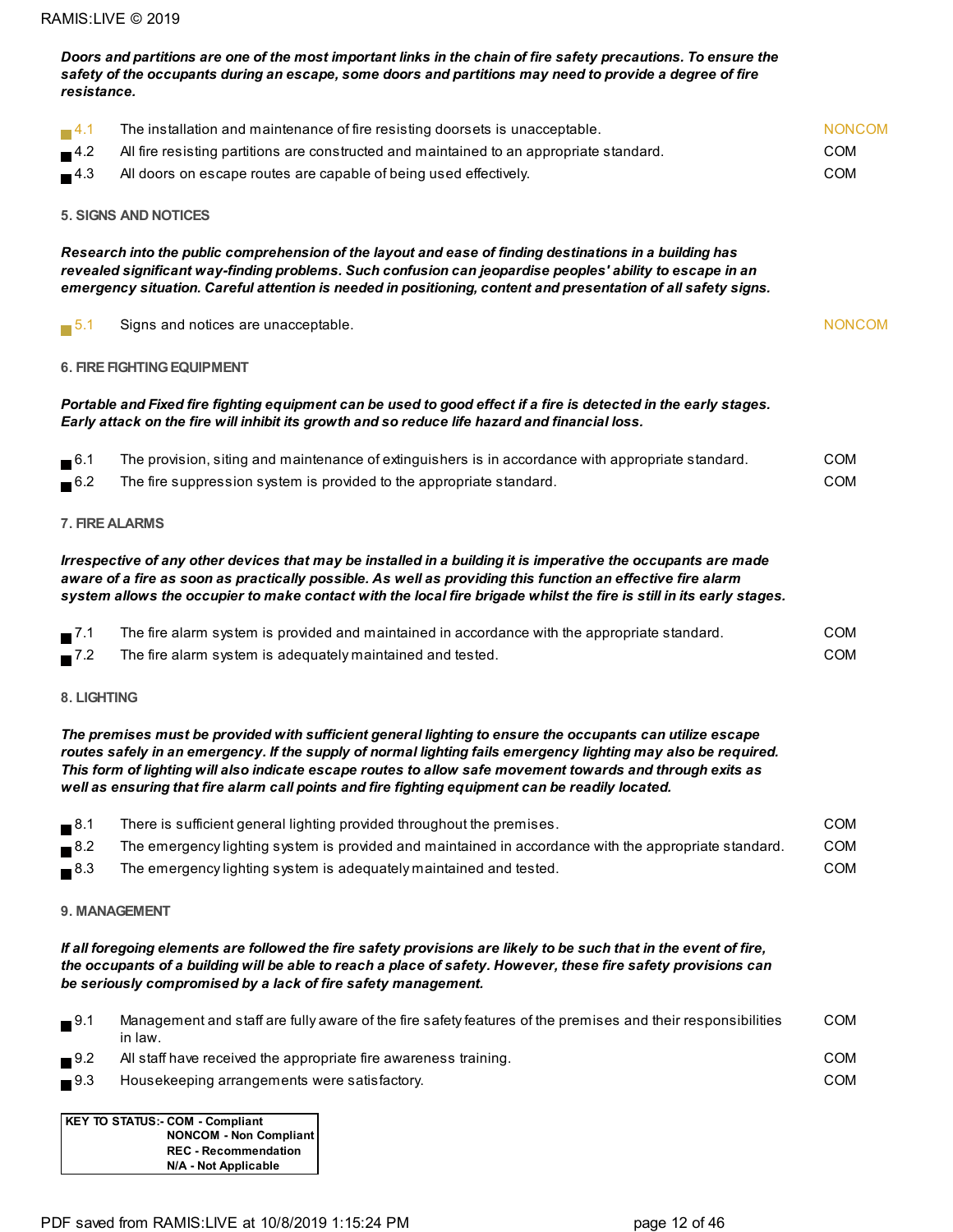***Doors and partitions are one of the most important links in the chain of fire safety precautions. To ensure the safety of the occupants during an escape, some doors and partitions may need to provide a degree of fire resistance.***

| | | |
|---|---|---|
| 4.1 | The installation and maintenance of fire resisting doorsets is unacceptable. | NONCOM |
| 4.2 | All fire resisting partitions are constructed and maintained to an appropriate standard. | COM |
| 4.3 | All doors on escape routes are capable of being used effectively. | COM |

### 5. SIGNS AND NOTICES

***Research into the public comprehension of the layout and ease of finding destinations in a building has revealed significant way-finding problems. Such confusion can jeopardise peoples' ability to escape in an emergency situation. Careful attention is needed in positioning, content and presentation of all safety signs.***

| | | |
|---|---|---|
| 5.1 | Signs and notices are unacceptable. | NONCOM |

### 6. FIRE FIGHTING EQUIPMENT

***Portable and Fixed fire fighting equipment can be used to good effect if a fire is detected in the early stages. Early attack on the fire will inhibit its growth and so reduce life hazard and financial loss.***

| | | |
|---|---|---|
| 6.1 | The provision, siting and maintenance of extinguishers is in accordance with appropriate standard. | COM |
| 6.2 | The fire suppression system is provided to the appropriate standard. | COM |

### 7. FIRE ALARMS

***Irrespective of any other devices that may be installed in a building it is imperative the occupants are made aware of a fire as soon as practically possible. As well as providing this function an effective fire alarm system allows the occupier to make contact with the local fire brigade whilst the fire is still in its early stages.***

| | | |
|---|---|---|
| 7.1 | The fire alarm system is provided and maintained in accordance with the appropriate standard. | COM |
| 7.2 | The fire alarm system is adequately maintained and tested. | COM |

### 8. LIGHTING

***The premises must be provided with sufficient general lighting to ensure the occupants can utilize escape routes safely in an emergency. If the supply of normal lighting fails emergency lighting may also be required. This form of lighting will also indicate escape routes to allow safe movement towards and through exits as well as ensuring that fire alarm call points and fire fighting equipment can be readily located.***

| | | |
|---|---|---|
| 8.1 | There is sufficient general lighting provided throughout the premises. | COM |
| 8.2 | The emergency lighting system is provided and maintained in accordance with the appropriate standard. | COM |
| 8.3 | The emergency lighting system is adequately maintained and tested. | COM |

### 9. MANAGEMENT

***If all foregoing elements are followed the fire safety provisions are likely to be such that in the event of fire, the occupants of a building will be able to reach a place of safety. However, these fire safety provisions can be seriously compromised by a lack of fire safety management.***

| | | |
|---|---|---|
| 9.1 | Management and staff are fully aware of the fire safety features of the premises and their responsibilities in law. | COM |
| 9.2 | All staff have received the appropriate fire awareness training. | COM |
| 9.3 | Housekeeping arrangements were satisfactory. | COM |

**KEY TO STATUS:- COM - Compliant**
**NONCOM - Non Compliant**
**REC - Recommendation**
**N/A - Not Applicable**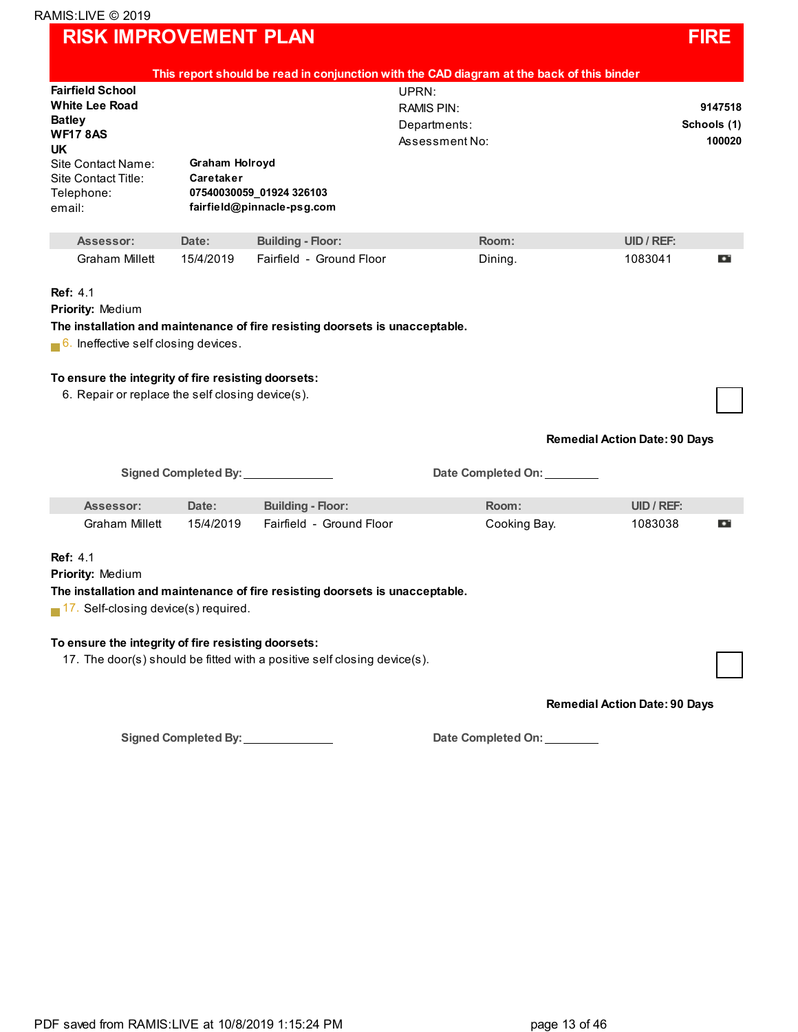# RISK IMPROVEMENT PLAN — FIRE

**This report should be read in conjunction with the CAD diagram at the back of this binder**

**Fairfield School**
**White Lee Road**
**Batley**
**WF17 8AS**
**UK**

| | |
|---|---|
| UPRN: | |
| RAMIS PIN: | **9147518** |
| Departments: | **Schools (1)** |
| Assessment No: | **100020** |

| | |
|---|---|
| Site Contact Name: | **Graham Holroyd** |
| Site Contact Title: | **Caretaker** |
| Telephone: | **07540030059_01924 326103** |
| email: | **fairfield@pinnacle-psg.com** |

| Assessor: | Date: | Building - Floor: | Room: | UID / REF: |
|---|---|---|---|---|
| Graham Millett | 15/4/2019 | Fairfield - Ground Floor | Dining. | 1083041 |

**Ref:** 4.1
**Priority:** Medium
**The installation and maintenance of fire resisting doorsets is unacceptable.**

6. Ineffective self closing devices.

**To ensure the integrity of fire resisting doorsets:**

6. Repair or replace the self closing device(s). ☐

**Remedial Action Date: 90 Days**

**Signed Completed By:** ______________ **Date Completed On:** ________

| Assessor: | Date: | Building - Floor: | Room: | UID / REF: |
|---|---|---|---|---|
| Graham Millett | 15/4/2019 | Fairfield - Ground Floor | Cooking Bay. | 1083038 |

**Ref:** 4.1
**Priority:** Medium
**The installation and maintenance of fire resisting doorsets is unacceptable.**

17. Self-closing device(s) required.

**To ensure the integrity of fire resisting doorsets:**

17. The door(s) should be fitted with a positive self closing device(s). ☐

**Remedial Action Date: 90 Days**

**Signed Completed By:** ______________ **Date Completed On:** ________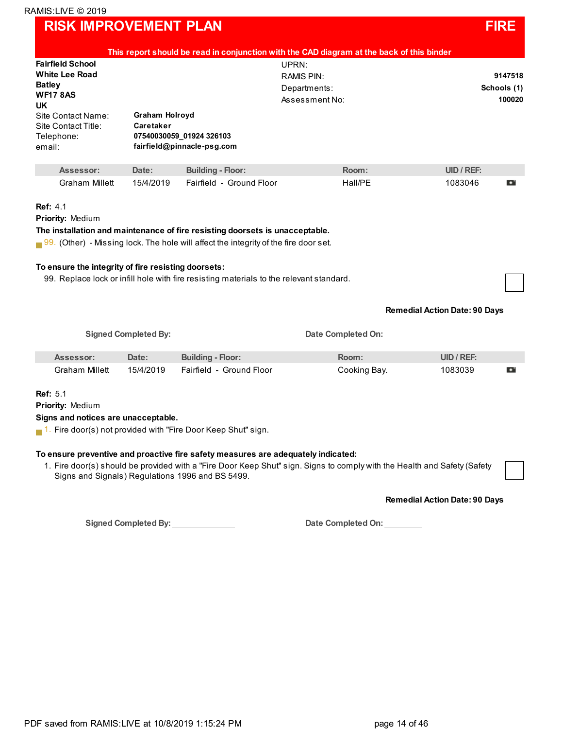# RISK IMPROVEMENT PLAN — FIRE

**This report should be read in conjunction with the CAD diagram at the back of this binder**

**Fairfield School**
**White Lee Road**
**Batley**
**WF17 8AS**
**UK**

| | |
|---|---|
| Site Contact Name: | **Graham Holroyd** |
| Site Contact Title: | **Caretaker** |
| Telephone: | **07540030059_01924 326103** |
| email: | **fairfield@pinnacle-psg.com** |

| | |
|---|---|
| UPRN: | |
| RAMIS PIN: | **9147518** |
| Departments: | **Schools (1)** |
| Assessment No: | **100020** |

| Assessor: | Date: | Building - Floor: | Room: | UID / REF: |
|---|---|---|---|---|
| Graham Millett | 15/4/2019 | Fairfield - Ground Floor | Hall/PE | 1083046 |

**Ref:** 4.1
**Priority:** Medium
**The installation and maintenance of fire resisting doorsets is unacceptable.**

99. (Other) - Missing lock. The hole will affect the integrity of the fire door set.

**To ensure the integrity of fire resisting doorsets:**

99. Replace lock or infill hole with fire resisting materials to the relevant standard. ☐

**Remedial Action Date: 90 Days**

**Signed Completed By:** ______________ **Date Completed On:** ________

| Assessor: | Date: | Building - Floor: | Room: | UID / REF: |
|---|---|---|---|---|
| Graham Millett | 15/4/2019 | Fairfield - Ground Floor | Cooking Bay. | 1083039 |

**Ref:** 5.1
**Priority:** Medium
**Signs and notices are unacceptable.**

1. Fire door(s) not provided with "Fire Door Keep Shut" sign.

**To ensure preventive and proactive fire safety measures are adequately indicated:**

1. Fire door(s) should be provided with a "Fire Door Keep Shut" sign. Signs to comply with the Health and Safety (Safety Signs and Signals) Regulations 1996 and BS 5499. ☐

**Remedial Action Date: 90 Days**

**Signed Completed By:** ______________ **Date Completed On:** ________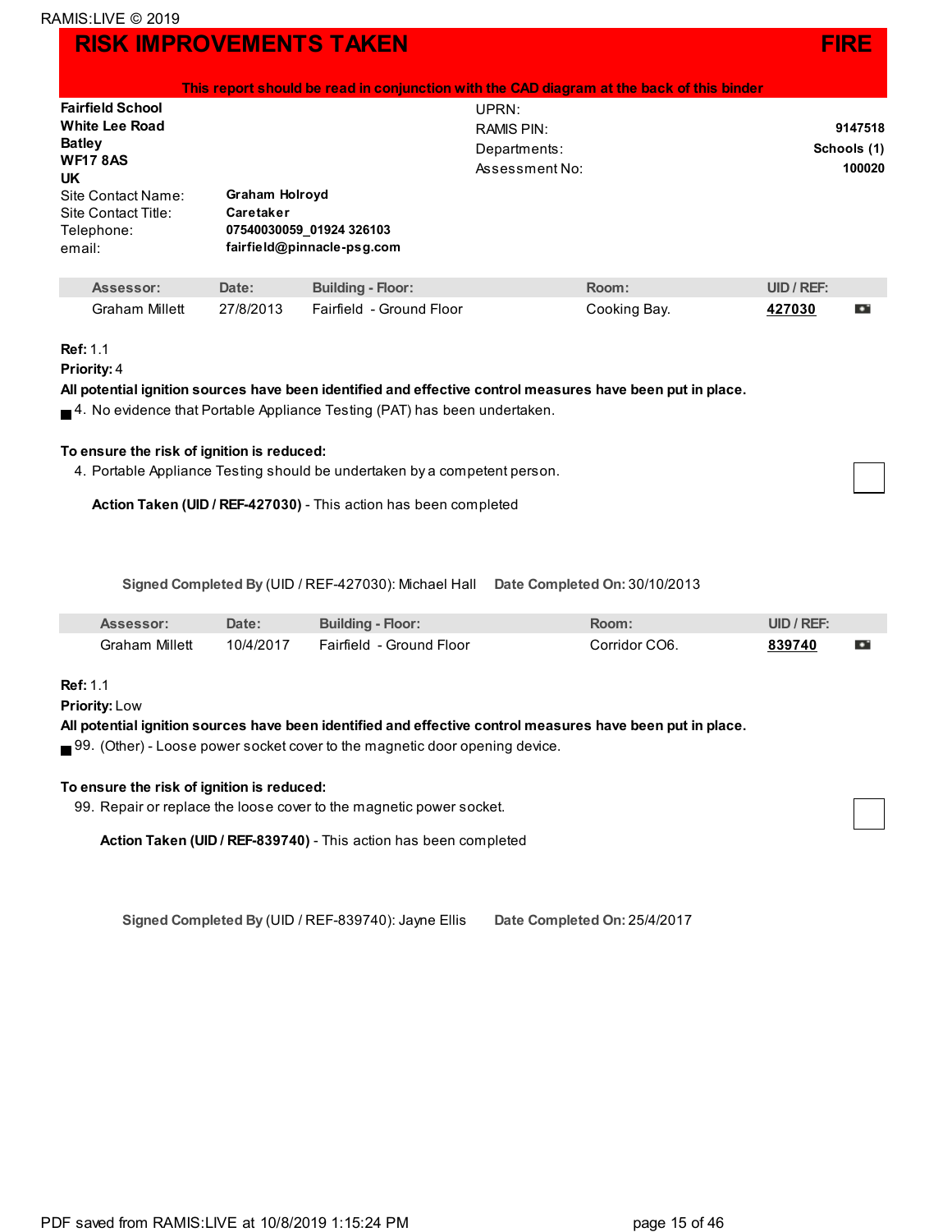# RISK IMPROVEMENTS TAKEN — FIRE

**This report should be read in conjunction with the CAD diagram at the back of this binder**

**Fairfield School**
**White Lee Road**
**Batley**
**WF17 8AS**
**UK**

| | |
|---|---|
| UPRN: | |
| RAMIS PIN: | **9147518** |
| Departments: | **Schools (1)** |
| Assessment No: | **100020** |

| | |
|---|---|
| Site Contact Name: | **Graham Holroyd** |
| Site Contact Title: | **Caretaker** |
| Telephone: | **07540030059_01924 326103** |
| email: | **fairfield@pinnacle-psg.com** |

| Assessor: | Date: | Building - Floor: | Room: | UID / REF: |
|---|---|---|---|---|
| Graham Millett | 27/8/2013 | Fairfield - Ground Floor | Cooking Bay. | **427030** |

**Ref:** 1.1
**Priority:** 4
**All potential ignition sources have been identified and effective control measures have been put in place.**

- 4. No evidence that Portable Appliance Testing (PAT) has been undertaken.

**To ensure the risk of ignition is reduced:**

4. Portable Appliance Testing should be undertaken by a competent person.

**Action Taken (UID / REF-427030)** - This action has been completed

**Signed Completed By** (UID / REF-427030): Michael Hall **Date Completed On:** 30/10/2013

| Assessor: | Date: | Building - Floor: | Room: | UID / REF: |
|---|---|---|---|---|
| Graham Millett | 10/4/2017 | Fairfield - Ground Floor | Corridor CO6. | **839740** |

**Ref:** 1.1
**Priority:** Low
**All potential ignition sources have been identified and effective control measures have been put in place.**

- 99. (Other) - Loose power socket cover to the magnetic door opening device.

**To ensure the risk of ignition is reduced:**

99. Repair or replace the loose cover to the magnetic power socket.

**Action Taken (UID / REF-839740)** - This action has been completed

**Signed Completed By** (UID / REF-839740): Jayne Ellis **Date Completed On:** 25/4/2017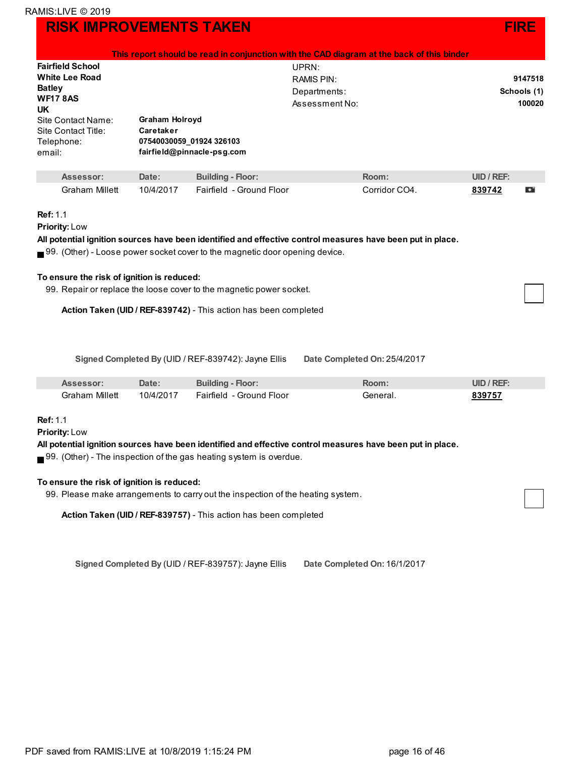# RISK IMPROVEMENTS TAKEN — FIRE

**This report should be read in conjunction with the CAD diagram at the back of this binder**

**Fairfield School**
**White Lee Road**
**Batley**
**WF17 8AS**
**UK**

| | |
|---|---|
| UPRN: | |
| RAMIS PIN: | **9147518** |
| Departments: | **Schools (1)** |
| Assessment No: | **100020** |

| | |
|---|---|
| Site Contact Name: | **Graham Holroyd** |
| Site Contact Title: | **Caretaker** |
| Telephone: | **07540030059_01924 326103** |
| email: | **fairfield@pinnacle-psg.com** |

| Assessor: | Date: | Building - Floor: | Room: | UID / REF: |
|---|---|---|---|---|
| Graham Millett | 10/4/2017 | Fairfield - Ground Floor | Corridor CO4. | **839742** |

**Ref:** 1.1
**Priority:** Low
**All potential ignition sources have been identified and effective control measures have been put in place.**

- 99. (Other) - Loose power socket cover to the magnetic door opening device.

**To ensure the risk of ignition is reduced:**

99. Repair or replace the loose cover to the magnetic power socket.

**Action Taken (UID / REF-839742)** - This action has been completed

**Signed Completed By** (UID / REF-839742): Jayne Ellis **Date Completed On:** 25/4/2017

| Assessor: | Date: | Building - Floor: | Room: | UID / REF: |
|---|---|---|---|---|
| Graham Millett | 10/4/2017 | Fairfield - Ground Floor | General. | **839757** |

**Ref:** 1.1
**Priority:** Low
**All potential ignition sources have been identified and effective control measures have been put in place.**

- 99. (Other) - The inspection of the gas heating system is overdue.

**To ensure the risk of ignition is reduced:**

99. Please make arrangements to carry out the inspection of the heating system.

**Action Taken (UID / REF-839757)** - This action has been completed

**Signed Completed By** (UID / REF-839757): Jayne Ellis **Date Completed On:** 16/1/2017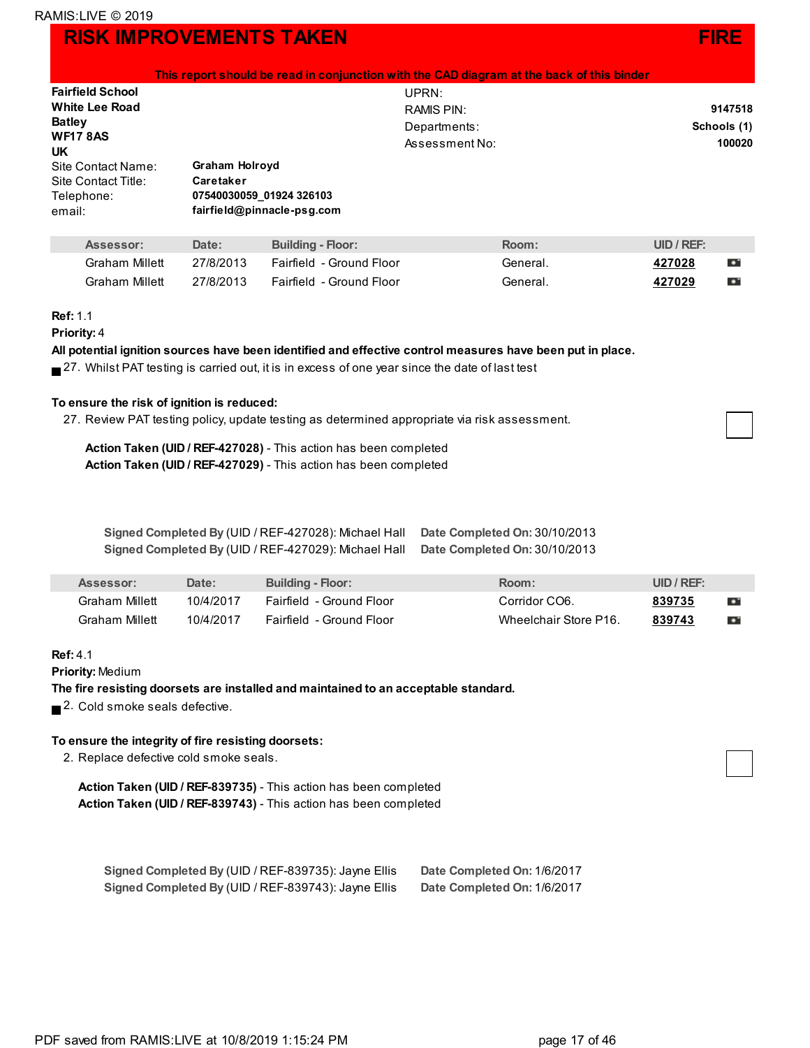# RISK IMPROVEMENTS TAKEN — FIRE

**This report should be read in conjunction with the CAD diagram at the back of this binder**

**Fairfield School**
**White Lee Road**
**Batley**
**WF17 8AS**
**UK**

| | |
|---|---|
| UPRN: | |
| RAMIS PIN: | **9147518** |
| Departments: | **Schools (1)** |
| Assessment No: | **100020** |

| | |
|---|---|
| Site Contact Name: | **Graham Holroyd** |
| Site Contact Title: | **Caretaker** |
| Telephone: | **07540030059_01924 326103** |
| email: | **fairfield@pinnacle-psg.com** |

| Assessor: | Date: | Building - Floor: | Room: | UID / REF: |
|---|---|---|---|---|
| Graham Millett | 27/8/2013 | Fairfield - Ground Floor | General. | **427028** |
| Graham Millett | 27/8/2013 | Fairfield - Ground Floor | General. | **427029** |

**Ref:** 1.1
**Priority:** 4
**All potential ignition sources have been identified and effective control measures have been put in place.**

- 27. Whilst PAT testing is carried out, it is in excess of one year since the date of last test

**To ensure the risk of ignition is reduced:**

27. Review PAT testing policy, update testing as determined appropriate via risk assessment.

**Action Taken (UID / REF-427028)** - This action has been completed
**Action Taken (UID / REF-427029)** - This action has been completed

**Signed Completed By** (UID / REF-427028): Michael Hall **Date Completed On:** 30/10/2013
**Signed Completed By** (UID / REF-427029): Michael Hall **Date Completed On:** 30/10/2013

| Assessor: | Date: | Building - Floor: | Room: | UID / REF: |
|---|---|---|---|---|
| Graham Millett | 10/4/2017 | Fairfield - Ground Floor | Corridor CO6. | **839735** |
| Graham Millett | 10/4/2017 | Fairfield - Ground Floor | Wheelchair Store P16. | **839743** |

**Ref:** 4.1
**Priority:** Medium
**The fire resisting doorsets are installed and maintained to an acceptable standard.**

- 2. Cold smoke seals defective.

**To ensure the integrity of fire resisting doorsets:**

2. Replace defective cold smoke seals.

**Action Taken (UID / REF-839735)** - This action has been completed
**Action Taken (UID / REF-839743)** - This action has been completed

**Signed Completed By** (UID / REF-839735): Jayne Ellis **Date Completed On:** 1/6/2017
**Signed Completed By** (UID / REF-839743): Jayne Ellis **Date Completed On:** 1/6/2017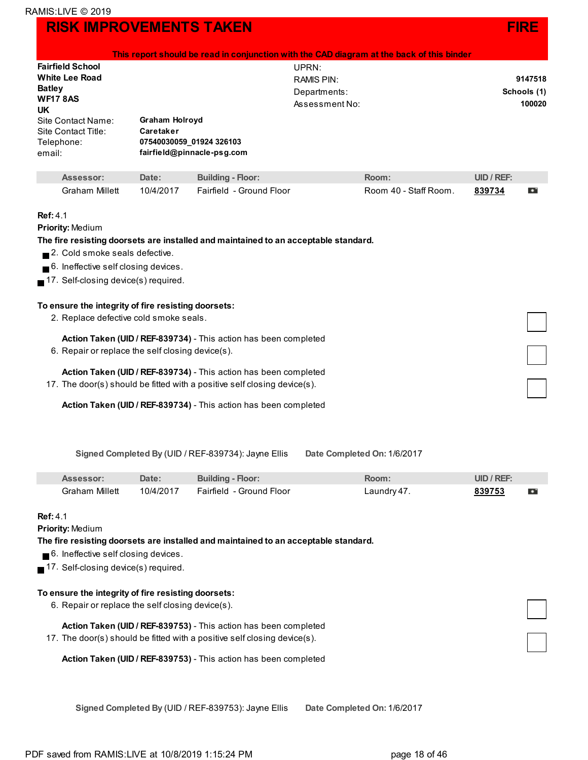# RISK IMPROVEMENTS TAKEN — FIRE

**This report should be read in conjunction with the CAD diagram at the back of this binder**

**Fairfield School**
**White Lee Road**
**Batley**
**WF17 8AS**
**UK**

| | |
|---|---|
| UPRN: | |
| RAMIS PIN: | **9147518** |
| Departments: | **Schools (1)** |
| Assessment No: | **100020** |

| | |
|---|---|
| Site Contact Name: | **Graham Holroyd** |
| Site Contact Title: | **Caretaker** |
| Telephone: | **07540030059_01924 326103** |
| email: | **fairfield@pinnacle-psg.com** |

| Assessor: | Date: | Building - Floor: | Room: | UID / REF: |
|---|---|---|---|---|
| Graham Millett | 10/4/2017 | Fairfield - Ground Floor | Room 40 - Staff Room. | **839734** |

**Ref:** 4.1
**Priority:** Medium
**The fire resisting doorsets are installed and maintained to an acceptable standard.**

- 2. Cold smoke seals defective.
- 6. Ineffective self closing devices.
- 17. Self-closing device(s) required.

**To ensure the integrity of fire resisting doorsets:**

2. Replace defective cold smoke seals. ☐

   **Action Taken (UID / REF-839734)** - This action has been completed

6. Repair or replace the self closing device(s). ☐

   **Action Taken (UID / REF-839734)** - This action has been completed

17. The door(s) should be fitted with a positive self closing device(s). ☐

   **Action Taken (UID / REF-839734)** - This action has been completed

**Signed Completed By** (UID / REF-839734): Jayne Ellis  **Date Completed On:** 1/6/2017

| Assessor: | Date: | Building - Floor: | Room: | UID / REF: |
|---|---|---|---|---|
| Graham Millett | 10/4/2017 | Fairfield - Ground Floor | Laundry 47. | **839753** |

**Ref:** 4.1
**Priority:** Medium
**The fire resisting doorsets are installed and maintained to an acceptable standard.**

- 6. Ineffective self closing devices.
- 17. Self-closing device(s) required.

**To ensure the integrity of fire resisting doorsets:**

6. Repair or replace the self closing device(s). ☐

   **Action Taken (UID / REF-839753)** - This action has been completed

17. The door(s) should be fitted with a positive self closing device(s). ☐

   **Action Taken (UID / REF-839753)** - This action has been completed

**Signed Completed By** (UID / REF-839753): Jayne Ellis  **Date Completed On:** 1/6/2017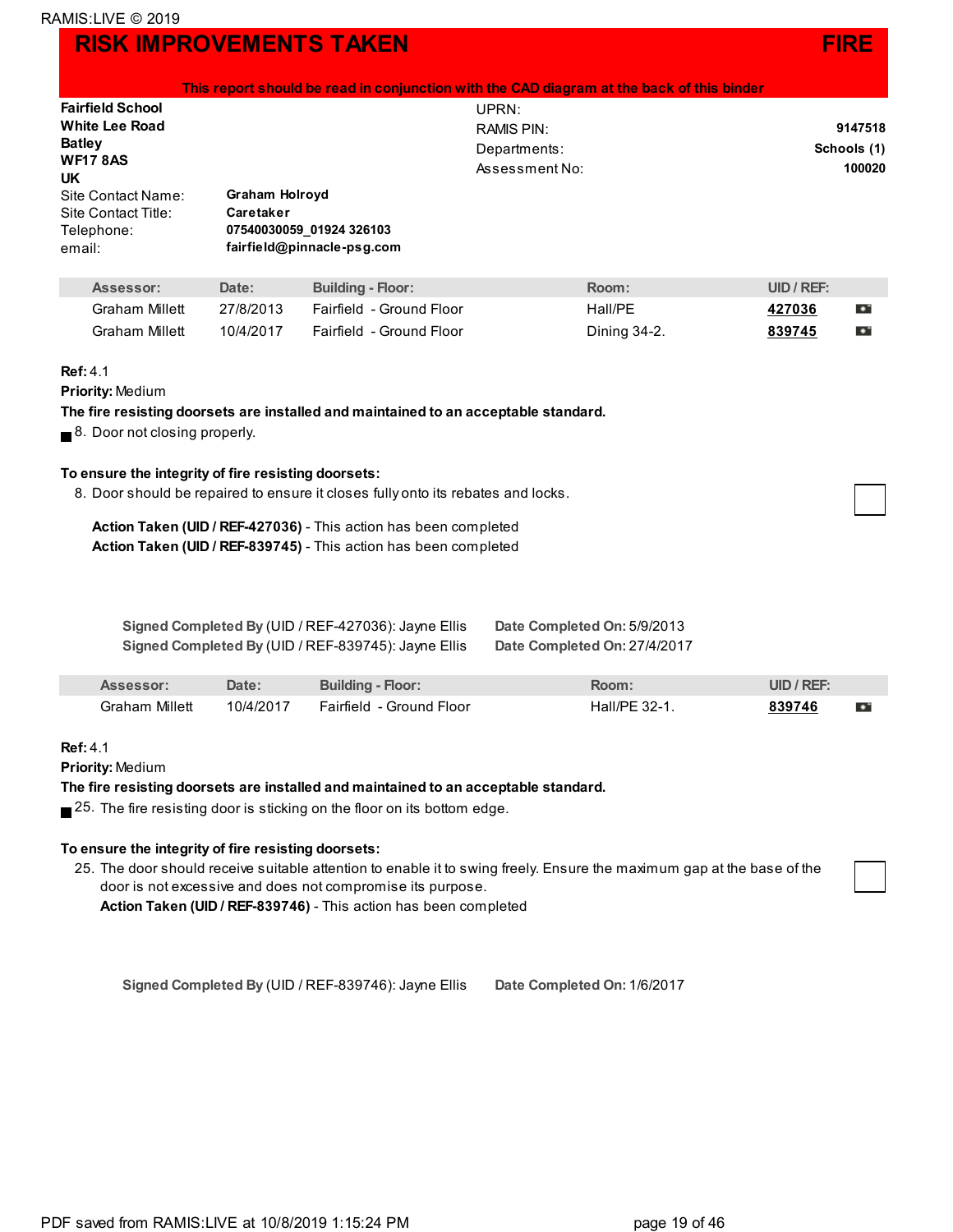# RISK IMPROVEMENTS TAKEN — FIRE

**This report should be read in conjunction with the CAD diagram at the back of this binder**

**Fairfield School**
**White Lee Road**
**Batley**
**WF17 8AS**
**UK**

| | |
|---|---|
| UPRN: | |
| RAMIS PIN: | **9147518** |
| Departments: | **Schools (1)** |
| Assessment No: | **100020** |

| | |
|---|---|
| Site Contact Name: | **Graham Holroyd** |
| Site Contact Title: | **Caretaker** |
| Telephone: | **07540030059_01924 326103** |
| email: | **fairfield@pinnacle-psg.com** |

| Assessor: | Date: | Building - Floor: | Room: | UID / REF: |
|---|---|---|---|---|
| Graham Millett | 27/8/2013 | Fairfield - Ground Floor | Hall/PE | 427036 |
| Graham Millett | 10/4/2017 | Fairfield - Ground Floor | Dining 34-2. | 839745 |

**Ref:** 4.1
**Priority:** Medium
**The fire resisting doorsets are installed and maintained to an acceptable standard.**

- 8. Door not closing properly.

**To ensure the integrity of fire resisting doorsets:**

8. Door should be repaired to ensure it closes fully onto its rebates and locks.

**Action Taken (UID / REF-427036)** - This action has been completed
**Action Taken (UID / REF-839745)** - This action has been completed

**Signed Completed By** (UID / REF-427036): Jayne Ellis **Date Completed On:** 5/9/2013
**Signed Completed By** (UID / REF-839745): Jayne Ellis **Date Completed On:** 27/4/2017

| Assessor: | Date: | Building - Floor: | Room: | UID / REF: |
|---|---|---|---|---|
| Graham Millett | 10/4/2017 | Fairfield - Ground Floor | Hall/PE 32-1. | 839746 |

**Ref:** 4.1
**Priority:** Medium
**The fire resisting doorsets are installed and maintained to an acceptable standard.**

- 25. The fire resisting door is sticking on the floor on its bottom edge.

**To ensure the integrity of fire resisting doorsets:**

25. The door should receive suitable attention to enable it to swing freely. Ensure the maximum gap at the base of the door is not excessive and does not compromise its purpose.
**Action Taken (UID / REF-839746)** - This action has been completed

**Signed Completed By** (UID / REF-839746): Jayne Ellis **Date Completed On:** 1/6/2017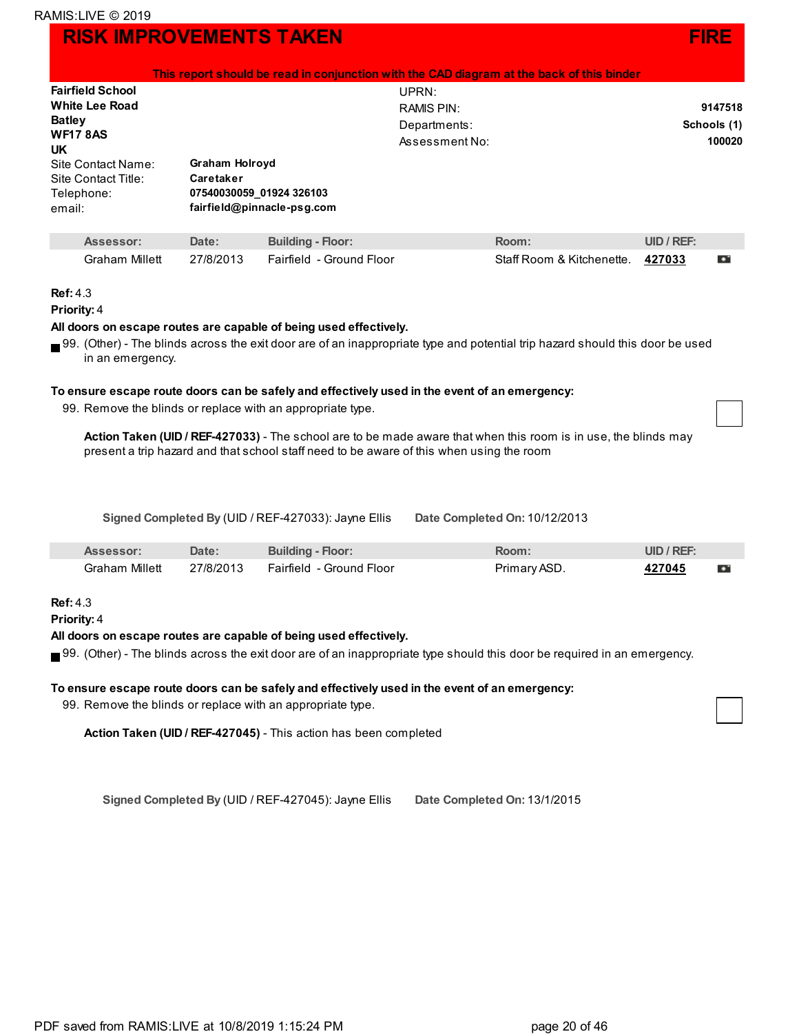# RISK IMPROVEMENTS TAKEN — FIRE

This report should be read in conjunction with the CAD diagram at the back of this binder

**Fairfield School**
**White Lee Road**
**Batley**
**WF17 8AS**
**UK**

| | |
|---|---|
| Site Contact Name: | **Graham Holroyd** |
| Site Contact Title: | **Caretaker** |
| Telephone: | **07540030059_01924 326103** |
| email: | **fairfield@pinnacle-psg.com** |

| | |
|---|---|
| UPRN: | |
| RAMIS PIN: | **9147518** |
| Departments: | **Schools (1)** |
| Assessment No: | **100020** |

| Assessor: | Date: | Building - Floor: | Room: | UID / REF: |
|---|---|---|---|---|
| Graham Millett | 27/8/2013 | Fairfield - Ground Floor | Staff Room & Kitchenette. | **427033** |

**Ref:** 4.3
**Priority:** 4
**All doors on escape routes are capable of being used effectively.**

- 99. (Other) - The blinds across the exit door are of an inappropriate type and potential trip hazard should this door be used in an emergency.

**To ensure escape route doors can be safely and effectively used in the event of an emergency:**

99. Remove the blinds or replace with an appropriate type.

**Action Taken (UID / REF-427033)** - The school are to be made aware that when this room is in use, the blinds may present a trip hazard and that school staff need to be aware of this when using the room

**Signed Completed By** (UID / REF-427033): Jayne Ellis **Date Completed On:** 10/12/2013

| Assessor: | Date: | Building - Floor: | Room: | UID / REF: |
|---|---|---|---|---|
| Graham Millett | 27/8/2013 | Fairfield - Ground Floor | Primary ASD. | **427045** |

**Ref:** 4.3
**Priority:** 4
**All doors on escape routes are capable of being used effectively.**

- 99. (Other) - The blinds across the exit door are of an inappropriate type should this door be required in an emergency.

**To ensure escape route doors can be safely and effectively used in the event of an emergency:**

99. Remove the blinds or replace with an appropriate type.

**Action Taken (UID / REF-427045)** - This action has been completed

**Signed Completed By** (UID / REF-427045): Jayne Ellis **Date Completed On:** 13/1/2015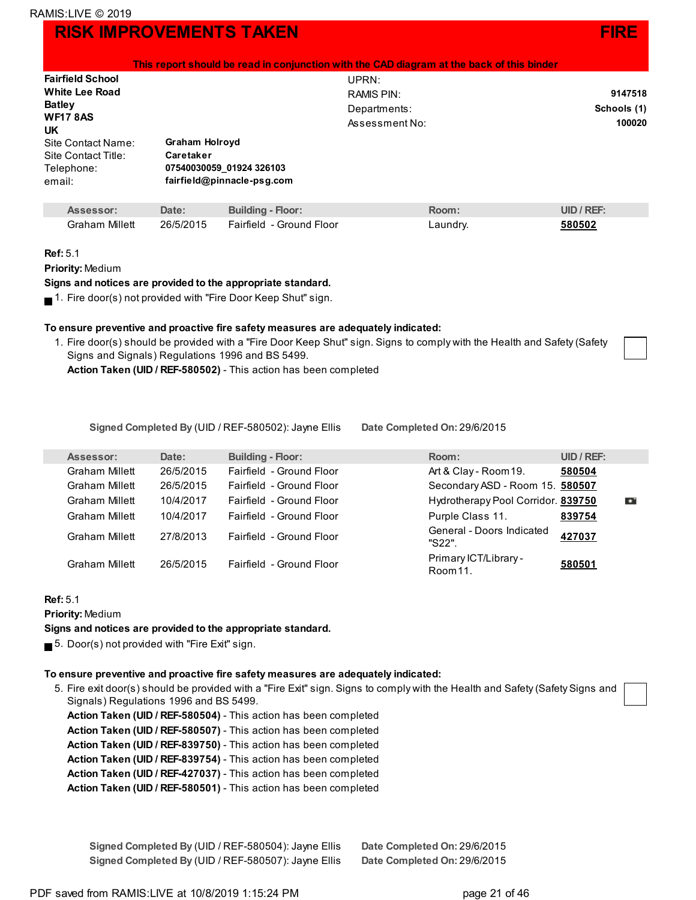# RISK IMPROVEMENTS TAKEN — FIRE

**This report should be read in conjunction with the CAD diagram at the back of this binder**

**Fairfield School**
**White Lee Road**
**Batley**
**WF17 8AS**
**UK**

| | |
|---|---|
| UPRN: | |
| RAMIS PIN: | **9147518** |
| Departments: | **Schools (1)** |
| Assessment No: | **100020** |

| | |
|---|---|
| Site Contact Name: | **Graham Holroyd** |
| Site Contact Title: | **Caretaker** |
| Telephone: | **07540030059_01924 326103** |
| email: | **fairfield@pinnacle-psg.com** |

| Assessor: | Date: | Building - Floor: | Room: | UID / REF: |
|---|---|---|---|---|
| Graham Millett | 26/5/2015 | Fairfield - Ground Floor | Laundry. | 580502 |

**Ref:** 5.1
**Priority:** Medium
**Signs and notices are provided to the appropriate standard.**

- 1. Fire door(s) not provided with "Fire Door Keep Shut" sign.

**To ensure preventive and proactive fire safety measures are adequately indicated:**

1. Fire door(s) should be provided with a "Fire Door Keep Shut" sign. Signs to comply with the Health and Safety (Safety Signs and Signals) Regulations 1996 and BS 5499. ☐

   **Action Taken (UID / REF-580502)** - This action has been completed

**Signed Completed By** (UID / REF-580502): Jayne Ellis **Date Completed On:** 29/6/2015

| Assessor: | Date: | Building - Floor: | Room: | UID / REF: |
|---|---|---|---|---|
| Graham Millett | 26/5/2015 | Fairfield - Ground Floor | Art & Clay - Room 19. | 580504 |
| Graham Millett | 26/5/2015 | Fairfield - Ground Floor | Secondary ASD - Room 15. | 580507 |
| Graham Millett | 10/4/2017 | Fairfield - Ground Floor | Hydrotherapy Pool Corridor. | 839750 |
| Graham Millett | 10/4/2017 | Fairfield - Ground Floor | Purple Class 11. | 839754 |
| Graham Millett | 27/8/2013 | Fairfield - Ground Floor | General - Doors Indicated "S22". | 427037 |
| Graham Millett | 26/5/2015 | Fairfield - Ground Floor | Primary ICT/Library - Room 11. | 580501 |

**Ref:** 5.1
**Priority:** Medium
**Signs and notices are provided to the appropriate standard.**

- 5. Door(s) not provided with "Fire Exit" sign.

**To ensure preventive and proactive fire safety measures are adequately indicated:**

5. Fire exit door(s) should be provided with a "Fire Exit" sign. Signs to comply with the Health and Safety (Safety Signs and Signals) Regulations 1996 and BS 5499. ☐

   **Action Taken (UID / REF-580504)** - This action has been completed
   **Action Taken (UID / REF-580507)** - This action has been completed
   **Action Taken (UID / REF-839750)** - This action has been completed
   **Action Taken (UID / REF-839754)** - This action has been completed
   **Action Taken (UID / REF-427037)** - This action has been completed
   **Action Taken (UID / REF-580501)** - This action has been completed

**Signed Completed By** (UID / REF-580504): Jayne Ellis **Date Completed On:** 29/6/2015
**Signed Completed By** (UID / REF-580507): Jayne Ellis **Date Completed On:** 29/6/2015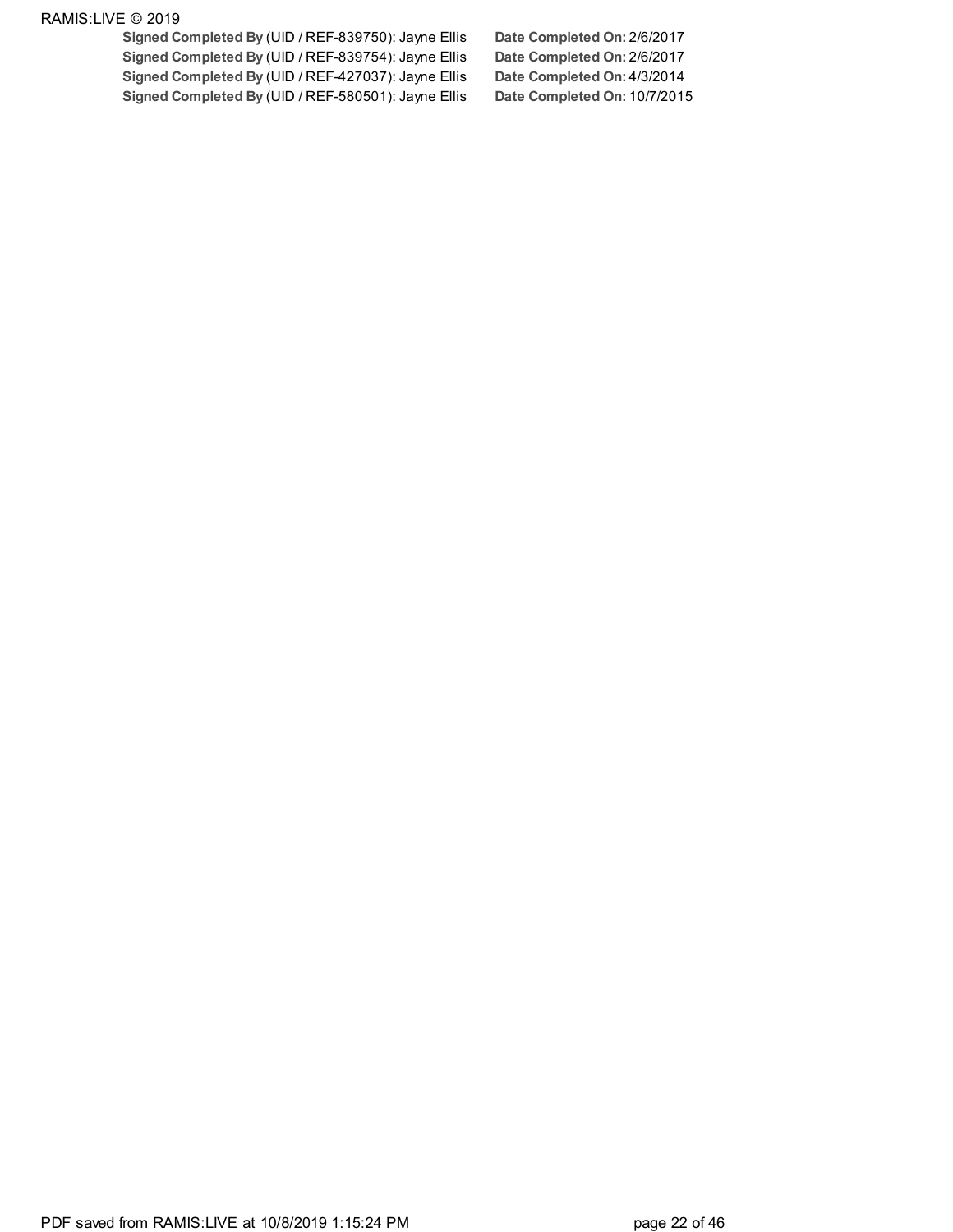**Signed Completed By** (UID / REF-839750): Jayne Ellis **Date Completed On:** 2/6/2017
**Signed Completed By** (UID / REF-839754): Jayne Ellis **Date Completed On:** 2/6/2017
**Signed Completed By** (UID / REF-427037): Jayne Ellis **Date Completed On:** 4/3/2014
**Signed Completed By** (UID / REF-580501): Jayne Ellis **Date Completed On:** 10/7/2015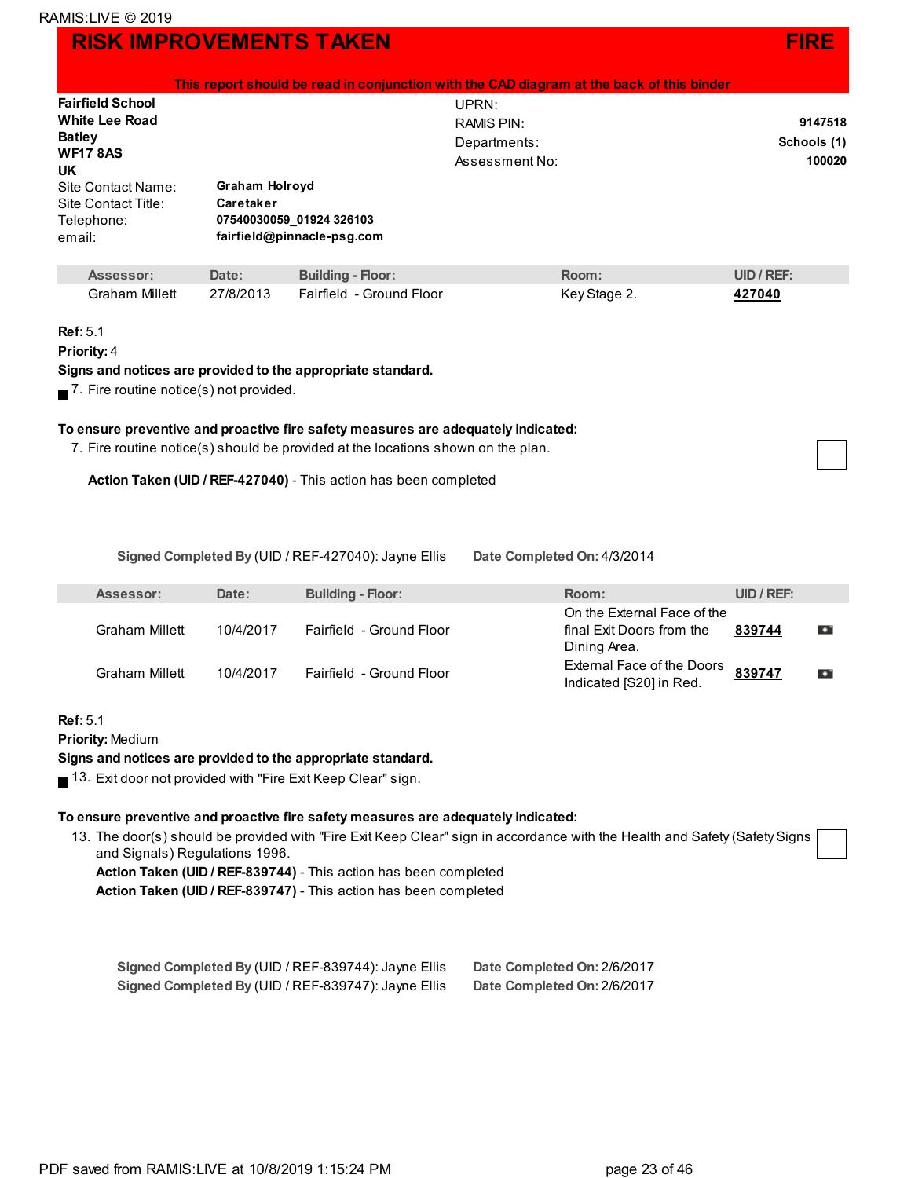# RISK IMPROVEMENTS TAKEN — FIRE

This report should be read in conjunction with the CAD diagram at the back of this binder

**Fairfield School**
**White Lee Road**
**Batley**
**WF17 8AS**
**UK**

| | |
|---|---|
| UPRN: | |
| RAMIS PIN: | **9147518** |
| Departments: | **Schools (1)** |
| Assessment No: | **100020** |

| | |
|---|---|
| Site Contact Name: | **Graham Holroyd** |
| Site Contact Title: | **Caretaker** |
| Telephone: | **07540030059_01924 326103** |
| email: | **fairfield@pinnacle-psg.com** |

| Assessor: | Date: | Building - Floor: | Room: | UID / REF: |
|---|---|---|---|---|
| Graham Millett | 27/8/2013 | Fairfield - Ground Floor | Key Stage 2. | 427040 |

**Ref:** 5.1
**Priority:** 4
**Signs and notices are provided to the appropriate standard.**

- 7. Fire routine notice(s) not provided.

**To ensure preventive and proactive fire safety measures are adequately indicated:**

7. Fire routine notice(s) should be provided at the locations shown on the plan.

**Action Taken (UID / REF-427040)** - This action has been completed

**Signed Completed By** (UID / REF-427040): Jayne Ellis **Date Completed On:** 4/3/2014

| Assessor: | Date: | Building - Floor: | Room: | UID / REF: |
|---|---|---|---|---|
| Graham Millett | 10/4/2017 | Fairfield - Ground Floor | On the External Face of the final Exit Doors from the Dining Area. | 839744 |
| Graham Millett | 10/4/2017 | Fairfield - Ground Floor | External Face of the Doors Indicated [S20] in Red. | 839747 |

**Ref:** 5.1
**Priority:** Medium
**Signs and notices are provided to the appropriate standard.**

- 13. Exit door not provided with "Fire Exit Keep Clear" sign.

**To ensure preventive and proactive fire safety measures are adequately indicated:**

13. The door(s) should be provided with "Fire Exit Keep Clear" sign in accordance with the Health and Safety (Safety Signs and Signals) Regulations 1996.
**Action Taken (UID / REF-839744)** - This action has been completed
**Action Taken (UID / REF-839747)** - This action has been completed

**Signed Completed By** (UID / REF-839744): Jayne Ellis **Date Completed On:** 2/6/2017
**Signed Completed By** (UID / REF-839747): Jayne Ellis **Date Completed On:** 2/6/2017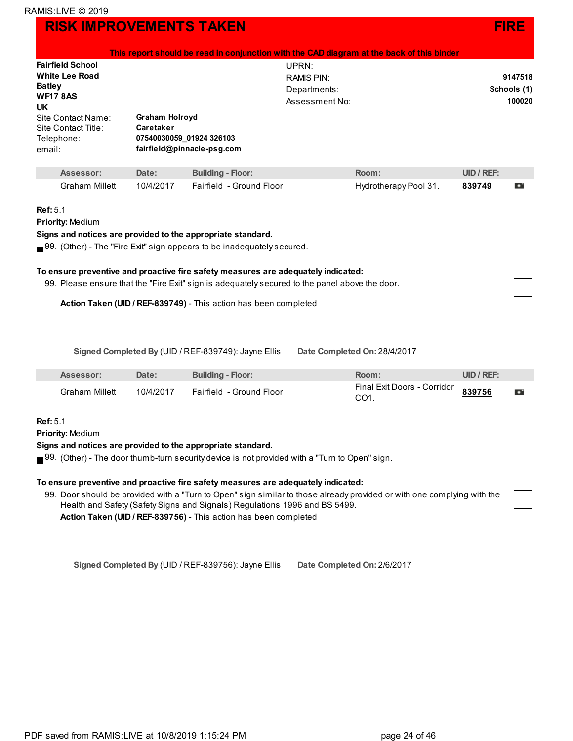# RISK IMPROVEMENTS TAKEN — FIRE

**This report should be read in conjunction with the CAD diagram at the back of this binder**

**Fairfield School**
**White Lee Road**
**Batley**
**WF17 8AS**
**UK**

| | |
|---|---|
| UPRN: | |
| RAMIS PIN: | **9147518** |
| Departments: | **Schools (1)** |
| Assessment No: | **100020** |

| | |
|---|---|
| Site Contact Name: | **Graham Holroyd** |
| Site Contact Title: | **Caretaker** |
| Telephone: | **07540030059_01924 326103** |
| email: | **fairfield@pinnacle-psg.com** |

| Assessor: | Date: | Building - Floor: | Room: | UID / REF: |
|---|---|---|---|---|
| Graham Millett | 10/4/2017 | Fairfield - Ground Floor | Hydrotherapy Pool 31. | **839749** |

**Ref:** 5.1
**Priority:** Medium
**Signs and notices are provided to the appropriate standard.**

- 99. (Other) - The "Fire Exit" sign appears to be inadequately secured.

**To ensure preventive and proactive fire safety measures are adequately indicated:**

99. Please ensure that the "Fire Exit" sign is adequately secured to the panel above the door.

**Action Taken (UID / REF-839749)** - This action has been completed

**Signed Completed By** (UID / REF-839749): Jayne Ellis **Date Completed On:** 28/4/2017

| Assessor: | Date: | Building - Floor: | Room: | UID / REF: |
|---|---|---|---|---|
| Graham Millett | 10/4/2017 | Fairfield - Ground Floor | Final Exit Doors - Corridor CO1. | **839756** |

**Ref:** 5.1
**Priority:** Medium
**Signs and notices are provided to the appropriate standard.**

- 99. (Other) - The door thumb-turn security device is not provided with a "Turn to Open" sign.

**To ensure preventive and proactive fire safety measures are adequately indicated:**

99. Door should be provided with a "Turn to Open" sign similar to those already provided or with one complying with the Health and Safety (Safety Signs and Signals) Regulations 1996 and BS 5499.

**Action Taken (UID / REF-839756)** - This action has been completed

**Signed Completed By** (UID / REF-839756): Jayne Ellis **Date Completed On:** 2/6/2017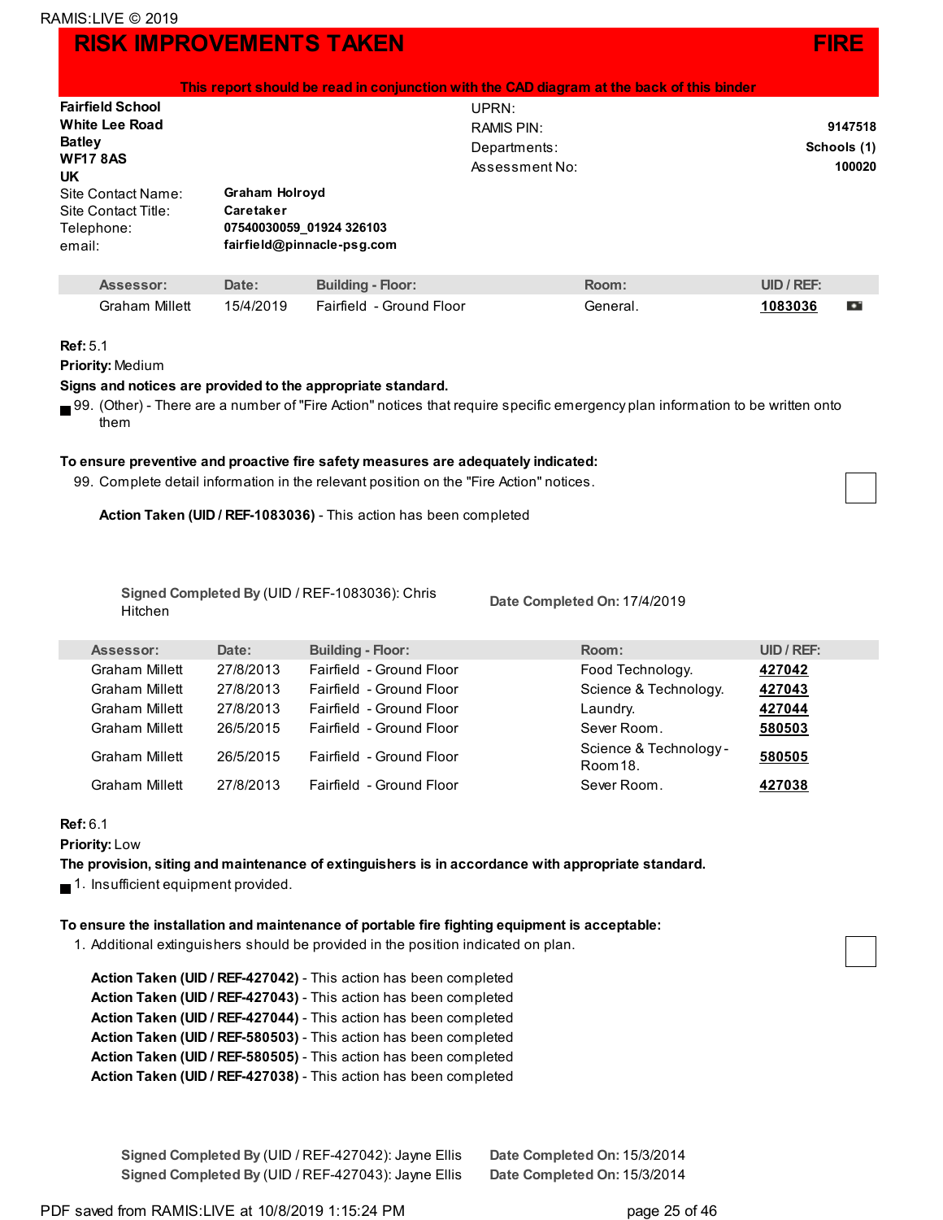# RISK IMPROVEMENTS TAKEN — FIRE

**This report should be read in conjunction with the CAD diagram at the back of this binder**

**Fairfield School**
**White Lee Road**
**Batley**
**WF17 8AS**
**UK**

| | |
|---|---|
| UPRN: | |
| RAMIS PIN: | **9147518** |
| Departments: | **Schools (1)** |
| Assessment No: | **100020** |

| | |
|---|---|
| Site Contact Name: | **Graham Holroyd** |
| Site Contact Title: | **Caretaker** |
| Telephone: | **07540030059_01924 326103** |
| email: | **fairfield@pinnacle-psg.com** |

| Assessor: | Date: | Building - Floor: | Room: | UID / REF: |
|---|---|---|---|---|
| Graham Millett | 15/4/2019 | Fairfield - Ground Floor | General. | 1083036 |

**Ref:** 5.1
**Priority:** Medium
**Signs and notices are provided to the appropriate standard.**

- 99. (Other) - There are a number of "Fire Action" notices that require specific emergency plan information to be written onto them

**To ensure preventive and proactive fire safety measures are adequately indicated:**

99. Complete detail information in the relevant position on the "Fire Action" notices.

**Action Taken (UID / REF-1083036)** - This action has been completed

**Signed Completed By** (UID / REF-1083036): Chris Hitchen    **Date Completed On:** 17/4/2019

| Assessor: | Date: | Building - Floor: | Room: | UID / REF: |
|---|---|---|---|---|
| Graham Millett | 27/8/2013 | Fairfield - Ground Floor | Food Technology. | 427042 |
| Graham Millett | 27/8/2013 | Fairfield - Ground Floor | Science & Technology. | 427043 |
| Graham Millett | 27/8/2013 | Fairfield - Ground Floor | Laundry. | 427044 |
| Graham Millett | 26/5/2015 | Fairfield - Ground Floor | Sever Room. | 580503 |
| Graham Millett | 26/5/2015 | Fairfield - Ground Floor | Science & Technology - Room18. | 580505 |
| Graham Millett | 27/8/2013 | Fairfield - Ground Floor | Sever Room. | 427038 |

**Ref:** 6.1
**Priority:** Low
**The provision, siting and maintenance of extinguishers is in accordance with appropriate standard.**

- 1. Insufficient equipment provided.

**To ensure the installation and maintenance of portable fire fighting equipment is acceptable:**

1. Additional extinguishers should be provided in the position indicated on plan.

**Action Taken (UID / REF-427042)** - This action has been completed
**Action Taken (UID / REF-427043)** - This action has been completed
**Action Taken (UID / REF-427044)** - This action has been completed
**Action Taken (UID / REF-580503)** - This action has been completed
**Action Taken (UID / REF-580505)** - This action has been completed
**Action Taken (UID / REF-427038)** - This action has been completed

**Signed Completed By** (UID / REF-427042): Jayne Ellis    **Date Completed On:** 15/3/2014
**Signed Completed By** (UID / REF-427043): Jayne Ellis    **Date Completed On:** 15/3/2014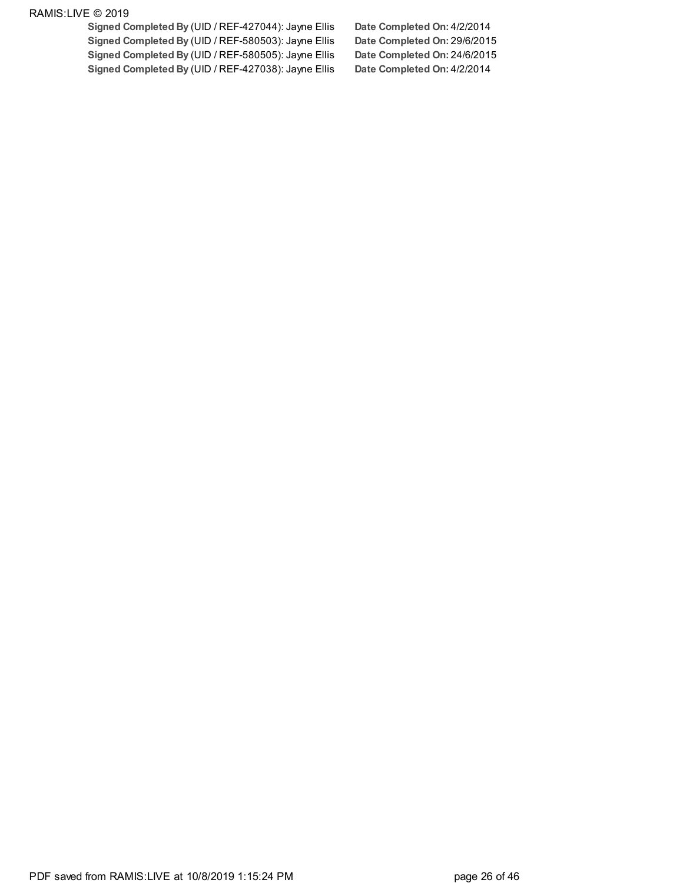**Signed Completed By** (UID / REF-427044): Jayne Ellis **Date Completed On:** 4/2/2014
**Signed Completed By** (UID / REF-580503): Jayne Ellis **Date Completed On:** 29/6/2015
**Signed Completed By** (UID / REF-580505): Jayne Ellis **Date Completed On:** 24/6/2015
**Signed Completed By** (UID / REF-427038): Jayne Ellis **Date Completed On:** 4/2/2014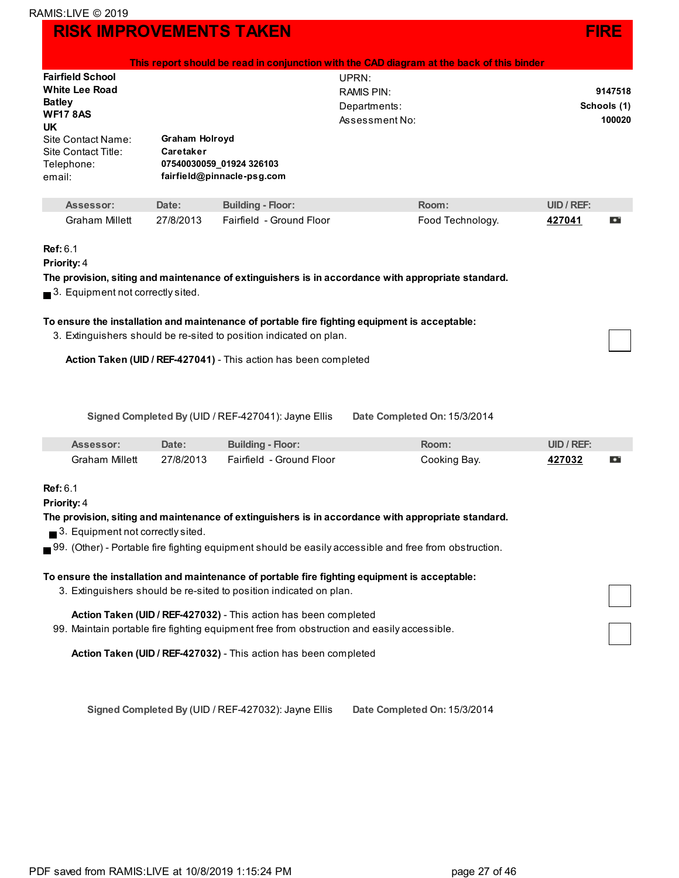# RISK IMPROVEMENTS TAKEN — FIRE

**This report should be read in conjunction with the CAD diagram at the back of this binder**

**Fairfield School**
**White Lee Road**
**Batley**
**WF17 8AS**
**UK**

| | |
|---|---|
| UPRN: | |
| RAMIS PIN: | **9147518** |
| Departments: | **Schools (1)** |
| Assessment No: | **100020** |

| | |
|---|---|
| Site Contact Name: | **Graham Holroyd** |
| Site Contact Title: | **Caretaker** |
| Telephone: | **07540030059_01924 326103** |
| email: | **fairfield@pinnacle-psg.com** |

| Assessor: | Date: | Building - Floor: | Room: | UID / REF: |
|---|---|---|---|---|
| Graham Millett | 27/8/2013 | Fairfield - Ground Floor | Food Technology. | **427041** |

**Ref:** 6.1
**Priority:** 4
**The provision, siting and maintenance of extinguishers is in accordance with appropriate standard.**

- 3. Equipment not correctly sited.

**To ensure the installation and maintenance of portable fire fighting equipment is acceptable:**

3. Extinguishers should be re-sited to position indicated on plan.

**Action Taken (UID / REF-427041)** - This action has been completed

**Signed Completed By** (UID / REF-427041): Jayne Ellis **Date Completed On:** 15/3/2014

| Assessor: | Date: | Building - Floor: | Room: | UID / REF: |
|---|---|---|---|---|
| Graham Millett | 27/8/2013 | Fairfield - Ground Floor | Cooking Bay. | **427032** |

**Ref:** 6.1
**Priority:** 4
**The provision, siting and maintenance of extinguishers is in accordance with appropriate standard.**

- 3. Equipment not correctly sited.
- 99. (Other) - Portable fire fighting equipment should be easily accessible and free from obstruction.

**To ensure the installation and maintenance of portable fire fighting equipment is acceptable:**

3. Extinguishers should be re-sited to position indicated on plan.

**Action Taken (UID / REF-427032)** - This action has been completed

99. Maintain portable fire fighting equipment free from obstruction and easily accessible.

**Action Taken (UID / REF-427032)** - This action has been completed

**Signed Completed By** (UID / REF-427032): Jayne Ellis **Date Completed On:** 15/3/2014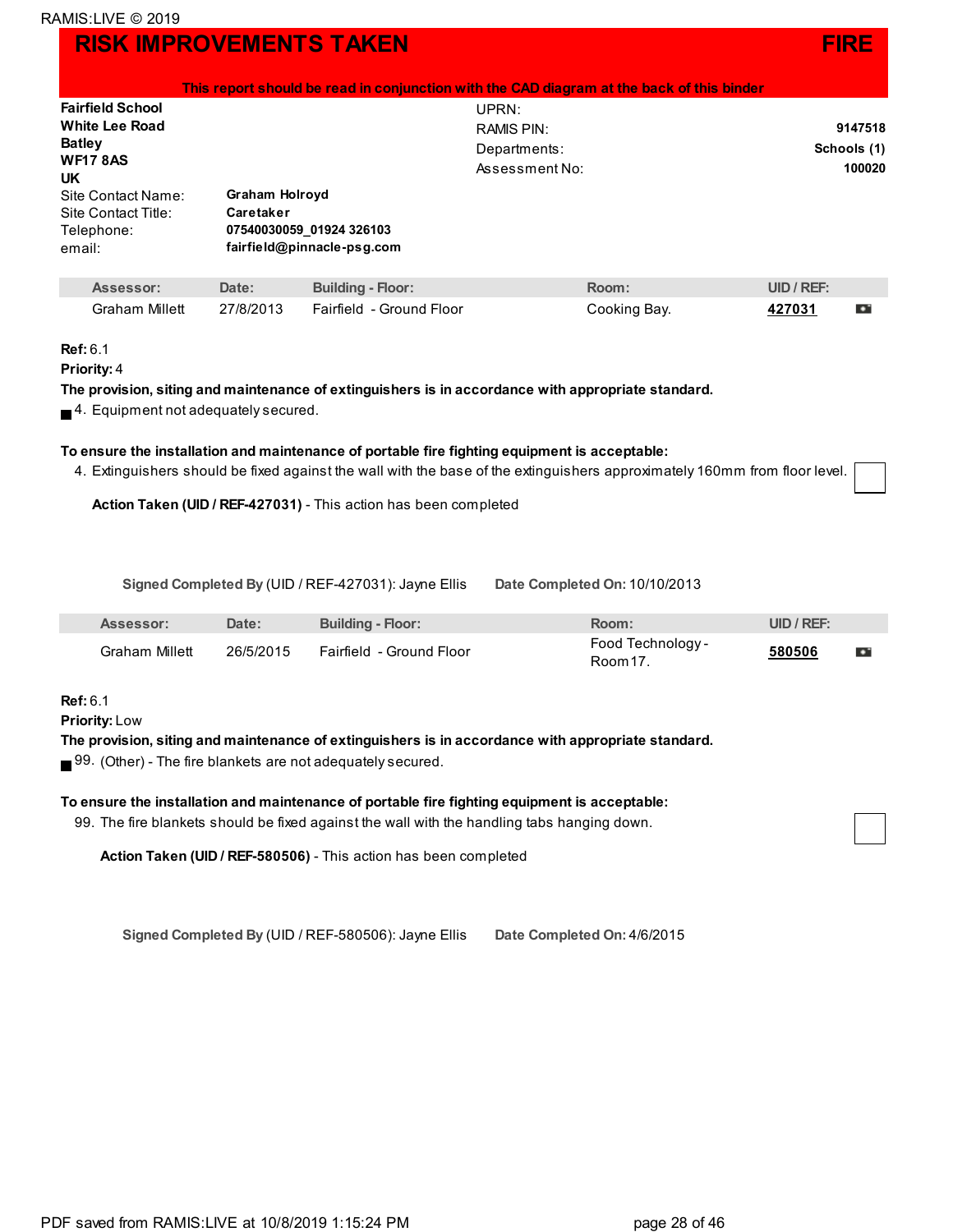# RISK IMPROVEMENTS TAKEN — FIRE

**This report should be read in conjunction with the CAD diagram at the back of this binder**

**Fairfield School**
**White Lee Road**
**Batley**
**WF17 8AS**
**UK**

| | |
|---|---|
| UPRN: | |
| RAMIS PIN: | **9147518** |
| Departments: | **Schools (1)** |
| Assessment No: | **100020** |

| | |
|---|---|
| Site Contact Name: | **Graham Holroyd** |
| Site Contact Title: | **Caretaker** |
| Telephone: | **07540030059_01924 326103** |
| email: | **fairfield@pinnacle-psg.com** |

| Assessor: | Date: | Building - Floor: | Room: | UID / REF: |
|---|---|---|---|---|
| Graham Millett | 27/8/2013 | Fairfield - Ground Floor | Cooking Bay. | **427031** |

**Ref:** 6.1
**Priority:** 4
**The provision, siting and maintenance of extinguishers is in accordance with appropriate standard.**

- 4. Equipment not adequately secured.

**To ensure the installation and maintenance of portable fire fighting equipment is acceptable:**

4. Extinguishers should be fixed against the wall with the base of the extinguishers approximately 160mm from floor level.

**Action Taken (UID / REF-427031)** - This action has been completed

**Signed Completed By** (UID / REF-427031): Jayne Ellis **Date Completed On:** 10/10/2013

| Assessor: | Date: | Building - Floor: | Room: | UID / REF: |
|---|---|---|---|---|
| Graham Millett | 26/5/2015 | Fairfield - Ground Floor | Food Technology - Room 17. | **580506** |

**Ref:** 6.1
**Priority:** Low
**The provision, siting and maintenance of extinguishers is in accordance with appropriate standard.**

- 99. (Other) - The fire blankets are not adequately secured.

**To ensure the installation and maintenance of portable fire fighting equipment is acceptable:**

99. The fire blankets should be fixed against the wall with the handling tabs hanging down.

**Action Taken (UID / REF-580506)** - This action has been completed

**Signed Completed By** (UID / REF-580506): Jayne Ellis **Date Completed On:** 4/6/2015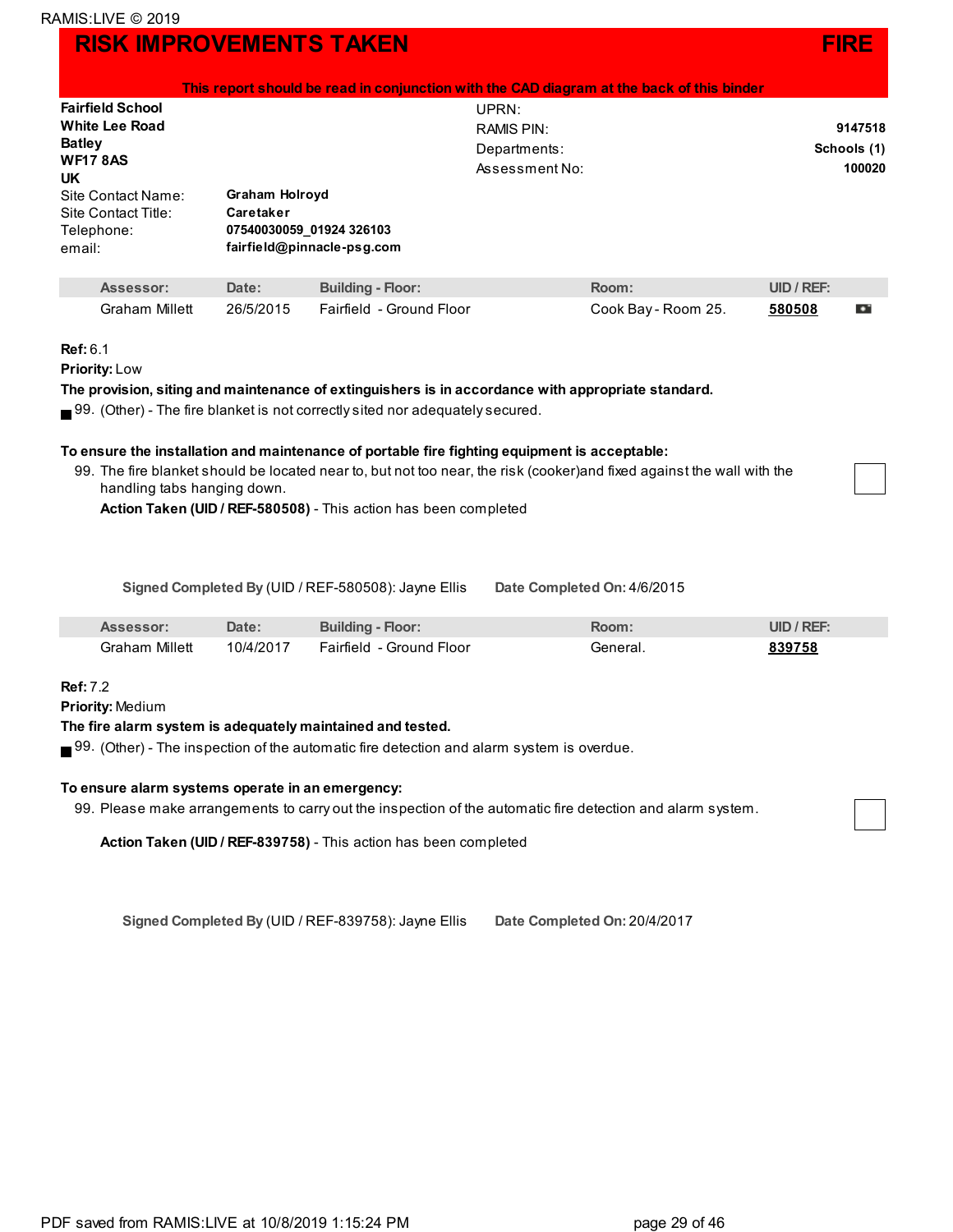# RISK IMPROVEMENTS TAKEN — FIRE

**This report should be read in conjunction with the CAD diagram at the back of this binder**

**Fairfield School**
**White Lee Road**
**Batley**
**WF17 8AS**
**UK**

| | |
|---|---|
| UPRN: | |
| RAMIS PIN: | **9147518** |
| Departments: | **Schools (1)** |
| Assessment No: | **100020** |

| | |
|---|---|
| Site Contact Name: | **Graham Holroyd** |
| Site Contact Title: | **Caretaker** |
| Telephone: | **07540030059_01924 326103** |
| email: | **fairfield@pinnacle-psg.com** |

| Assessor: | Date: | Building - Floor: | Room: | UID / REF: |
|---|---|---|---|---|
| Graham Millett | 26/5/2015 | Fairfield - Ground Floor | Cook Bay - Room 25. | **580508** |

**Ref:** 6.1
**Priority:** Low
**The provision, siting and maintenance of extinguishers is in accordance with appropriate standard.**

- 99. (Other) - The fire blanket is not correctly sited nor adequately secured.

**To ensure the installation and maintenance of portable fire fighting equipment is acceptable:**

99. The fire blanket should be located near to, but not too near, the risk (cooker)and fixed against the wall with the handling tabs hanging down.

**Action Taken (UID / REF-580508)** - This action has been completed

**Signed Completed By** (UID / REF-580508): Jayne Ellis **Date Completed On:** 4/6/2015

| Assessor: | Date: | Building - Floor: | Room: | UID / REF: |
|---|---|---|---|---|
| Graham Millett | 10/4/2017 | Fairfield - Ground Floor | General. | **839758** |

**Ref:** 7.2
**Priority:** Medium
**The fire alarm system is adequately maintained and tested.**

- 99. (Other) - The inspection of the automatic fire detection and alarm system is overdue.

**To ensure alarm systems operate in an emergency:**

99. Please make arrangements to carry out the inspection of the automatic fire detection and alarm system.

**Action Taken (UID / REF-839758)** - This action has been completed

**Signed Completed By** (UID / REF-839758): Jayne Ellis **Date Completed On:** 20/4/2017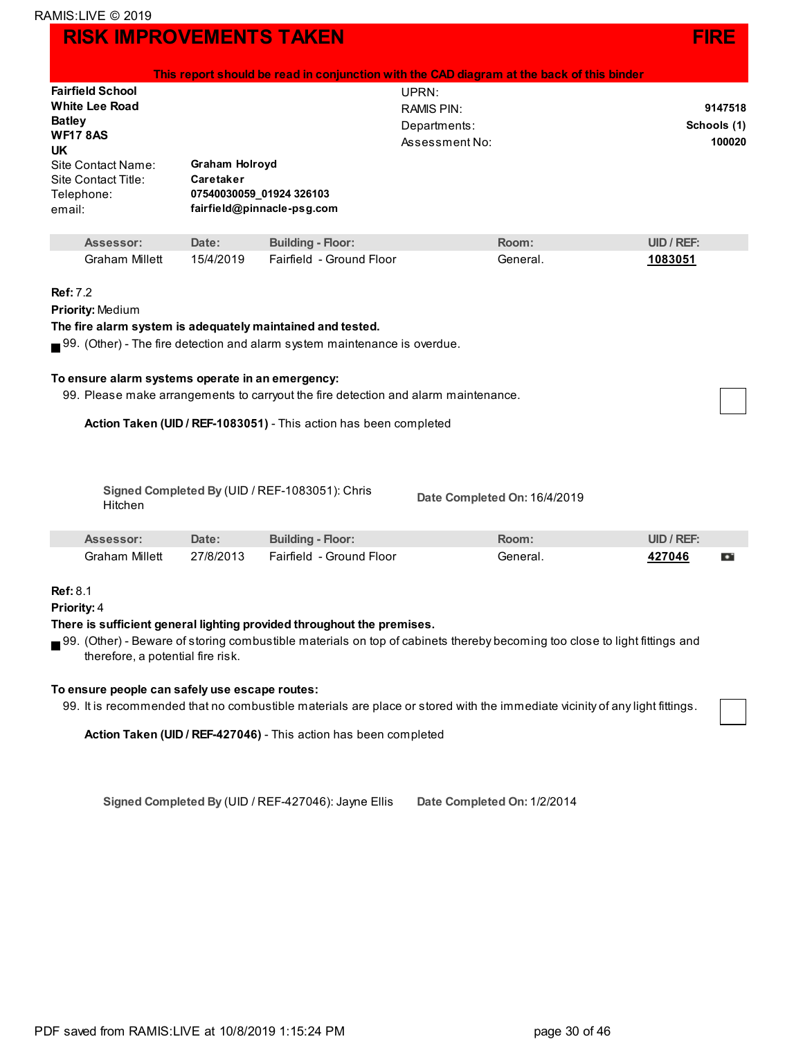# RISK IMPROVEMENTS TAKEN — FIRE

**This report should be read in conjunction with the CAD diagram at the back of this binder**

**Fairfield School**
**White Lee Road**
**Batley**
**WF17 8AS**
**UK**

| | |
|---|---|
| UPRN: | |
| RAMIS PIN: | **9147518** |
| Departments: | **Schools (1)** |
| Assessment No: | **100020** |

| | |
|---|---|
| Site Contact Name: | **Graham Holroyd** |
| Site Contact Title: | **Caretaker** |
| Telephone: | **07540030059_01924 326103** |
| email: | **fairfield@pinnacle-psg.com** |

| Assessor: | Date: | Building - Floor: | Room: | UID / REF: |
|---|---|---|---|---|
| Graham Millett | 15/4/2019 | Fairfield - Ground Floor | General. | **1083051** |

**Ref:** 7.2

**Priority:** Medium

**The fire alarm system is adequately maintained and tested.**

- 99. (Other) - The fire detection and alarm system maintenance is overdue.

**To ensure alarm systems operate in an emergency:**

99. Please make arrangements to carryout the fire detection and alarm maintenance.

**Action Taken (UID / REF-1083051)** - This action has been completed

**Signed Completed By** (UID / REF-1083051): Chris Hitchen — **Date Completed On:** 16/4/2019

| Assessor: | Date: | Building - Floor: | Room: | UID / REF: |
|---|---|---|---|---|
| Graham Millett | 27/8/2013 | Fairfield - Ground Floor | General. | **427046** |

**Ref:** 8.1

**Priority:** 4

**There is sufficient general lighting provided throughout the premises.**

- 99. (Other) - Beware of storing combustible materials on top of cabinets thereby becoming too close to light fittings and therefore, a potential fire risk.

**To ensure people can safely use escape routes:**

99. It is recommended that no combustible materials are place or stored with the immediate vicinity of any light fittings.

**Action Taken (UID / REF-427046)** - This action has been completed

**Signed Completed By** (UID / REF-427046): Jayne Ellis — **Date Completed On:** 1/2/2014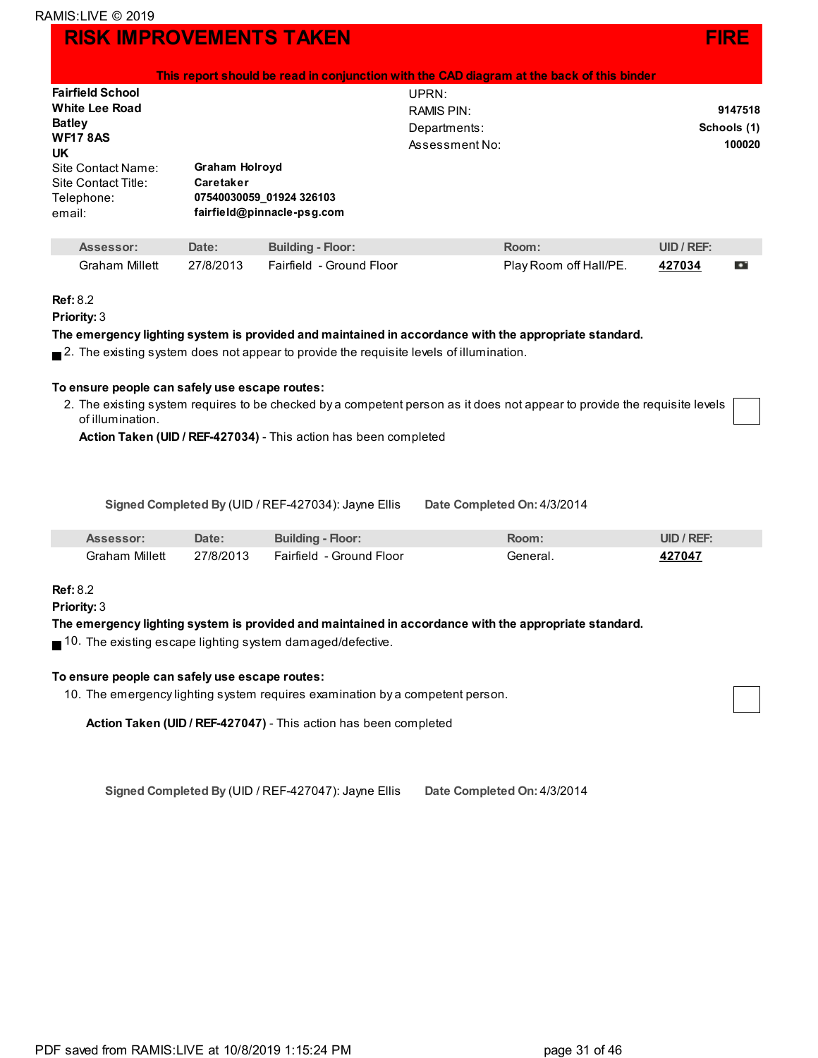# RISK IMPROVEMENTS TAKEN — FIRE

**This report should be read in conjunction with the CAD diagram at the back of this binder**

**Fairfield School**
**White Lee Road**
**Batley**
**WF17 8AS**
**UK**

| | |
|---|---|
| UPRN: | |
| RAMIS PIN: | **9147518** |
| Departments: | **Schools (1)** |
| Assessment No: | **100020** |

| | |
|---|---|
| Site Contact Name: | **Graham Holroyd** |
| Site Contact Title: | **Caretaker** |
| Telephone: | **07540030059_01924 326103** |
| email: | **fairfield@pinnacle-psg.com** |

| Assessor: | Date: | Building - Floor: | Room: | UID / REF: |
|---|---|---|---|---|
| Graham Millett | 27/8/2013 | Fairfield - Ground Floor | Play Room off Hall/PE. | **427034** |

**Ref:** 8.2
**Priority:** 3
**The emergency lighting system is provided and maintained in accordance with the appropriate standard.**

- 2. The existing system does not appear to provide the requisite levels of illumination.

**To ensure people can safely use escape routes:**

2. The existing system requires to be checked by a competent person as it does not appear to provide the requisite levels of illumination. ☐

**Action Taken (UID / REF-427034)** - This action has been completed

**Signed Completed By** (UID / REF-427034): Jayne Ellis **Date Completed On:** 4/3/2014

| Assessor: | Date: | Building - Floor: | Room: | UID / REF: |
|---|---|---|---|---|
| Graham Millett | 27/8/2013 | Fairfield - Ground Floor | General. | **427047** |

**Ref:** 8.2
**Priority:** 3
**The emergency lighting system is provided and maintained in accordance with the appropriate standard.**

- 10. The existing escape lighting system damaged/defective.

**To ensure people can safely use escape routes:**

10. The emergency lighting system requires examination by a competent person. ☐

**Action Taken (UID / REF-427047)** - This action has been completed

**Signed Completed By** (UID / REF-427047): Jayne Ellis **Date Completed On:** 4/3/2014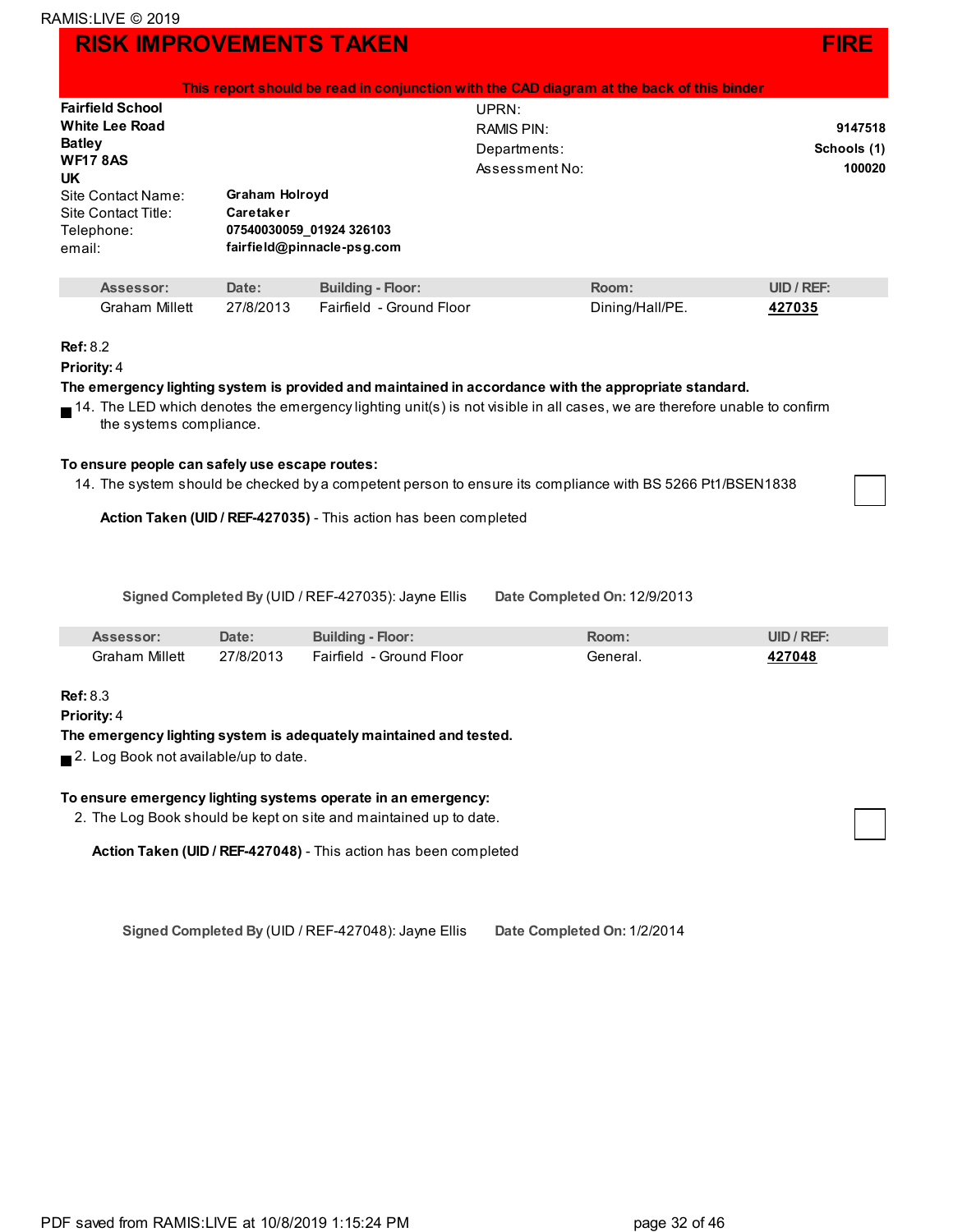# RISK IMPROVEMENTS TAKEN — FIRE

**This report should be read in conjunction with the CAD diagram at the back of this binder**

**Fairfield School**
**White Lee Road**
**Batley**
**WF17 8AS**
**UK**

| | |
|---|---|
| UPRN: | |
| RAMIS PIN: | **9147518** |
| Departments: | **Schools (1)** |
| Assessment No: | **100020** |

| | |
|---|---|
| Site Contact Name: | **Graham Holroyd** |
| Site Contact Title: | **Caretaker** |
| Telephone: | **07540030059_01924 326103** |
| email: | **fairfield@pinnacle-psg.com** |

| Assessor: | Date: | Building - Floor: | Room: | UID / REF: |
|---|---|---|---|---|
| Graham Millett | 27/8/2013 | Fairfield - Ground Floor | Dining/Hall/PE. | **427035** |

**Ref:** 8.2
**Priority:** 4
**The emergency lighting system is provided and maintained in accordance with the appropriate standard.**

- 14. The LED which denotes the emergency lighting unit(s) is not visible in all cases, we are therefore unable to confirm the systems compliance.

**To ensure people can safely use escape routes:**

14. The system should be checked by a competent person to ensure its compliance with BS 5266 Pt1/BSEN1838 ☐

**Action Taken (UID / REF-427035)** - This action has been completed

**Signed Completed By** (UID / REF-427035): Jayne Ellis  **Date Completed On:** 12/9/2013

| Assessor: | Date: | Building - Floor: | Room: | UID / REF: |
|---|---|---|---|---|
| Graham Millett | 27/8/2013 | Fairfield - Ground Floor | General. | **427048** |

**Ref:** 8.3
**Priority:** 4
**The emergency lighting system is adequately maintained and tested.**

- 2. Log Book not available/up to date.

**To ensure emergency lighting systems operate in an emergency:**

2. The Log Book should be kept on site and maintained up to date. ☐

**Action Taken (UID / REF-427048)** - This action has been completed

**Signed Completed By** (UID / REF-427048): Jayne Ellis  **Date Completed On:** 1/2/2014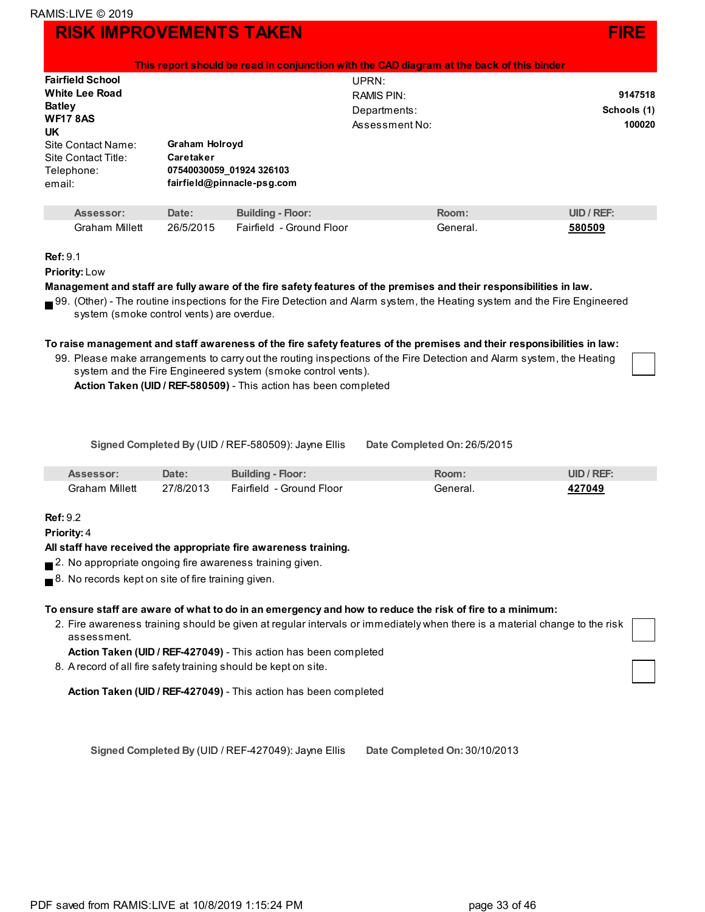# RISK IMPROVEMENTS TAKEN — FIRE

**This report should be read in conjunction with the CAD diagram at the back of this binder**

**Fairfield School**
**White Lee Road**
**Batley**
**WF17 8AS**
**UK**

| | |
|---|---|
| UPRN: | |
| RAMIS PIN: | **9147518** |
| Departments: | **Schools (1)** |
| Assessment No: | **100020** |

| | |
|---|---|
| Site Contact Name: | **Graham Holroyd** |
| Site Contact Title: | **Caretaker** |
| Telephone: | **07540030059_01924 326103** |
| email: | **fairfield@pinnacle-psg.com** |

| Assessor: | Date: | Building - Floor: | Room: | UID / REF: |
|---|---|---|---|---|
| Graham Millett | 26/5/2015 | Fairfield - Ground Floor | General. | **580509** |

**Ref:** 9.1

**Priority:** Low

**Management and staff are fully aware of the fire safety features of the premises and their responsibilities in law.**

- 99. (Other) - The routine inspections for the Fire Detection and Alarm system, the Heating system and the Fire Engineered system (smoke control vents) are overdue.

**To raise management and staff awareness of the fire safety features of the premises and their responsibilities in law:**

99. Please make arrangements to carry out the routing inspections of the Fire Detection and Alarm system, the Heating system and the Fire Engineered system (smoke control vents). ☐

    **Action Taken (UID / REF-580509)** - This action has been completed

**Signed Completed By** (UID / REF-580509): Jayne Ellis **Date Completed On:** 26/5/2015

| Assessor: | Date: | Building - Floor: | Room: | UID / REF: |
|---|---|---|---|---|
| Graham Millett | 27/8/2013 | Fairfield - Ground Floor | General. | **427049** |

**Ref:** 9.2

**Priority:** 4

**All staff have received the appropriate fire awareness training.**

- 2. No appropriate ongoing fire awareness training given.
- 8. No records kept on site of fire training given.

**To ensure staff are aware of what to do in an emergency and how to reduce the risk of fire to a minimum:**

2. Fire awareness training should be given at regular intervals or immediately when there is a material change to the risk assessment. ☐

   **Action Taken (UID / REF-427049)** - This action has been completed

8. A record of all fire safety training should be kept on site. ☐

   **Action Taken (UID / REF-427049)** - This action has been completed

**Signed Completed By** (UID / REF-427049): Jayne Ellis **Date Completed On:** 30/10/2013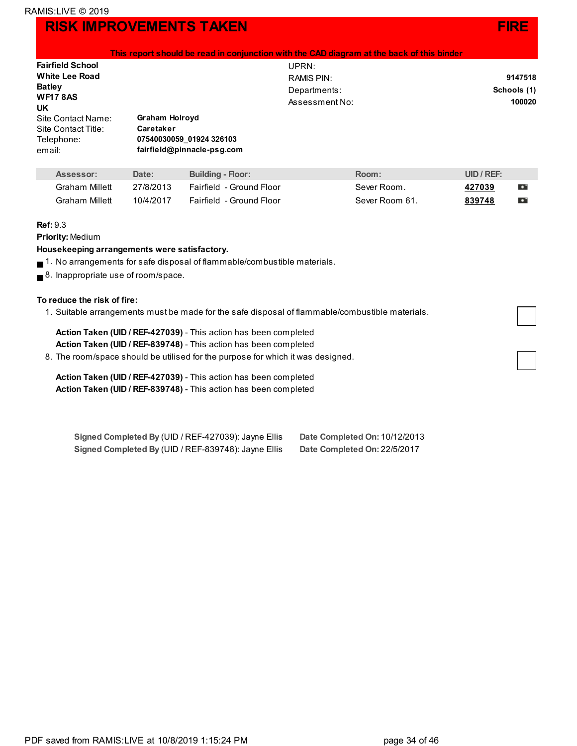# RISK IMPROVEMENTS TAKEN — FIRE

**This report should be read in conjunction with the CAD diagram at the back of this binder**

**Fairfield School**
**White Lee Road**
**Batley**
**WF17 8AS**
**UK**

| | |
|---|---|
| UPRN: | |
| RAMIS PIN: | **9147518** |
| Departments: | **Schools (1)** |
| Assessment No: | **100020** |

| | |
|---|---|
| Site Contact Name: | **Graham Holroyd** |
| Site Contact Title: | **Caretaker** |
| Telephone: | **07540030059_01924 326103** |
| email: | **fairfield@pinnacle-psg.com** |

| Assessor: | Date: | Building - Floor: | Room: | UID / REF: |
|---|---|---|---|---|
| Graham Millett | 27/8/2013 | Fairfield - Ground Floor | Sever Room. | 427039 |
| Graham Millett | 10/4/2017 | Fairfield - Ground Floor | Sever Room 61. | 839748 |

**Ref:** 9.3
**Priority:** Medium
**Housekeeping arrangements were satisfactory.**

- 1. No arrangements for safe disposal of flammable/combustible materials.
- 8. Inappropriate use of room/space.

**To reduce the risk of fire:**

1. Suitable arrangements must be made for the safe disposal of flammable/combustible materials. ☐

   **Action Taken (UID / REF-427039)** - This action has been completed
   **Action Taken (UID / REF-839748)** - This action has been completed

8. The room/space should be utilised for the purpose for which it was designed. ☐

   **Action Taken (UID / REF-427039)** - This action has been completed
   **Action Taken (UID / REF-839748)** - This action has been completed

**Signed Completed By** (UID / REF-427039): Jayne Ellis **Date Completed On:** 10/12/2013
**Signed Completed By** (UID / REF-839748): Jayne Ellis **Date Completed On:** 22/5/2017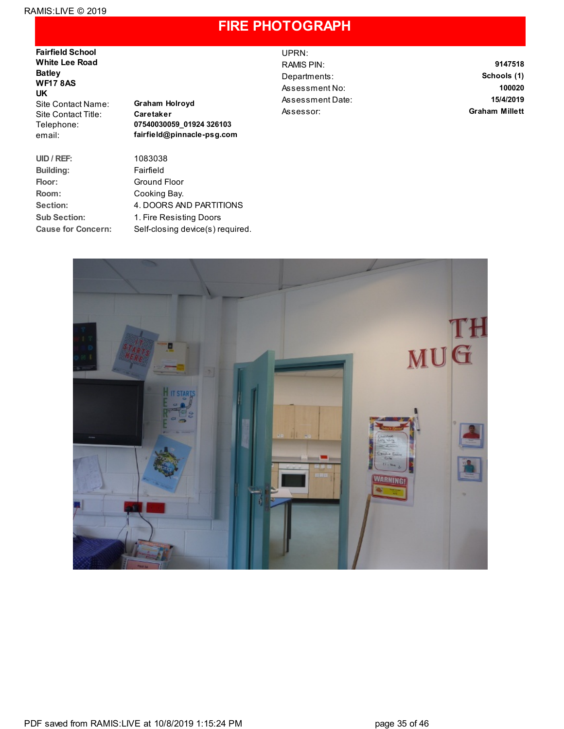# FIRE PHOTOGRAPH

**Fairfield School**
**White Lee Road**
**Batley**
**WF17 8AS**
**UK**

| | |
|---|---|
| Site Contact Name: | **Graham Holroyd** |
| Site Contact Title: | **Caretaker** |
| Telephone: | **07540030059_01924 326103** |
| email: | **fairfield@pinnacle-psg.com** |

| | |
|---|---|
| UPRN: | |
| RAMIS PIN: | **9147518** |
| Departments: | **Schools (1)** |
| Assessment No: | **100020** |
| Assessment Date: | **15/4/2019** |
| Assessor: | **Graham Millett** |

| | |
|---|---|
| **UID / REF:** | 1083038 |
| **Building:** | Fairfield |
| **Floor:** | Ground Floor |
| **Room:** | Cooking Bay. |
| **Section:** | 4. DOORS AND PARTITIONS |
| **Sub Section:** | 1. Fire Resisting Doors |
| **Cause for Concern:** | Self-closing device(s) required. |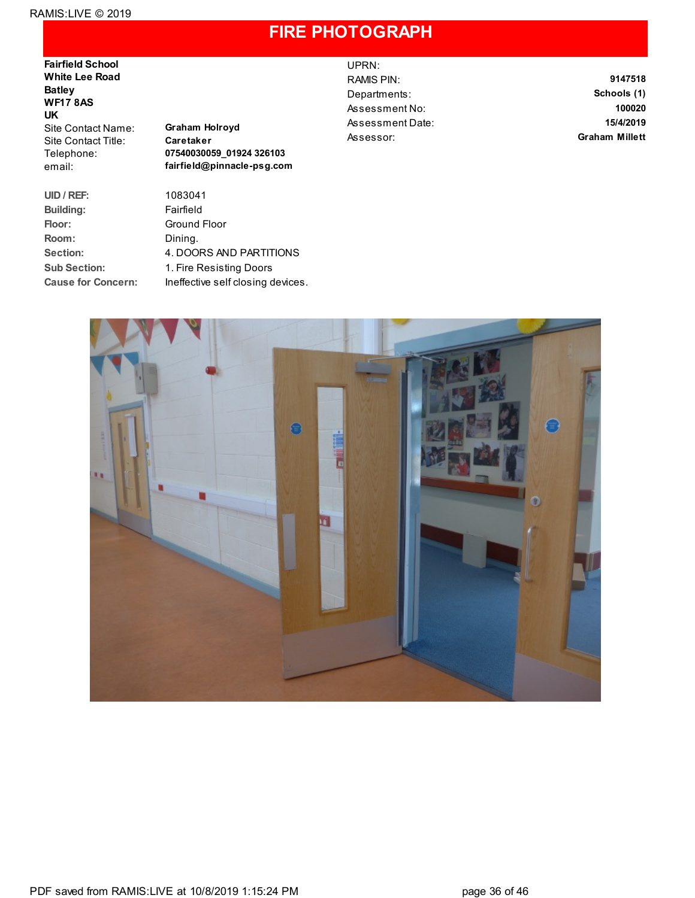# FIRE PHOTOGRAPH

**Fairfield School**
**White Lee Road**
**Batley**
**WF17 8AS**
**UK**

| | |
|---|---|
| Site Contact Name: | **Graham Holroyd** |
| Site Contact Title: | **Caretaker** |
| Telephone: | **07540030059_01924 326103** |
| email: | **fairfield@pinnacle-psg.com** |

| | |
|---|---|
| UPRN: | |
| RAMIS PIN: | **9147518** |
| Departments: | **Schools (1)** |
| Assessment No: | **100020** |
| Assessment Date: | **15/4/2019** |
| Assessor: | **Graham Millett** |

| | |
|---|---|
| **UID / REF:** | 1083041 |
| **Building:** | Fairfield |
| **Floor:** | Ground Floor |
| **Room:** | Dining. |
| **Section:** | 4. DOORS AND PARTITIONS |
| **Sub Section:** | 1. Fire Resisting Doors |
| **Cause for Concern:** | Ineffective self closing devices. |

PDF saved from RAMIS:LIVE at 10/8/2019 1:15:24 PM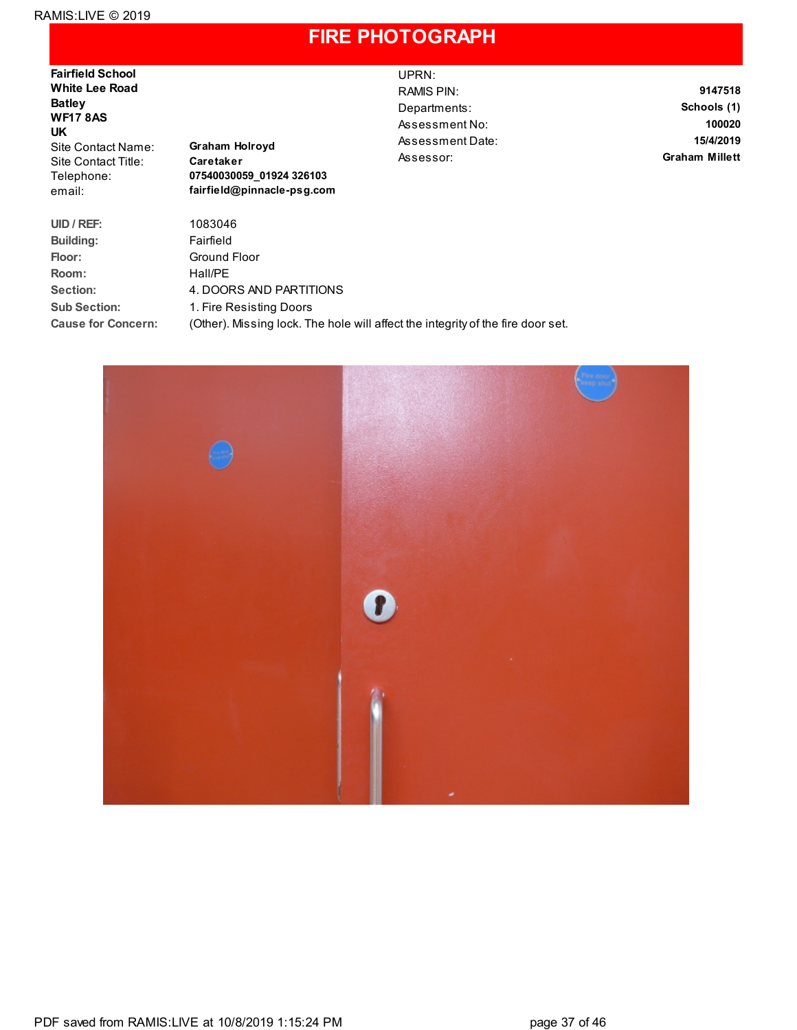# FIRE PHOTOGRAPH

**Fairfield School**
**White Lee Road**
**Batley**
**WF17 8AS**
**UK**

| | |
|---|---|
| Site Contact Name: | **Graham Holroyd** |
| Site Contact Title: | **Caretaker** |
| Telephone: | **07540030059_01924 326103** |
| email: | **fairfield@pinnacle-psg.com** |

| | |
|---|---|
| UPRN: | |
| RAMIS PIN: | **9147518** |
| Departments: | **Schools (1)** |
| Assessment No: | **100020** |
| Assessment Date: | **15/4/2019** |
| Assessor: | **Graham Millett** |

| | |
|---|---|
| **UID / REF:** | 1083046 |
| **Building:** | Fairfield |
| **Floor:** | Ground Floor |
| **Room:** | Hall/PE |
| **Section:** | 4. DOORS AND PARTITIONS |
| **Sub Section:** | 1. Fire Resisting Doors |
| **Cause for Concern:** | (Other). Missing lock. The hole will affect the integrity of the fire door set. |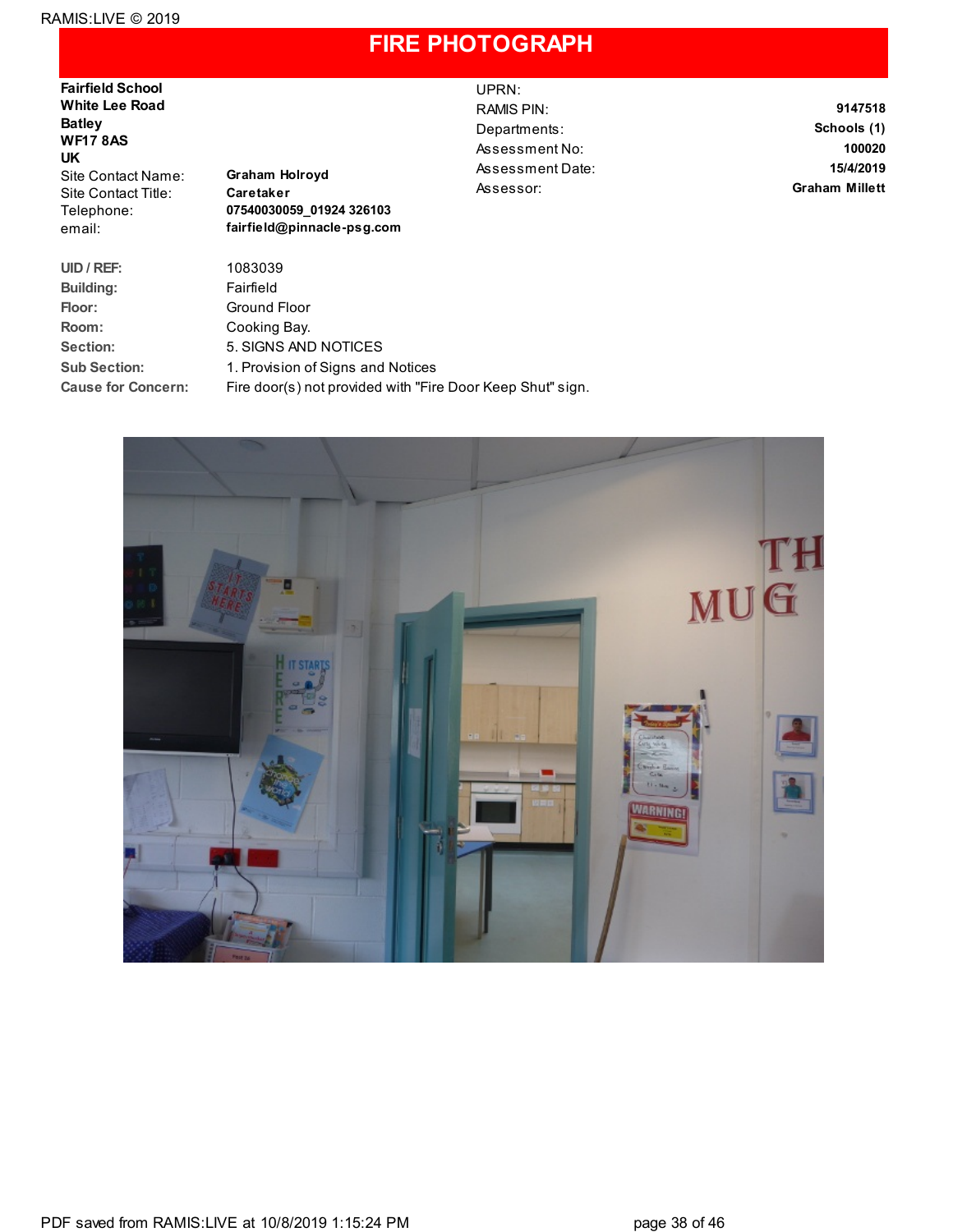# FIRE PHOTOGRAPH

**Fairfield School**
**White Lee Road**
**Batley**
**WF17 8AS**
**UK**

| | |
|---|---|
| Site Contact Name: | **Graham Holroyd** |
| Site Contact Title: | **Caretaker** |
| Telephone: | **07540030059_01924 326103** |
| email: | **fairfield@pinnacle-psg.com** |

| | |
|---|---|
| UPRN: | |
| RAMIS PIN: | **9147518** |
| Departments: | **Schools (1)** |
| Assessment No: | **100020** |
| Assessment Date: | **15/4/2019** |
| Assessor: | **Graham Millett** |

| | |
|---|---|
| **UID / REF:** | 1083039 |
| **Building:** | Fairfield |
| **Floor:** | Ground Floor |
| **Room:** | Cooking Bay. |
| **Section:** | 5. SIGNS AND NOTICES |
| **Sub Section:** | 1. Provision of Signs and Notices |
| **Cause for Concern:** | Fire door(s) not provided with "Fire Door Keep Shut" sign. |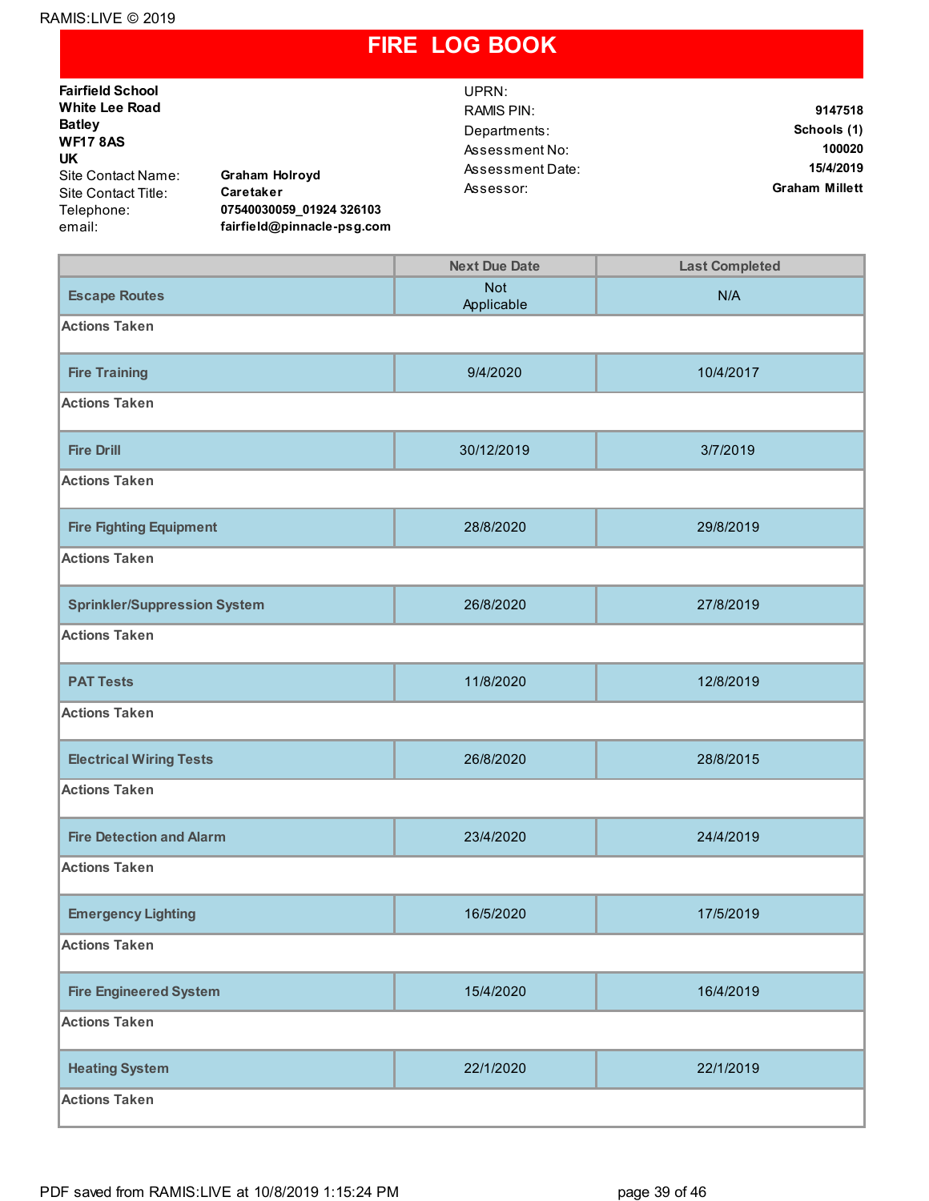# FIRE LOG BOOK

**Fairfield School**
**White Lee Road**
**Batley**
**WF17 8AS**
**UK**

Site Contact Name: **Graham Holroyd**
Site Contact Title: **Caretaker**
Telephone: **07540030059_01924 326103**
email: **fairfield@pinnacle-psg.com**

UPRN:
RAMIS PIN: **9147518**
Departments: **Schools (1)**
Assessment No: **100020**
Assessment Date: **15/4/2019**
Assessor: **Graham Millett**

| | Next Due Date | Last Completed |
|---|---|---|
| **Escape Routes** | Not Applicable | N/A |
| **Actions Taken** | | |
| **Fire Training** | 9/4/2020 | 10/4/2017 |
| **Actions Taken** | | |
| **Fire Drill** | 30/12/2019 | 3/7/2019 |
| **Actions Taken** | | |
| **Fire Fighting Equipment** | 28/8/2020 | 29/8/2019 |
| **Actions Taken** | | |
| **Sprinkler/Suppression System** | 26/8/2020 | 27/8/2019 |
| **Actions Taken** | | |
| **PAT Tests** | 11/8/2020 | 12/8/2019 |
| **Actions Taken** | | |
| **Electrical Wiring Tests** | 26/8/2020 | 28/8/2015 |
| **Actions Taken** | | |
| **Fire Detection and Alarm** | 23/4/2020 | 24/4/2019 |
| **Actions Taken** | | |
| **Emergency Lighting** | 16/5/2020 | 17/5/2019 |
| **Actions Taken** | | |
| **Fire Engineered System** | 15/4/2020 | 16/4/2019 |
| **Actions Taken** | | |
| **Heating System** | 22/1/2020 | 22/1/2019 |
| **Actions Taken** | | |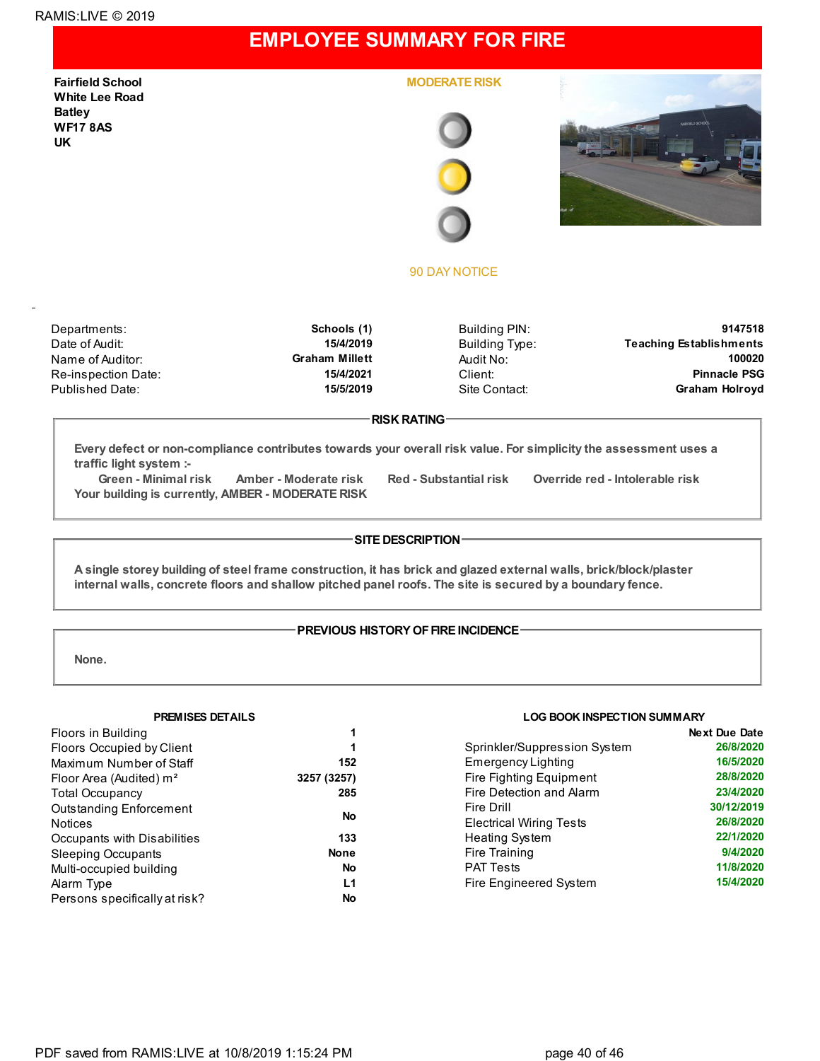# EMPLOYEE SUMMARY FOR FIRE

**Fairfield School**
**White Lee Road**
**Batley**
**WF17 8AS**
**UK**

MODERATE RISK

90 DAY NOTICE

| | | | |
|---|---|---|---|
| Departments: | **Schools (1)** | Building PIN: | **9147518** |
| Date of Audit: | **15/4/2019** | Building Type: | **Teaching Establishments** |
| Name of Auditor: | **Graham Millett** | Audit No: | **100020** |
| Re-inspection Date: | **15/4/2021** | Client: | **Pinnacle PSG** |
| Published Date: | **15/5/2019** | Site Contact: | **Graham Holroyd** |

## RISK RATING

Every defect or non-compliance contributes towards your overall risk value. For simplicity the assessment uses a traffic light system :-

Green - Minimal risk    Amber - Moderate risk    Red - Substantial risk    Override red - Intolerable risk

Your building is currently, AMBER - MODERATE RISK

## SITE DESCRIPTION

A single storey building of steel frame construction, it has brick and glazed external walls, brick/block/plaster internal walls, concrete floors and shallow pitched panel roofs. The site is secured by a boundary fence.

## PREVIOUS HISTORY OF FIRE INCIDENCE

None.

### PREMISES DETAILS

| | |
|---|---|
| Floors in Building | 1 |
| Floors Occupied by Client | 1 |
| Maximum Number of Staff | 152 |
| Floor Area (Audited) m² | 3257 (3257) |
| Total Occupancy | 285 |
| Outstanding Enforcement Notices | No |
| Occupants with Disabilities | 133 |
| Sleeping Occupants | None |
| Multi-occupied building | No |
| Alarm Type | L1 |
| Persons specifically at risk? | No |

### LOG BOOK INSPECTION SUMMARY

| | Next Due Date |
|---|---|
| Sprinkler/Suppression System | 26/8/2020 |
| Emergency Lighting | 16/5/2020 |
| Fire Fighting Equipment | 28/8/2020 |
| Fire Detection and Alarm | 23/4/2020 |
| Fire Drill | 30/12/2019 |
| Electrical Wiring Tests | 26/8/2020 |
| Heating System | 22/1/2020 |
| Fire Training | 9/4/2020 |
| PAT Tests | 11/8/2020 |
| Fire Engineered System | 15/4/2020 |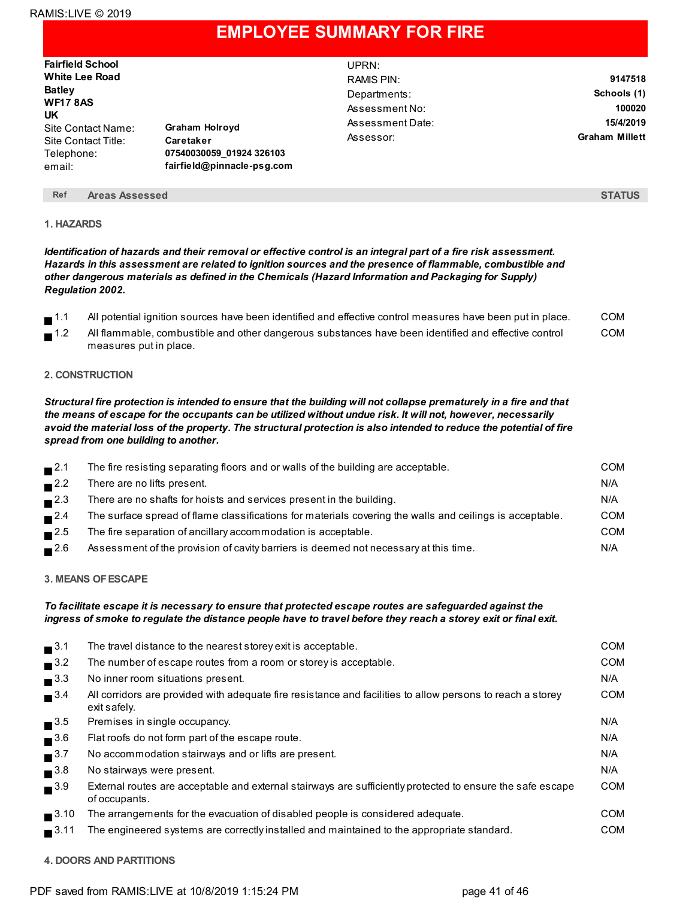# EMPLOYEE SUMMARY FOR FIRE

**Fairfield School**
**White Lee Road**
**Batley**
**WF17 8AS**
**UK**

| | |
|---|---|
| Site Contact Name: | **Graham Holroyd** |
| Site Contact Title: | **Caretaker** |
| Telephone: | **07540030059_01924 326103** |
| email: | **fairfield@pinnacle-psg.com** |

| | |
|---|---|
| UPRN: | |
| RAMIS PIN: | **9147518** |
| Departments: | **Schools (1)** |
| Assessment No: | **100020** |
| Assessment Date: | **15/4/2019** |
| Assessor: | **Graham Millett** |

| Ref | Areas Assessed | STATUS |
|---|---|---|

## 1. HAZARDS

***Identification of hazards and their removal or effective control is an integral part of a fire risk assessment. Hazards in this assessment are related to ignition sources and the presence of flammable, combustible and other dangerous materials as defined in the Chemicals (Hazard Information and Packaging for Supply) Regulation 2002.***

| Ref | Areas Assessed | STATUS |
|---|---|---|
| 1.1 | All potential ignition sources have been identified and effective control measures have been put in place. | COM |
| 1.2 | All flammable, combustible and other dangerous substances have been identified and effective control measures put in place. | COM |

## 2. CONSTRUCTION

***Structural fire protection is intended to ensure that the building will not collapse prematurely in a fire and that the means of escape for the occupants can be utilized without undue risk. It will not, however, necessarily avoid the material loss of the property. The structural protection is also intended to reduce the potential of fire spread from one building to another.***

| Ref | Areas Assessed | STATUS |
|---|---|---|
| 2.1 | The fire resisting separating floors and or walls of the building are acceptable. | COM |
| 2.2 | There are no lifts present. | N/A |
| 2.3 | There are no shafts for hoists and services present in the building. | N/A |
| 2.4 | The surface spread of flame classifications for materials covering the walls and ceilings is acceptable. | COM |
| 2.5 | The fire separation of ancillary accommodation is acceptable. | COM |
| 2.6 | Assessment of the provision of cavity barriers is deemed not necessary at this time. | N/A |

## 3. MEANS OF ESCAPE

***To facilitate escape it is necessary to ensure that protected escape routes are safeguarded against the ingress of smoke to regulate the distance people have to travel before they reach a storey exit or final exit.***

| Ref | Areas Assessed | STATUS |
|---|---|---|
| 3.1 | The travel distance to the nearest storey exit is acceptable. | COM |
| 3.2 | The number of escape routes from a room or storey is acceptable. | COM |
| 3.3 | No inner room situations present. | N/A |
| 3.4 | All corridors are provided with adequate fire resistance and facilities to allow persons to reach a storey exit safely. | COM |
| 3.5 | Premises in single occupancy. | N/A |
| 3.6 | Flat roofs do not form part of the escape route. | N/A |
| 3.7 | No accommodation stairways and or lifts are present. | N/A |
| 3.8 | No stairways were present. | N/A |
| 3.9 | External routes are acceptable and external stairways are sufficiently protected to ensure the safe escape of occupants. | COM |
| 3.10 | The arrangements for the evacuation of disabled people is considered adequate. | COM |
| 3.11 | The engineered systems are correctly installed and maintained to the appropriate standard. | COM |

## 4. DOORS AND PARTITIONS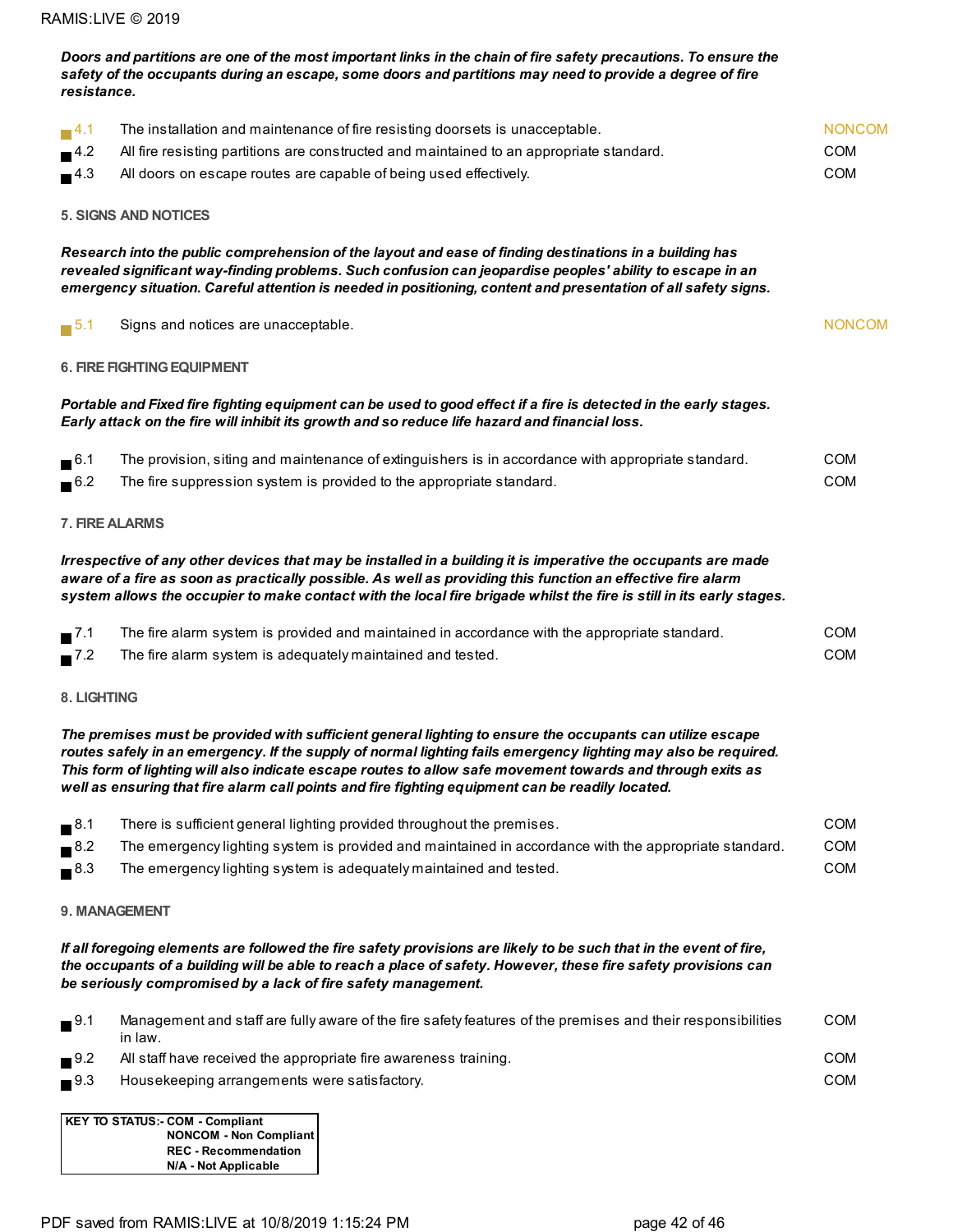***Doors and partitions are one of the most important links in the chain of fire safety precautions. To ensure the safety of the occupants during an escape, some doors and partitions may need to provide a degree of fire resistance.***

| | | |
|---|---|---|
| 4.1 | The installation and maintenance of fire resisting doorsets is unacceptable. | NONCOM |
| 4.2 | All fire resisting partitions are constructed and maintained to an appropriate standard. | COM |
| 4.3 | All doors on escape routes are capable of being used effectively. | COM |

### 5. SIGNS AND NOTICES

***Research into the public comprehension of the layout and ease of finding destinations in a building has revealed significant way-finding problems. Such confusion can jeopardise peoples' ability to escape in an emergency situation. Careful attention is needed in positioning, content and presentation of all safety signs.***

| | | |
|---|---|---|
| 5.1 | Signs and notices are unacceptable. | NONCOM |

### 6. FIRE FIGHTING EQUIPMENT

***Portable and Fixed fire fighting equipment can be used to good effect if a fire is detected in the early stages. Early attack on the fire will inhibit its growth and so reduce life hazard and financial loss.***

| | | |
|---|---|---|
| 6.1 | The provision, siting and maintenance of extinguishers is in accordance with appropriate standard. | COM |
| 6.2 | The fire suppression system is provided to the appropriate standard. | COM |

### 7. FIRE ALARMS

***Irrespective of any other devices that may be installed in a building it is imperative the occupants are made aware of a fire as soon as practically possible. As well as providing this function an effective fire alarm system allows the occupier to make contact with the local fire brigade whilst the fire is still in its early stages.***

| | | |
|---|---|---|
| 7.1 | The fire alarm system is provided and maintained in accordance with the appropriate standard. | COM |
| 7.2 | The fire alarm system is adequately maintained and tested. | COM |

### 8. LIGHTING

***The premises must be provided with sufficient general lighting to ensure the occupants can utilize escape routes safely in an emergency. If the supply of normal lighting fails emergency lighting may also be required. This form of lighting will also indicate escape routes to allow safe movement towards and through exits as well as ensuring that fire alarm call points and fire fighting equipment can be readily located.***

| | | |
|---|---|---|
| 8.1 | There is sufficient general lighting provided throughout the premises. | COM |
| 8.2 | The emergency lighting system is provided and maintained in accordance with the appropriate standard. | COM |
| 8.3 | The emergency lighting system is adequately maintained and tested. | COM |

### 9. MANAGEMENT

***If all foregoing elements are followed the fire safety provisions are likely to be such that in the event of fire, the occupants of a building will be able to reach a place of safety. However, these fire safety provisions can be seriously compromised by a lack of fire safety management.***

| | | |
|---|---|---|
| 9.1 | Management and staff are fully aware of the fire safety features of the premises and their responsibilities in law. | COM |
| 9.2 | All staff have received the appropriate fire awareness training. | COM |
| 9.3 | Housekeeping arrangements were satisfactory. | COM |

**KEY TO STATUS:- COM - Compliant**
**NONCOM - Non Compliant**
**REC - Recommendation**
**N/A - Not Applicable**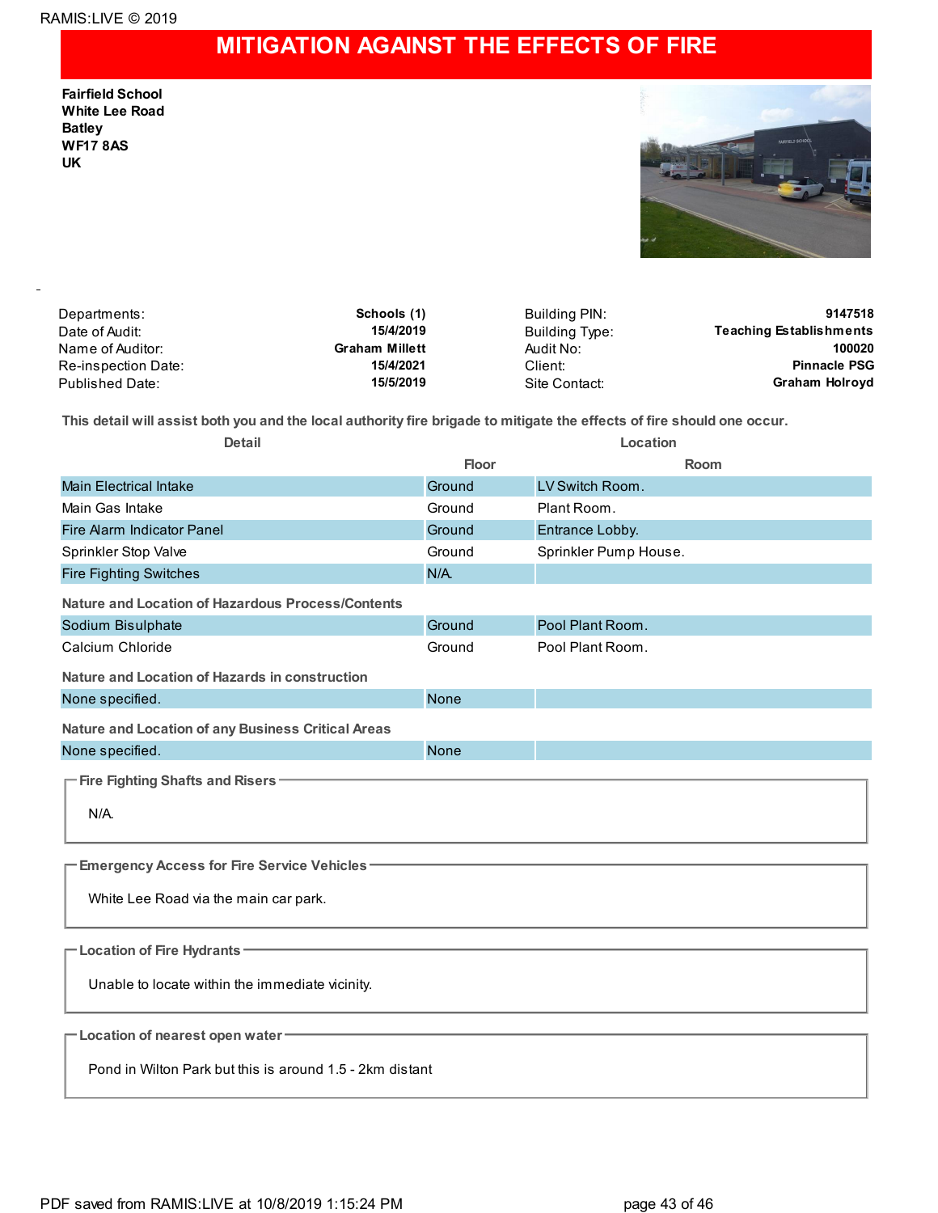# MITIGATION AGAINST THE EFFECTS OF FIRE

**Fairfield School**
**White Lee Road**
**Batley**
**WF17 8AS**
**UK**

| | | | |
|---|---|---|---|
| Departments: | **Schools (1)** | Building PIN: | **9147518** |
| Date of Audit: | **15/4/2019** | Building Type: | **Teaching Establishments** |
| Name of Auditor: | **Graham Millett** | Audit No: | **100020** |
| Re-inspection Date: | **15/4/2021** | Client: | **Pinnacle PSG** |
| Published Date: | **15/5/2019** | Site Contact: | **Graham Holroyd** |

**This detail will assist both you and the local authority fire brigade to mitigate the effects of fire should one occur.**

| Detail | Location | |
|---|---|---|
| | **Floor** | **Room** |
| Main Electrical Intake | Ground | LV Switch Room. |
| Main Gas Intake | Ground | Plant Room. |
| Fire Alarm Indicator Panel | Ground | Entrance Lobby. |
| Sprinkler Stop Valve | Ground | Sprinkler Pump House. |
| Fire Fighting Switches | N/A. | |

**Nature and Location of Hazardous Process/Contents**

| | | |
|---|---|---|
| Sodium Bisulphate | Ground | Pool Plant Room. |
| Calcium Chloride | Ground | Pool Plant Room. |

**Nature and Location of Hazards in construction**

| | | |
|---|---|---|
| None specified. | None | |

**Nature and Location of any Business Critical Areas**

| | | |
|---|---|---|
| None specified. | None | |

**Fire Fighting Shafts and Risers**

N/A.

**Emergency Access for Fire Service Vehicles**

White Lee Road via the main car park.

**Location of Fire Hydrants**

Unable to locate within the immediate vicinity.

**Location of nearest open water**

Pond in Wilton Park but this is around 1.5 - 2km distant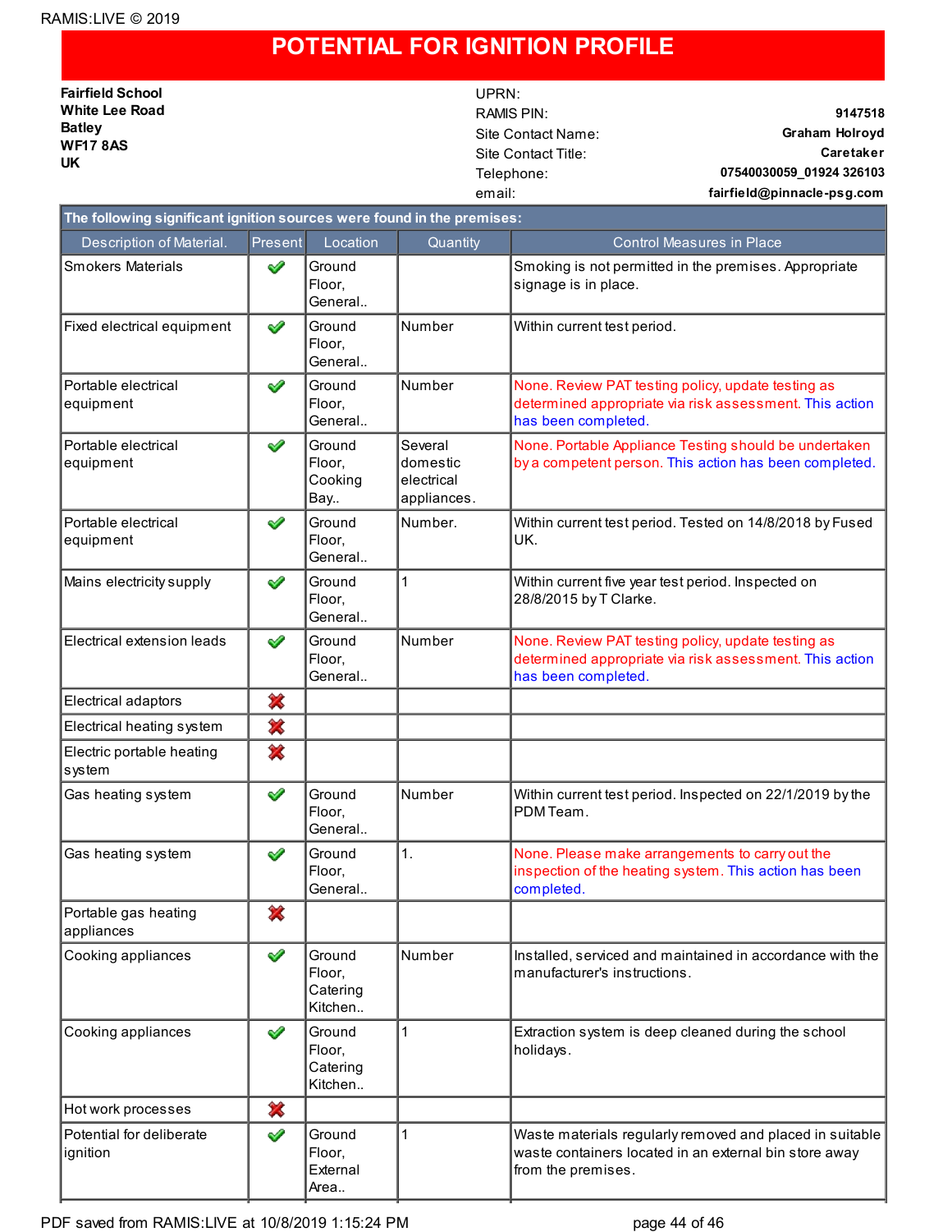# POTENTIAL FOR IGNITION PROFILE

**Fairfield School**
**White Lee Road**
**Batley**
**WF17 8AS**
**UK**

| | |
|---|---|
| UPRN: | |
| RAMIS PIN: | **9147518** |
| Site Contact Name: | **Graham Holroyd** |
| Site Contact Title: | **Caretaker** |
| Telephone: | **07540030059_01924 326103** |
| email: | **fairfield@pinnacle-psg.com** |

**The following significant ignition sources were found in the premises:**

| Description of Material. | Present | Location | Quantity | Control Measures in Place |
|---|---|---|---|---|
| Smokers Materials | ✔ | Ground Floor, General.. | | Smoking is not permitted in the premises. Appropriate signage is in place. |
| Fixed electrical equipment | ✔ | Ground Floor, General.. | Number | Within current test period. |
| Portable electrical equipment | ✔ | Ground Floor, General.. | Number | None. Review PAT testing policy, update testing as determined appropriate via risk assessment. This action has been completed. |
| Portable electrical equipment | ✔ | Ground Floor, Cooking Bay.. | Several domestic electrical appliances. | None. Portable Appliance Testing should be undertaken by a competent person. This action has been completed. |
| Portable electrical equipment | ✔ | Ground Floor, General.. | Number. | Within current test period. Tested on 14/8/2018 by Fused UK. |
| Mains electricity supply | ✔ | Ground Floor, General.. | 1 | Within current five year test period. Inspected on 28/8/2015 by T Clarke. |
| Electrical extension leads | ✔ | Ground Floor, General.. | Number | None. Review PAT testing policy, update testing as determined appropriate via risk assessment. This action has been completed. |
| Electrical adaptors | ✘ | | | |
| Electrical heating system | ✘ | | | |
| Electric portable heating system | ✘ | | | |
| Gas heating system | ✔ | Ground Floor, General.. | Number | Within current test period. Inspected on 22/1/2019 by the PDM Team. |
| Gas heating system | ✔ | Ground Floor, General.. | 1. | None. Please make arrangements to carry out the inspection of the heating system. This action has been completed. |
| Portable gas heating appliances | ✘ | | | |
| Cooking appliances | ✔ | Ground Floor, Catering Kitchen.. | Number | Installed, serviced and maintained in accordance with the manufacturer's instructions. |
| Cooking appliances | ✔ | Ground Floor, Catering Kitchen.. | 1 | Extraction system is deep cleaned during the school holidays. |
| Hot work processes | ✘ | | | |
| Potential for deliberate ignition | ✔ | Ground Floor, External Area.. | 1 | Waste materials regularly removed and placed in suitable waste containers located in an external bin store away from the premises. |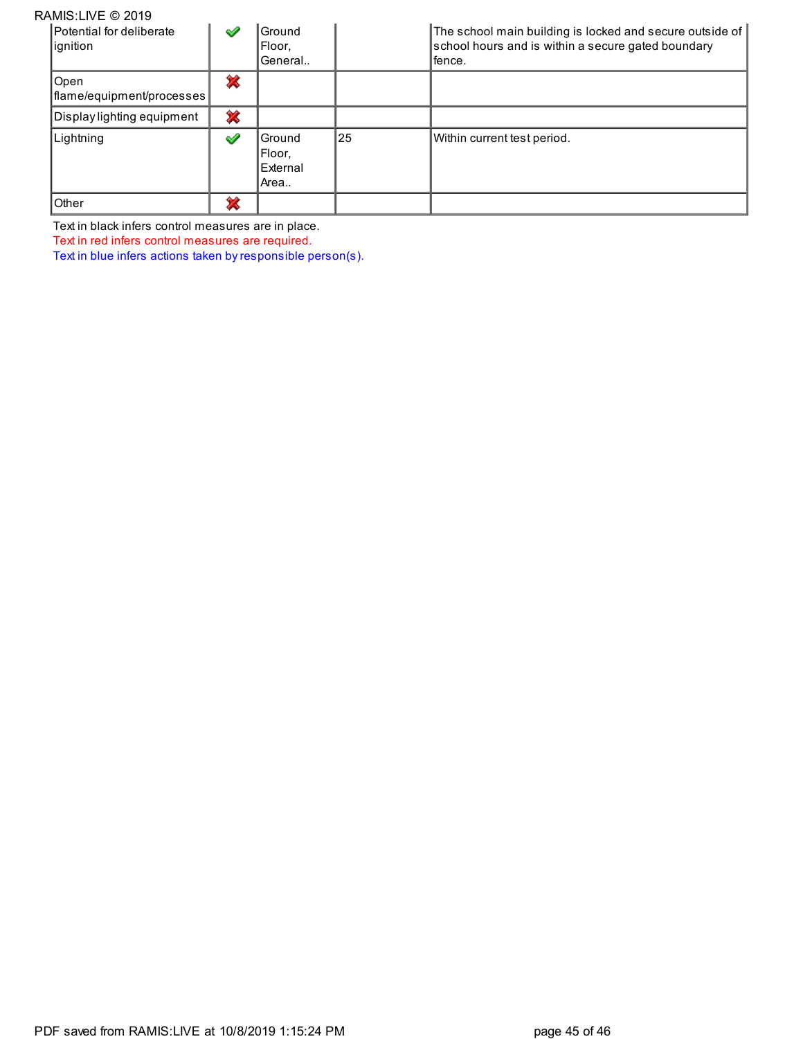| | | | | |
|---|---|---|---|---|
| Potential for deliberate ignition | ✔ | Ground Floor, General.. | | The school main building is locked and secure outside of school hours and is within a secure gated boundary fence. |
| Open flame/equipment/processes | ✘ | | | |
| Display lighting equipment | ✘ | | | |
| Lightning | ✔ | Ground Floor, External Area.. | 25 | Within current test period. |
| Other | ✘ | | | |

Text in black infers control measures are in place.

Text in red infers control measures are required.

Text in blue infers actions taken by responsible person(s).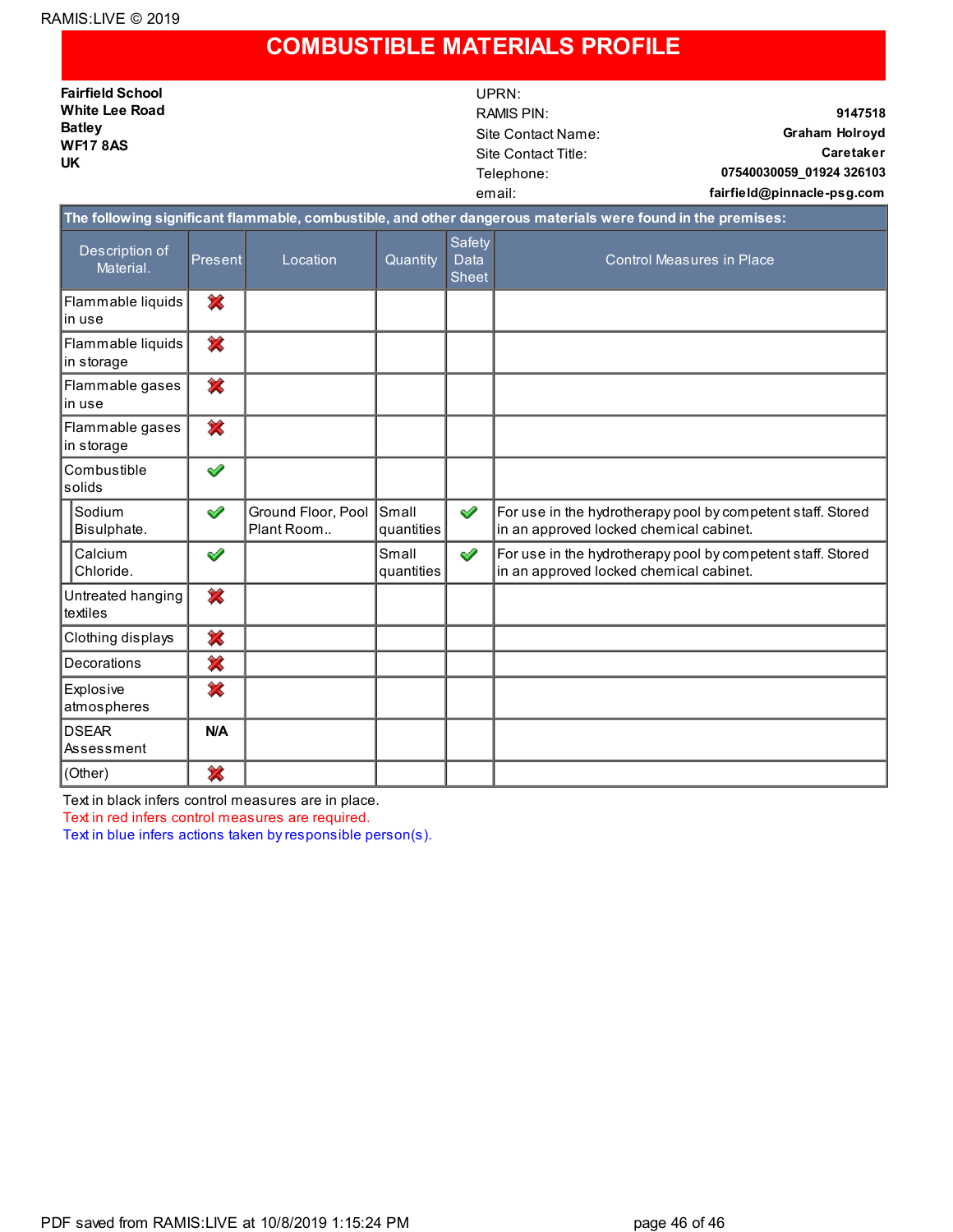# COMBUSTIBLE MATERIALS PROFILE

**Fairfield School**
**White Lee Road**
**Batley**
**WF17 8AS**
**UK**

| | |
|---|---|
| UPRN: | |
| RAMIS PIN: | **9147518** |
| Site Contact Name: | **Graham Holroyd** |
| Site Contact Title: | **Caretaker** |
| Telephone: | **07540030059_01924 326103** |
| email: | **fairfield@pinnacle-psg.com** |

**The following significant flammable, combustible, and other dangerous materials were found in the premises:**

| Description of Material. | Present | Location | Quantity | Safety Data Sheet | Control Measures in Place |
|---|---|---|---|---|---|
| Flammable liquids in use | ✗ | | | | |
| Flammable liquids in storage | ✗ | | | | |
| Flammable gases in use | ✗ | | | | |
| Flammable gases in storage | ✗ | | | | |
| Combustible solids | ✓ | | | | |
| Sodium Bisulphate. | ✓ | Ground Floor, Pool Plant Room.. | Small quantities | ✓ | For use in the hydrotherapy pool by competent staff. Stored in an approved locked chemical cabinet. |
| Calcium Chloride. | ✓ | | Small quantities | ✓ | For use in the hydrotherapy pool by competent staff. Stored in an approved locked chemical cabinet. |
| Untreated hanging textiles | ✗ | | | | |
| Clothing displays | ✗ | | | | |
| Decorations | ✗ | | | | |
| Explosive atmospheres | ✗ | | | | |
| DSEAR Assessment | N/A | | | | |
| (Other) | ✗ | | | | |

Text in black infers control measures are in place.
Text in red infers control measures are required.
Text in blue infers actions taken by responsible person(s).